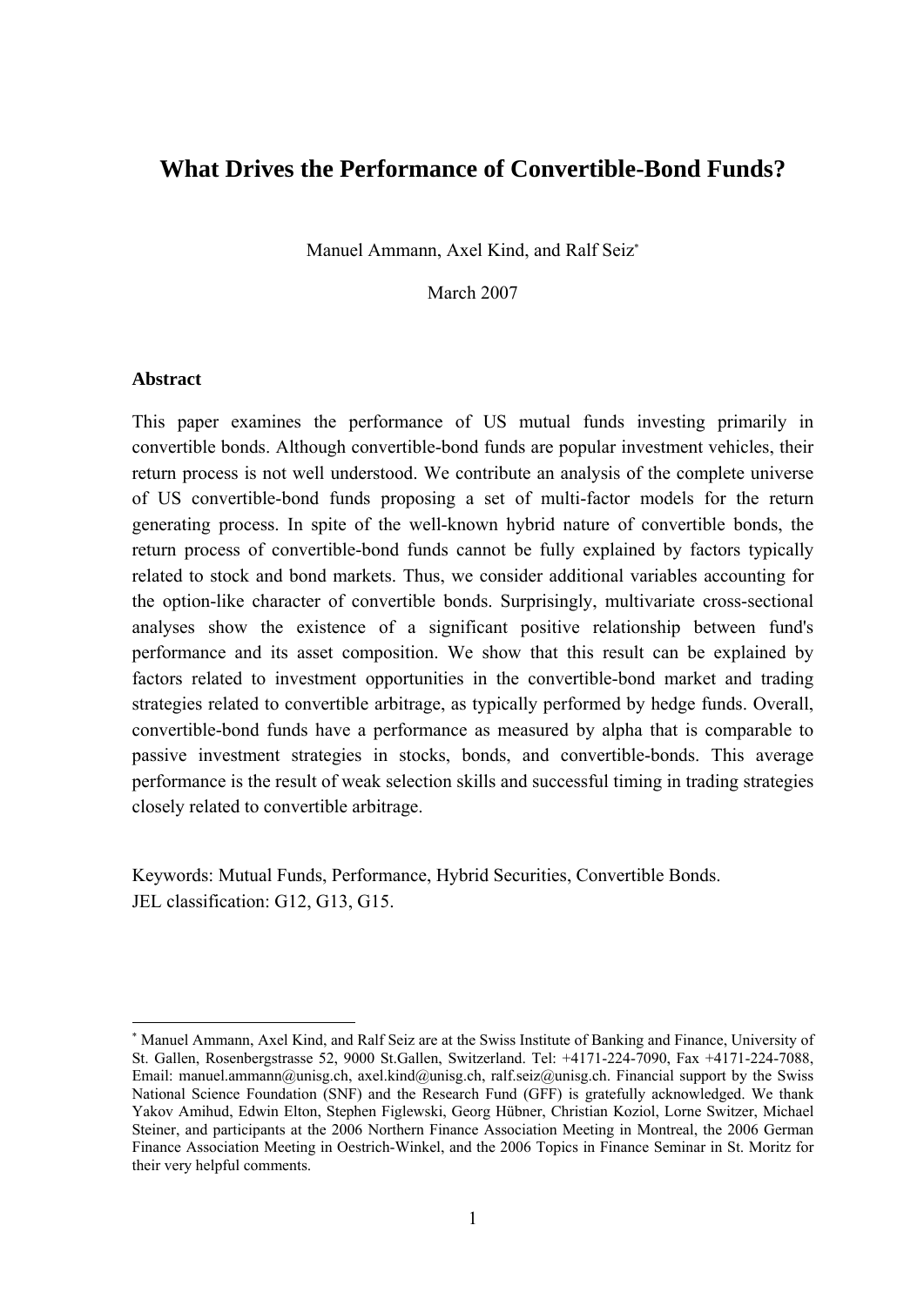# What Drives the Performance of Convertible-Bond Funds?

Manuel Ammann, Axel Kind, and Ralf Seiz[*]

March 2007

### Abstract

This paper examines the performance of US mutual funds investing primarily in convertible bonds. Although convertible-bond funds are popular investment vehicles, their return process is not well understood. We contribute an analysis of the complete universe of US convertible-bond funds proposing a set of multi-factor models for the return generating process. In spite of the well-known hybrid nature of convertible bonds, the return process of convertible-bond funds cannot be fully explained by factors typically related to stock and bond markets. Thus, we consider additional variables accounting for the option-like character of convertible bonds. Surprisingly, multivariate cross-sectional analyses show the existence of a significant positive relationship between fund's performance and its asset composition. We show that this result can be explained by factors related to investment opportunities in the convertible-bond market and trading strategies related to convertible arbitrage, as typically performed by hedge funds. Overall, convertible-bond funds have a performance as measured by alpha that is comparable to passive investment strategies in stocks, bonds, and convertible-bonds. This average performance is the result of weak selection skills and successful timing in trading strategies closely related to convertible arbitrage.

Keywords: Mutual Funds, Performance, Hybrid Securities, Convertible Bonds.
JEL classification: G12, G13, G15.

---

[*] Manuel Ammann, Axel Kind, and Ralf Seiz are at the Swiss Institute of Banking and Finance, University of St. Gallen, Rosenbergstrasse 52, 9000 St.Gallen, Switzerland. Tel: +4171-224-7090, Fax +4171-224-7088, Email: manuel.ammann@unisg.ch, axel.kind@unisg.ch, ralf.seiz@unisg.ch. Financial support by the Swiss National Science Foundation (SNF) and the Research Fund (GFF) is gratefully acknowledged. We thank Yakov Amihud, Edwin Elton, Stephen Figlewski, Georg Hübner, Christian Koziol, Lorne Switzer, Michael Steiner, and participants at the 2006 Northern Finance Association Meeting in Montreal, the 2006 German Finance Association Meeting in Oestrich-Winkel, and the 2006 Topics in Finance Seminar in St. Moritz for their very helpful comments.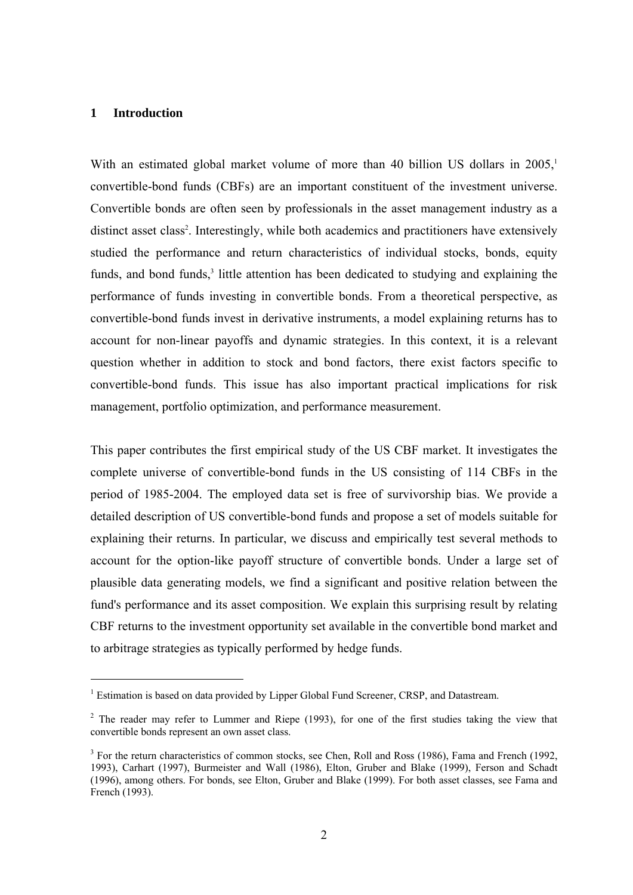# 1 Introduction

With an estimated global market volume of more than 40 billion US dollars in 2005,[1] convertible-bond funds (CBFs) are an important constituent of the investment universe. Convertible bonds are often seen by professionals in the asset management industry as a distinct asset class[2]. Interestingly, while both academics and practitioners have extensively studied the performance and return characteristics of individual stocks, bonds, equity funds, and bond funds,[3] little attention has been dedicated to studying and explaining the performance of funds investing in convertible bonds. From a theoretical perspective, as convertible-bond funds invest in derivative instruments, a model explaining returns has to account for non-linear payoffs and dynamic strategies. In this context, it is a relevant question whether in addition to stock and bond factors, there exist factors specific to convertible-bond funds. This issue has also important practical implications for risk management, portfolio optimization, and performance measurement.

This paper contributes the first empirical study of the US CBF market. It investigates the complete universe of convertible-bond funds in the US consisting of 114 CBFs in the period of 1985-2004. The employed data set is free of survivorship bias. We provide a detailed description of US convertible-bond funds and propose a set of models suitable for explaining their returns. In particular, we discuss and empirically test several methods to account for the option-like payoff structure of convertible bonds. Under a large set of plausible data generating models, we find a significant and positive relation between the fund's performance and its asset composition. We explain this surprising result by relating CBF returns to the investment opportunity set available in the convertible bond market and to arbitrage strategies as typically performed by hedge funds.

---

[1] Estimation is based on data provided by Lipper Global Fund Screener, CRSP, and Datastream.

[2] The reader may refer to Lummer and Riepe (1993), for one of the first studies taking the view that convertible bonds represent an own asset class.

[3] For the return characteristics of common stocks, see Chen, Roll and Ross (1986), Fama and French (1992, 1993), Carhart (1997), Burmeister and Wall (1986), Elton, Gruber and Blake (1999), Ferson and Schadt (1996), among others. For bonds, see Elton, Gruber and Blake (1999). For both asset classes, see Fama and French (1993).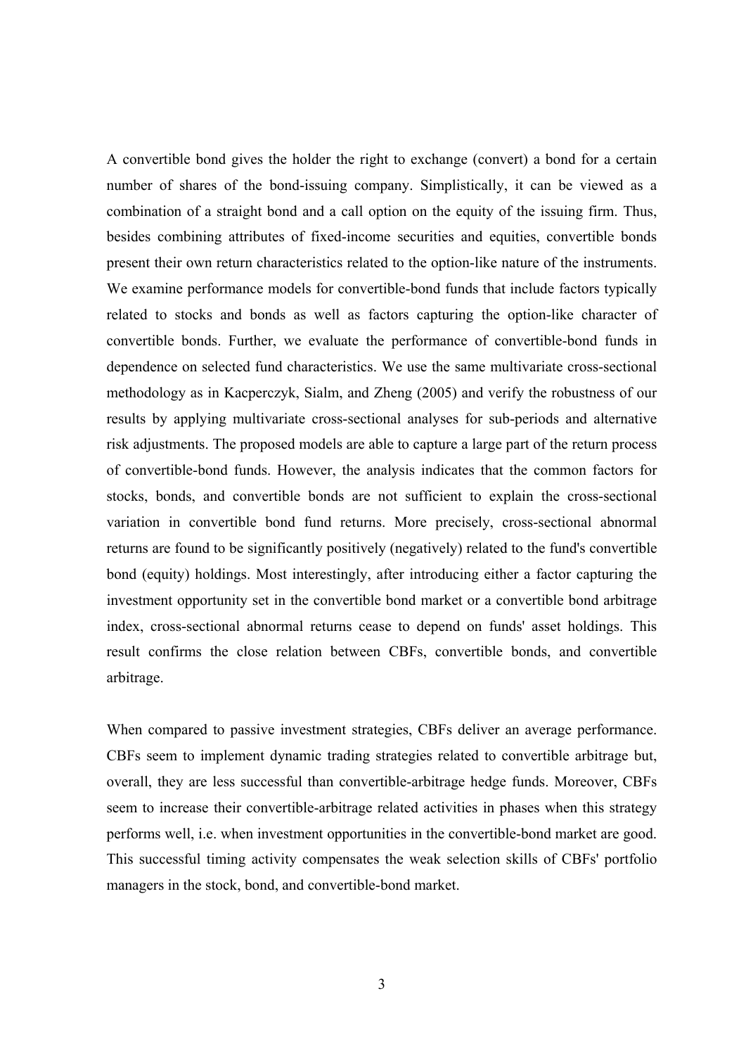A convertible bond gives the holder the right to exchange (convert) a bond for a certain number of shares of the bond-issuing company. Simplistically, it can be viewed as a combination of a straight bond and a call option on the equity of the issuing firm. Thus, besides combining attributes of fixed-income securities and equities, convertible bonds present their own return characteristics related to the option-like nature of the instruments. We examine performance models for convertible-bond funds that include factors typically related to stocks and bonds as well as factors capturing the option-like character of convertible bonds. Further, we evaluate the performance of convertible-bond funds in dependence on selected fund characteristics. We use the same multivariate cross-sectional methodology as in Kacperczyk, Sialm, and Zheng (2005) and verify the robustness of our results by applying multivariate cross-sectional analyses for sub-periods and alternative risk adjustments. The proposed models are able to capture a large part of the return process of convertible-bond funds. However, the analysis indicates that the common factors for stocks, bonds, and convertible bonds are not sufficient to explain the cross-sectional variation in convertible bond fund returns. More precisely, cross-sectional abnormal returns are found to be significantly positively (negatively) related to the fund's convertible bond (equity) holdings. Most interestingly, after introducing either a factor capturing the investment opportunity set in the convertible bond market or a convertible bond arbitrage index, cross-sectional abnormal returns cease to depend on funds' asset holdings. This result confirms the close relation between CBFs, convertible bonds, and convertible arbitrage.

When compared to passive investment strategies, CBFs deliver an average performance. CBFs seem to implement dynamic trading strategies related to convertible arbitrage but, overall, they are less successful than convertible-arbitrage hedge funds. Moreover, CBFs seem to increase their convertible-arbitrage related activities in phases when this strategy performs well, i.e. when investment opportunities in the convertible-bond market are good. This successful timing activity compensates the weak selection skills of CBFs' portfolio managers in the stock, bond, and convertible-bond market.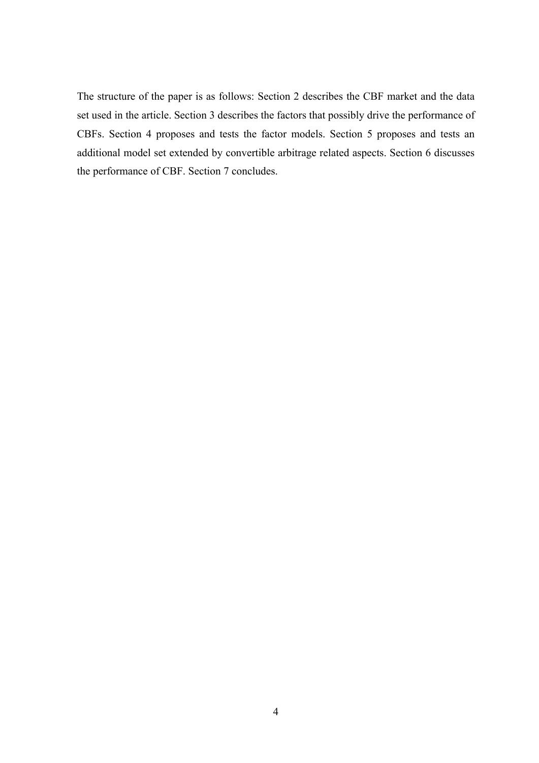The structure of the paper is as follows: Section 2 describes the CBF market and the data set used in the article. Section 3 describes the factors that possibly drive the performance of CBFs. Section 4 proposes and tests the factor models. Section 5 proposes and tests an additional model set extended by convertible arbitrage related aspects. Section 6 discusses the performance of CBF. Section 7 concludes.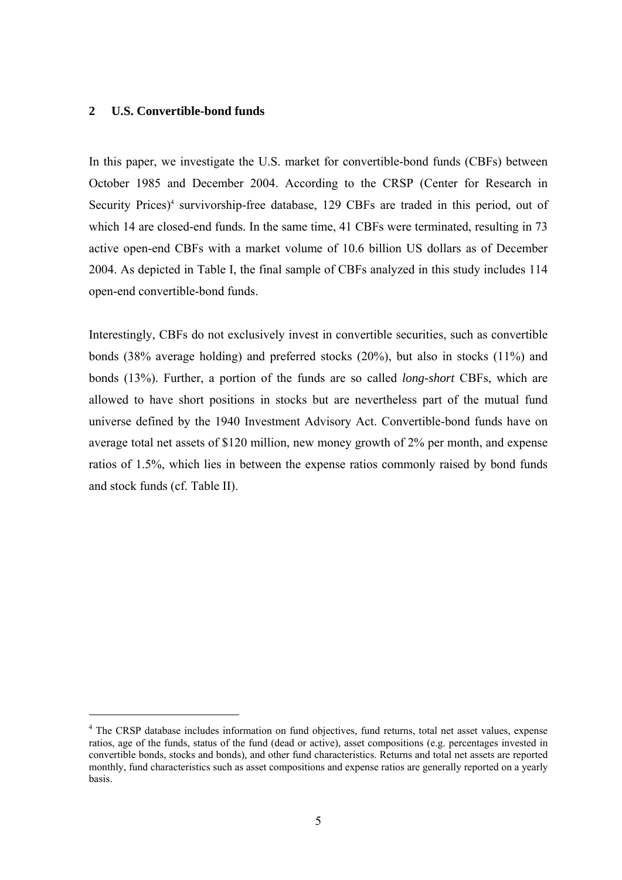## 2 U.S. Convertible-bond funds

In this paper, we investigate the U.S. market for convertible-bond funds (CBFs) between October 1985 and December 2004. According to the CRSP (Center for Research in Security Prices)[4] survivorship-free database, 129 CBFs are traded in this period, out of which 14 are closed-end funds. In the same time, 41 CBFs were terminated, resulting in 73 active open-end CBFs with a market volume of 10.6 billion US dollars as of December 2004. As depicted in Table I, the final sample of CBFs analyzed in this study includes 114 open-end convertible-bond funds.

Interestingly, CBFs do not exclusively invest in convertible securities, such as convertible bonds (38% average holding) and preferred stocks (20%), but also in stocks (11%) and bonds (13%). Further, a portion of the funds are so called *long-short* CBFs, which are allowed to have short positions in stocks but are nevertheless part of the mutual fund universe defined by the 1940 Investment Advisory Act. Convertible-bond funds have on average total net assets of $120 million, new money growth of 2% per month, and expense ratios of 1.5%, which lies in between the expense ratios commonly raised by bond funds and stock funds (cf. Table II).

[4] The CRSP database includes information on fund objectives, fund returns, total net asset values, expense ratios, age of the funds, status of the fund (dead or active), asset compositions (e.g. percentages invested in convertible bonds, stocks and bonds), and other fund characteristics. Returns and total net assets are reported monthly, fund characteristics such as asset compositions and expense ratios are generally reported on a yearly basis.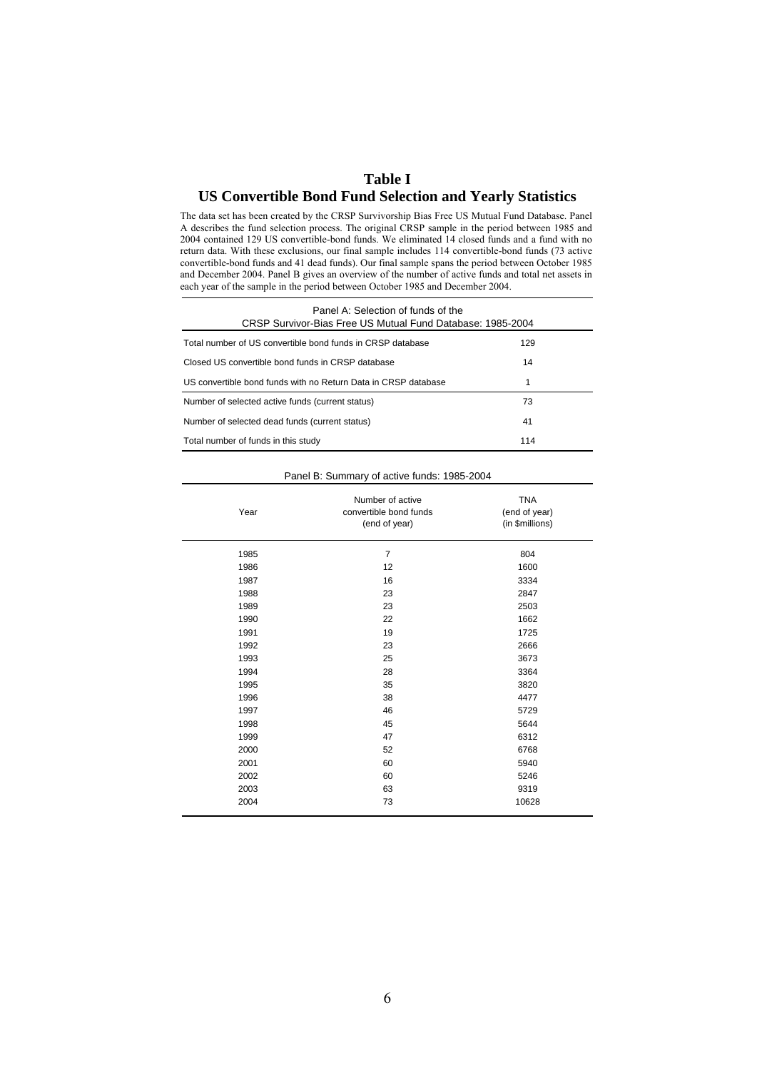## Table I
## US Convertible Bond Fund Selection and Yearly Statistics

The data set has been created by the CRSP Survivorship Bias Free US Mutual Fund Database. Panel A describes the fund selection process. The original CRSP sample in the period between 1985 and 2004 contained 129 US convertible-bond funds. We eliminated 14 closed funds and a fund with no return data. With these exclusions, our final sample includes 114 convertible-bond funds (73 active convertible-bond funds and 41 dead funds). Our final sample spans the period between October 1985 and December 2004. Panel B gives an overview of the number of active funds and total net assets in each year of the sample in the period between October 1985 and December 2004.

| Panel A: Selection of funds of the CRSP Survivor-Bias Free US Mutual Fund Database: 1985-2004 | |
|---|---|
| Total number of US convertible bond funds in CRSP database | 129 |
| Closed US convertible bond funds in CRSP database | 14 |
| US convertible bond funds with no Return Data in CRSP database | 1 |
| Number of selected active funds (current status) | 73 |
| Number of selected dead funds (current status) | 41 |
| Total number of funds in this study | 114 |

Panel B: Summary of active funds: 1985-2004

| Year | Number of active convertible bond funds (end of year) | TNA (end of year) (in $millions) |
|---|---|---|
| 1985 | 7 | 804 |
| 1986 | 12 | 1600 |
| 1987 | 16 | 3334 |
| 1988 | 23 | 2847 |
| 1989 | 23 | 2503 |
| 1990 | 22 | 1662 |
| 1991 | 19 | 1725 |
| 1992 | 23 | 2666 |
| 1993 | 25 | 3673 |
| 1994 | 28 | 3364 |
| 1995 | 35 | 3820 |
| 1996 | 38 | 4477 |
| 1997 | 46 | 5729 |
| 1998 | 45 | 5644 |
| 1999 | 47 | 6312 |
| 2000 | 52 | 6768 |
| 2001 | 60 | 5940 |
| 2002 | 60 | 5246 |
| 2003 | 63 | 9319 |
| 2004 | 73 | 10628 |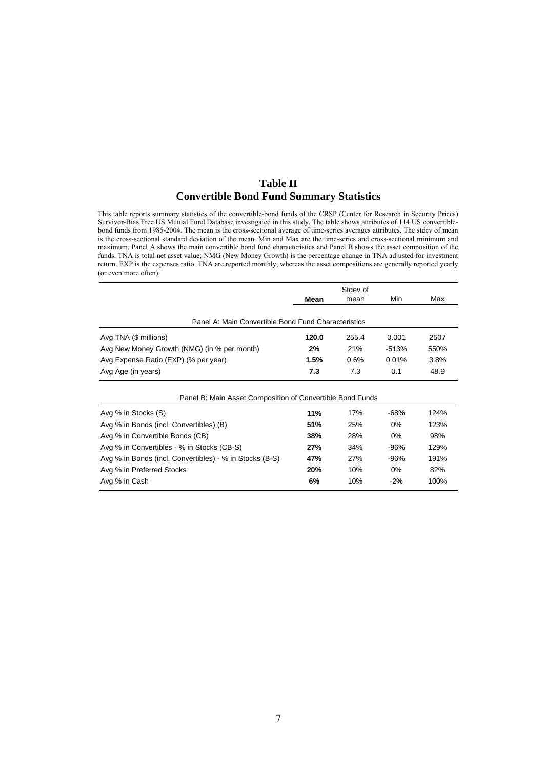## Table II
## Convertible Bond Fund Summary Statistics

This table reports summary statistics of the convertible-bond funds of the CRSP (Center for Research in Security Prices) Survivor-Bias Free US Mutual Fund Database investigated in this study. The table shows attributes of 114 US convertible-bond funds from 1985-2004. The mean is the cross-sectional average of time-series averages attributes. The stdev of mean is the cross-sectional standard deviation of the mean. Min and Max are the time-series and cross-sectional minimum and maximum. Panel A shows the main convertible bond fund characteristics and Panel B shows the asset composition of the funds. TNA is total net asset value; NMG (New Money Growth) is the percentage change in TNA adjusted for investment return. EXP is the expenses ratio. TNA are reported monthly, whereas the asset compositions are generally reported yearly (or even more often).

| | **Mean** | Stdev of mean | Min | Max |
|---|---|---|---|---|
| Panel A: Main Convertible Bond Fund Characteristics | | | | |
| Avg TNA ($ millions) | **120.0** | 255.4 | 0.001 | 2507 |
| Avg New Money Growth (NMG) (in % per month) | **2%** | 21% | -513% | 550% |
| Avg Expense Ratio (EXP) (% per year) | **1.5%** | 0.6% | 0.01% | 3.8% |
| Avg Age (in years) | **7.3** | 7.3 | 0.1 | 48.9 |
| Panel B: Main Asset Composition of Convertible Bond Funds | | | | |
| Avg % in Stocks (S) | **11%** | 17% | -68% | 124% |
| Avg % in Bonds (incl. Convertibles) (B) | **51%** | 25% | 0% | 123% |
| Avg % in Convertible Bonds (CB) | **38%** | 28% | 0% | 98% |
| Avg % in Convertibles - % in Stocks (CB-S) | **27%** | 34% | -96% | 129% |
| Avg % in Bonds (incl. Convertibles) - % in Stocks (B-S) | **47%** | 27% | -96% | 191% |
| Avg % in Preferred Stocks | **20%** | 10% | 0% | 82% |
| Avg % in Cash | **6%** | 10% | -2% | 100% |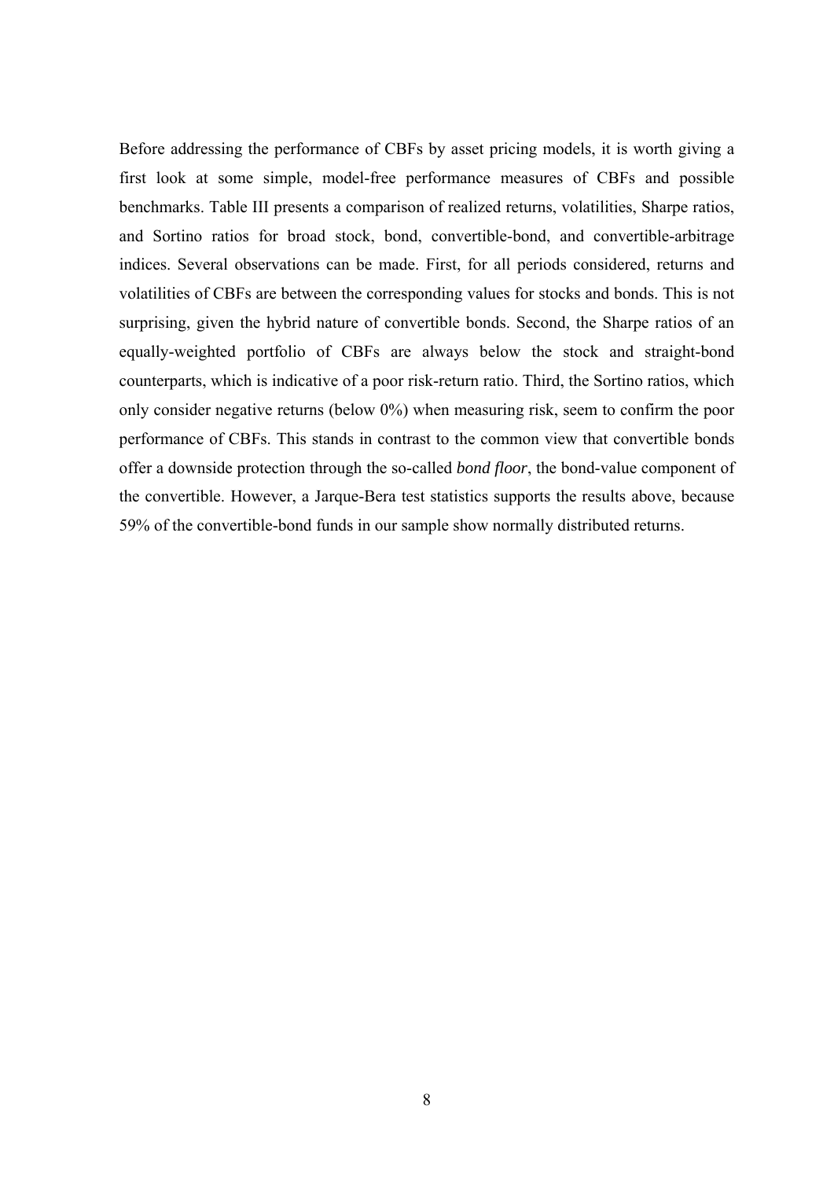Before addressing the performance of CBFs by asset pricing models, it is worth giving a first look at some simple, model-free performance measures of CBFs and possible benchmarks. Table III presents a comparison of realized returns, volatilities, Sharpe ratios, and Sortino ratios for broad stock, bond, convertible-bond, and convertible-arbitrage indices. Several observations can be made. First, for all periods considered, returns and volatilities of CBFs are between the corresponding values for stocks and bonds. This is not surprising, given the hybrid nature of convertible bonds. Second, the Sharpe ratios of an equally-weighted portfolio of CBFs are always below the stock and straight-bond counterparts, which is indicative of a poor risk-return ratio. Third, the Sortino ratios, which only consider negative returns (below 0%) when measuring risk, seem to confirm the poor performance of CBFs. This stands in contrast to the common view that convertible bonds offer a downside protection through the so-called *bond floor*, the bond-value component of the convertible. However, a Jarque-Bera test statistics supports the results above, because 59% of the convertible-bond funds in our sample show normally distributed returns.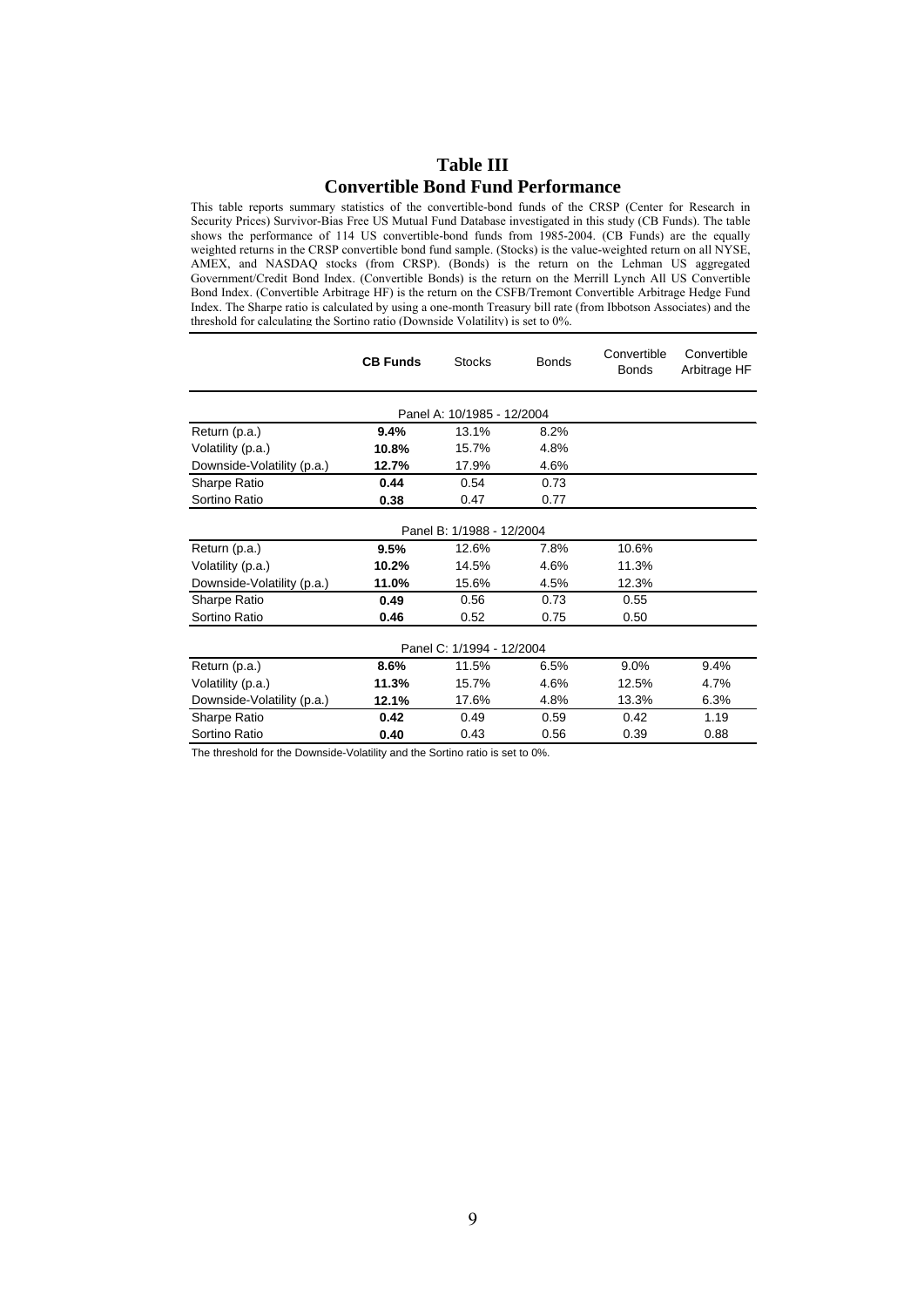## Table III
## Convertible Bond Fund Performance

This table reports summary statistics of the convertible-bond funds of the CRSP (Center for Research in Security Prices) Survivor-Bias Free US Mutual Fund Database investigated in this study (CB Funds). The table shows the performance of 114 US convertible-bond funds from 1985-2004. (CB Funds) are the equally weighted returns in the CRSP convertible bond fund sample. (Stocks) is the value-weighted return on all NYSE, AMEX, and NASDAQ stocks (from CRSP). (Bonds) is the return on the Lehman US aggregated Government/Credit Bond Index. (Convertible Bonds) is the return on the Merrill Lynch All US Convertible Bond Index. (Convertible Arbitrage HF) is the return on the CSFB/Tremont Convertible Arbitrage Hedge Fund Index. The Sharpe ratio is calculated by using a one-month Treasury bill rate (from Ibbotson Associates) and the threshold for calculating the Sortino ratio (Downside Volatility) is set to 0%.

| | **CB Funds** | Stocks | Bonds | Convertible Bonds | Convertible Arbitrage HF |
|---|---|---|---|---|---|
| | | Panel A: 10/1985 - 12/2004 | | | |
| Return (p.a.) | **9.4%** | 13.1% | 8.2% | | |
| Volatility (p.a.) | **10.8%** | 15.7% | 4.8% | | |
| Downside-Volatility (p.a.) | **12.7%** | 17.9% | 4.6% | | |
| Sharpe Ratio | **0.44** | 0.54 | 0.73 | | |
| Sortino Ratio | **0.38** | 0.47 | 0.77 | | |
| | | Panel B: 1/1988 - 12/2004 | | | |
| Return (p.a.) | **9.5%** | 12.6% | 7.8% | 10.6% | |
| Volatility (p.a.) | **10.2%** | 14.5% | 4.6% | 11.3% | |
| Downside-Volatility (p.a.) | **11.0%** | 15.6% | 4.5% | 12.3% | |
| Sharpe Ratio | **0.49** | 0.56 | 0.73 | 0.55 | |
| Sortino Ratio | **0.46** | 0.52 | 0.75 | 0.50 | |
| | | Panel C: 1/1994 - 12/2004 | | | |
| Return (p.a.) | **8.6%** | 11.5% | 6.5% | 9.0% | 9.4% |
| Volatility (p.a.) | **11.3%** | 15.7% | 4.6% | 12.5% | 4.7% |
| Downside-Volatility (p.a.) | **12.1%** | 17.6% | 4.8% | 13.3% | 6.3% |
| Sharpe Ratio | **0.42** | 0.49 | 0.59 | 0.42 | 1.19 |
| Sortino Ratio | **0.40** | 0.43 | 0.56 | 0.39 | 0.88 |

The threshold for the Downside-Volatility and the Sortino ratio is set to 0%.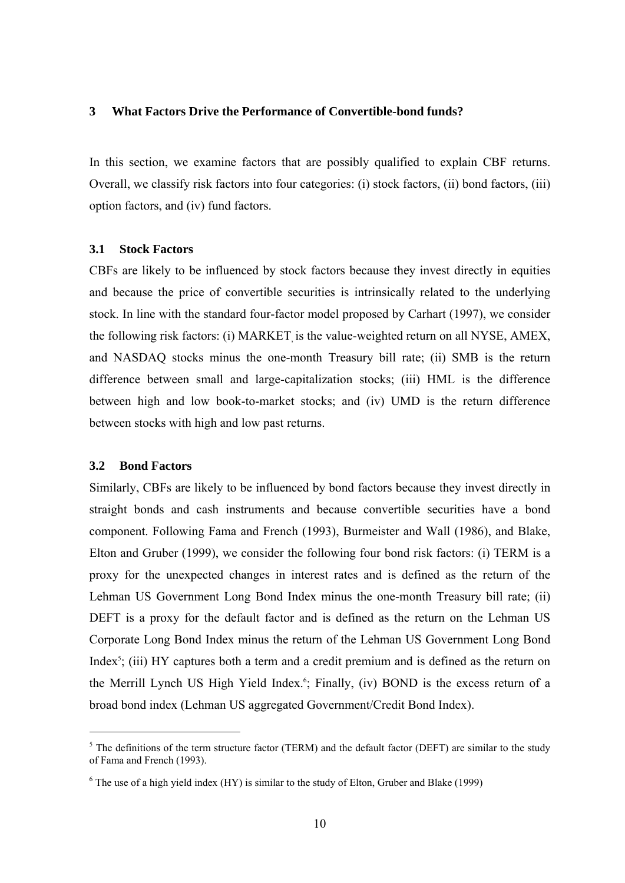## 3 What Factors Drive the Performance of Convertible-bond funds?

In this section, we examine factors that are possibly qualified to explain CBF returns. Overall, we classify risk factors into four categories: (i) stock factors, (ii) bond factors, (iii) option factors, and (iv) fund factors.

### 3.1 Stock Factors

CBFs are likely to be influenced by stock factors because they invest directly in equities and because the price of convertible securities is intrinsically related to the underlying stock. In line with the standard four-factor model proposed by Carhart (1997), we consider the following risk factors: (i) MARKET, is the value-weighted return on all NYSE, AMEX, and NASDAQ stocks minus the one-month Treasury bill rate; (ii) SMB is the return difference between small and large-capitalization stocks; (iii) HML is the difference between high and low book-to-market stocks; and (iv) UMD is the return difference between stocks with high and low past returns.

### 3.2 Bond Factors

Similarly, CBFs are likely to be influenced by bond factors because they invest directly in straight bonds and cash instruments and because convertible securities have a bond component. Following Fama and French (1993), Burmeister and Wall (1986), and Blake, Elton and Gruber (1999), we consider the following four bond risk factors: (i) TERM is a proxy for the unexpected changes in interest rates and is defined as the return of the Lehman US Government Long Bond Index minus the one-month Treasury bill rate; (ii) DEFT is a proxy for the default factor and is defined as the return on the Lehman US Corporate Long Bond Index minus the return of the Lehman US Government Long Bond Index[5]; (iii) HY captures both a term and a credit premium and is defined as the return on the Merrill Lynch US High Yield Index.[6]; Finally, (iv) BOND is the excess return of a broad bond index (Lehman US aggregated Government/Credit Bond Index).

---

[5] The definitions of the term structure factor (TERM) and the default factor (DEFT) are similar to the study of Fama and French (1993).

[6] The use of a high yield index (HY) is similar to the study of Elton, Gruber and Blake (1999)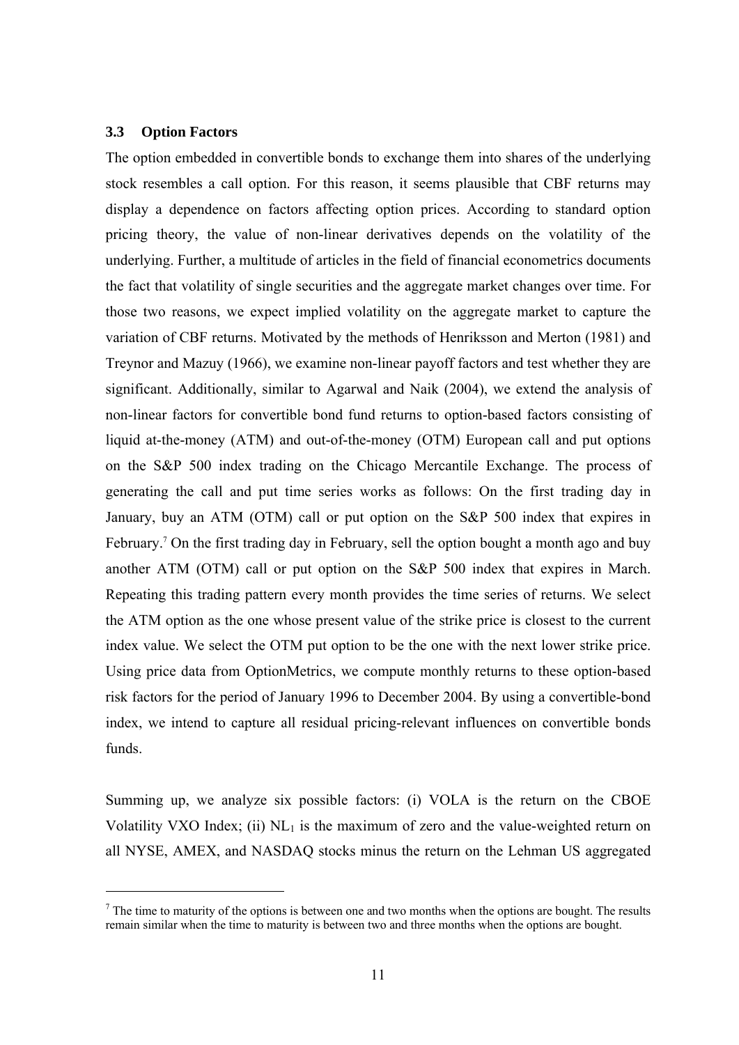### 3.3 Option Factors

The option embedded in convertible bonds to exchange them into shares of the underlying stock resembles a call option. For this reason, it seems plausible that CBF returns may display a dependence on factors affecting option prices. According to standard option pricing theory, the value of non-linear derivatives depends on the volatility of the underlying. Further, a multitude of articles in the field of financial econometrics documents the fact that volatility of single securities and the aggregate market changes over time. For those two reasons, we expect implied volatility on the aggregate market to capture the variation of CBF returns. Motivated by the methods of Henriksson and Merton (1981) and Treynor and Mazuy (1966), we examine non-linear payoff factors and test whether they are significant. Additionally, similar to Agarwal and Naik (2004), we extend the analysis of non-linear factors for convertible bond fund returns to option-based factors consisting of liquid at-the-money (ATM) and out-of-the-money (OTM) European call and put options on the S&P 500 index trading on the Chicago Mercantile Exchange. The process of generating the call and put time series works as follows: On the first trading day in January, buy an ATM (OTM) call or put option on the S&P 500 index that expires in February.[7] On the first trading day in February, sell the option bought a month ago and buy another ATM (OTM) call or put option on the S&P 500 index that expires in March. Repeating this trading pattern every month provides the time series of returns. We select the ATM option as the one whose present value of the strike price is closest to the current index value. We select the OTM put option to be the one with the next lower strike price. Using price data from OptionMetrics, we compute monthly returns to these option-based risk factors for the period of January 1996 to December 2004. By using a convertible-bond index, we intend to capture all residual pricing-relevant influences on convertible bonds funds.

Summing up, we analyze six possible factors: (i) VOLA is the return on the CBOE Volatility VXO Index; (ii) $NL_1$ is the maximum of zero and the value-weighted return on all NYSE, AMEX, and NASDAQ stocks minus the return on the Lehman US aggregated

[7] The time to maturity of the options is between one and two months when the options are bought. The results remain similar when the time to maturity is between two and three months when the options are bought.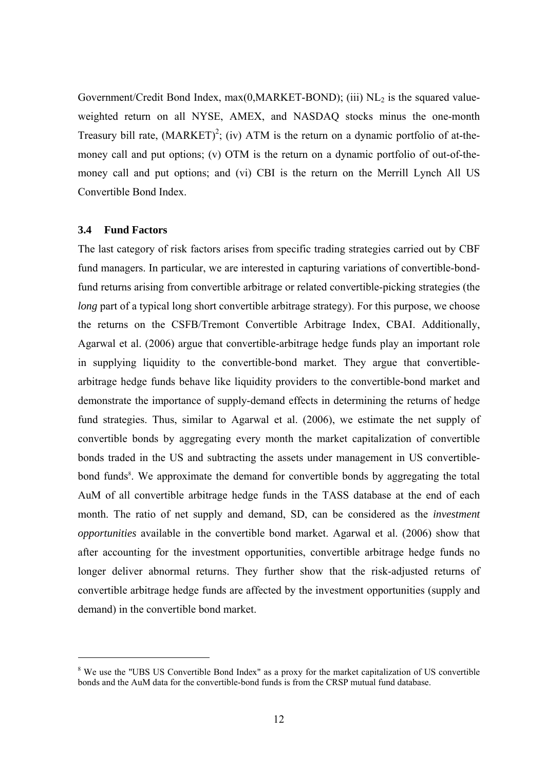Government/Credit Bond Index, max(0,MARKET-BOND); (iii) $NL_2$ is the squared value-weighted return on all NYSE, AMEX, and NASDAQ stocks minus the one-month Treasury bill rate, $(MARKET)^2$; (iv) ATM is the return on a dynamic portfolio of at-the-money call and put options; (v) OTM is the return on a dynamic portfolio of out-of-the-money call and put options; and (vi) CBI is the return on the Merrill Lynch All US Convertible Bond Index.

### 3.4 Fund Factors

The last category of risk factors arises from specific trading strategies carried out by CBF fund managers. In particular, we are interested in capturing variations of convertible-bond-fund returns arising from convertible arbitrage or related convertible-picking strategies (the *long* part of a typical long short convertible arbitrage strategy). For this purpose, we choose the returns on the CSFB/Tremont Convertible Arbitrage Index, CBAI. Additionally, Agarwal et al. (2006) argue that convertible-arbitrage hedge funds play an important role in supplying liquidity to the convertible-bond market. They argue that convertible-arbitrage hedge funds behave like liquidity providers to the convertible-bond market and demonstrate the importance of supply-demand effects in determining the returns of hedge fund strategies. Thus, similar to Agarwal et al. (2006), we estimate the net supply of convertible bonds by aggregating every month the market capitalization of convertible bonds traded in the US and subtracting the assets under management in US convertible-bond funds[8]. We approximate the demand for convertible bonds by aggregating the total AuM of all convertible arbitrage hedge funds in the TASS database at the end of each month. The ratio of net supply and demand, SD, can be considered as the *investment opportunities* available in the convertible bond market. Agarwal et al. (2006) show that after accounting for the investment opportunities, convertible arbitrage hedge funds no longer deliver abnormal returns. They further show that the risk-adjusted returns of convertible arbitrage hedge funds are affected by the investment opportunities (supply and demand) in the convertible bond market.

[8] We use the "UBS US Convertible Bond Index" as a proxy for the market capitalization of US convertible bonds and the AuM data for the convertible-bond funds is from the CRSP mutual fund database.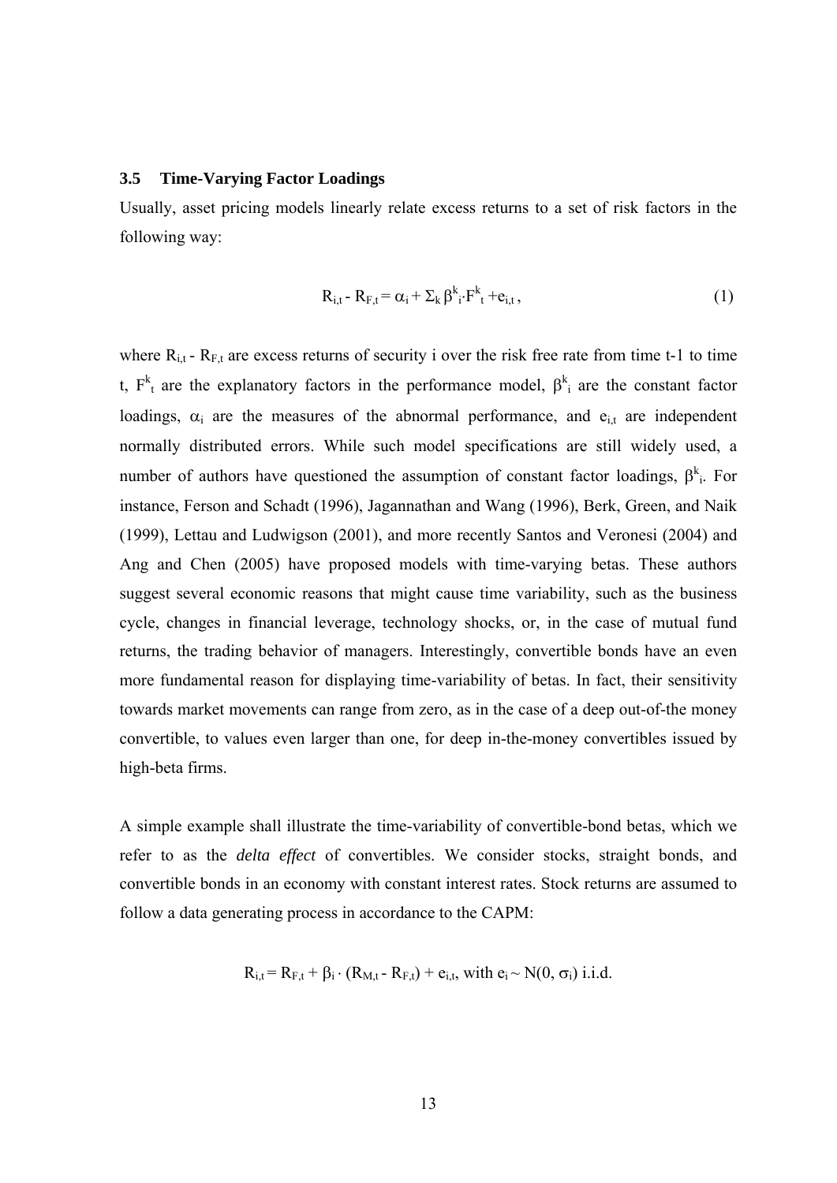### 3.5 Time-Varying Factor Loadings

Usually, asset pricing models linearly relate excess returns to a set of risk factors in the following way:

$$R_{i,t} - R_{F,t} = \alpha_i + \Sigma_k \beta^k_i \cdot F^k_t + e_{i,t}, \tag{1}$$

where $R_{i,t} - R_{F,t}$ are excess returns of security i over the risk free rate from time t-1 to time t, $F^k_t$ are the explanatory factors in the performance model, $\beta^k_i$ are the constant factor loadings, $\alpha_i$ are the measures of the abnormal performance, and $e_{i,t}$ are independent normally distributed errors. While such model specifications are still widely used, a number of authors have questioned the assumption of constant factor loadings, $\beta^k_i$. For instance, Ferson and Schadt (1996), Jagannathan and Wang (1996), Berk, Green, and Naik (1999), Lettau and Ludwigson (2001), and more recently Santos and Veronesi (2004) and Ang and Chen (2005) have proposed models with time-varying betas. These authors suggest several economic reasons that might cause time variability, such as the business cycle, changes in financial leverage, technology shocks, or, in the case of mutual fund returns, the trading behavior of managers. Interestingly, convertible bonds have an even more fundamental reason for displaying time-variability of betas. In fact, their sensitivity towards market movements can range from zero, as in the case of a deep out-of-the money convertible, to values even larger than one, for deep in-the-money convertibles issued by high-beta firms.

A simple example shall illustrate the time-variability of convertible-bond betas, which we refer to as the *delta effect* of convertibles. We consider stocks, straight bonds, and convertible bonds in an economy with constant interest rates. Stock returns are assumed to follow a data generating process in accordance to the CAPM:

$$R_{i,t} = R_{F,t} + \beta_i \cdot (R_{M,t} - R_{F,t}) + e_{i,t}, \text{ with } e_i \sim N(0, \sigma_i) \text{ i.i.d.}$$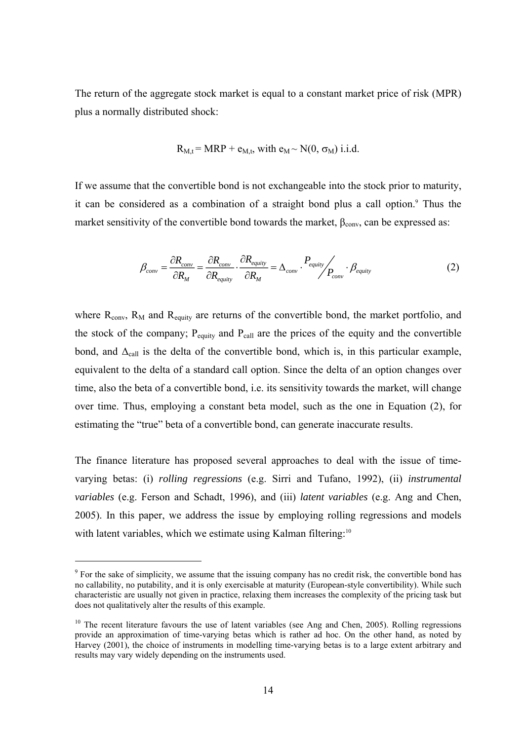The return of the aggregate stock market is equal to a constant market price of risk (MPR) plus a normally distributed shock:

$$R_{M,t} = MRP + e_{M,t}, \text{ with } e_M \sim N(0, \sigma_M) \text{ i.i.d.}$$

If we assume that the convertible bond is not exchangeable into the stock prior to maturity, it can be considered as a combination of a straight bond plus a call option.[9] Thus the market sensitivity of the convertible bond towards the market, $\beta_{conv}$, can be expressed as:

$$\beta_{conv} = \frac{\partial R_{conv}}{\partial R_M} = \frac{\partial R_{conv}}{\partial R_{equity}} \cdot \frac{\partial R_{equity}}{\partial R_M} = \Delta_{conv} \cdot P_{equity} \big/ P_{conv} \cdot \beta_{equity} \tag{2}$$

where $R_{conv}$, $R_M$ and $R_{equity}$ are returns of the convertible bond, the market portfolio, and the stock of the company; $P_{equity}$ and $P_{call}$ are the prices of the equity and the convertible bond, and $\Delta_{call}$ is the delta of the convertible bond, which is, in this particular example, equivalent to the delta of a standard call option. Since the delta of an option changes over time, also the beta of a convertible bond, i.e. its sensitivity towards the market, will change over time. Thus, employing a constant beta model, such as the one in Equation (2), for estimating the "true" beta of a convertible bond, can generate inaccurate results.

The finance literature has proposed several approaches to deal with the issue of time-varying betas: (i) *rolling regressions* (e.g. Sirri and Tufano, 1992), (ii) *instrumental variables* (e.g. Ferson and Schadt, 1996), and (iii) *latent variables* (e.g. Ang and Chen, 2005). In this paper, we address the issue by employing rolling regressions and models with latent variables, which we estimate using Kalman filtering:[10]

---

[9] For the sake of simplicity, we assume that the issuing company has no credit risk, the convertible bond has no callability, no putability, and it is only exercisable at maturity (European-style convertibility). While such characteristic are usually not given in practice, relaxing them increases the complexity of the pricing task but does not qualitatively alter the results of this example.

[10] The recent literature favours the use of latent variables (see Ang and Chen, 2005). Rolling regressions provide an approximation of time-varying betas which is rather ad hoc. On the other hand, as noted by Harvey (2001), the choice of instruments in modelling time-varying betas is to a large extent arbitrary and results may vary widely depending on the instruments used.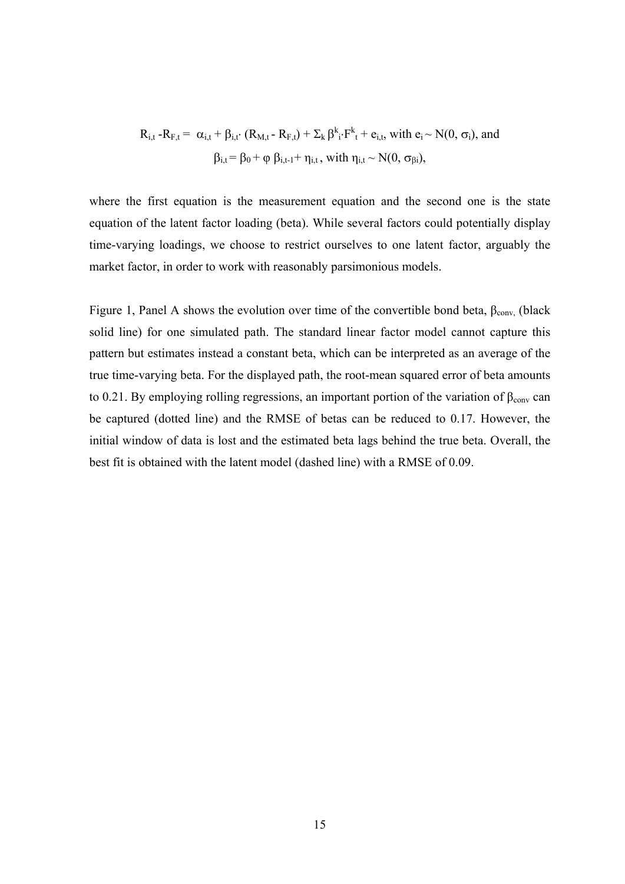$$R_{i,t} - R_{F,t} = \alpha_{i,t} + \beta_{i,t} \cdot (R_{M,t} - R_{F,t}) + \Sigma_k \beta^k_i \cdot F^k_t + e_{i,t}, \text{ with } e_i \sim N(0, \sigma_i), \text{ and}$$

$$\beta_{i,t} = \beta_0 + \varphi\, \beta_{i,t-1} + \eta_{i,t}, \text{ with } \eta_{i,t} \sim N(0, \sigma_{\beta i}),$$

where the first equation is the measurement equation and the second one is the state equation of the latent factor loading (beta). While several factors could potentially display time-varying loadings, we choose to restrict ourselves to one latent factor, arguably the market factor, in order to work with reasonably parsimonious models.

Figure 1, Panel A shows the evolution over time of the convertible bond beta, $\beta_{conv}$, (black solid line) for one simulated path. The standard linear factor model cannot capture this pattern but estimates instead a constant beta, which can be interpreted as an average of the true time-varying beta. For the displayed path, the root-mean squared error of beta amounts to 0.21. By employing rolling regressions, an important portion of the variation of $\beta_{conv}$ can be captured (dotted line) and the RMSE of betas can be reduced to 0.17. However, the initial window of data is lost and the estimated beta lags behind the true beta. Overall, the best fit is obtained with the latent model (dashed line) with a RMSE of 0.09.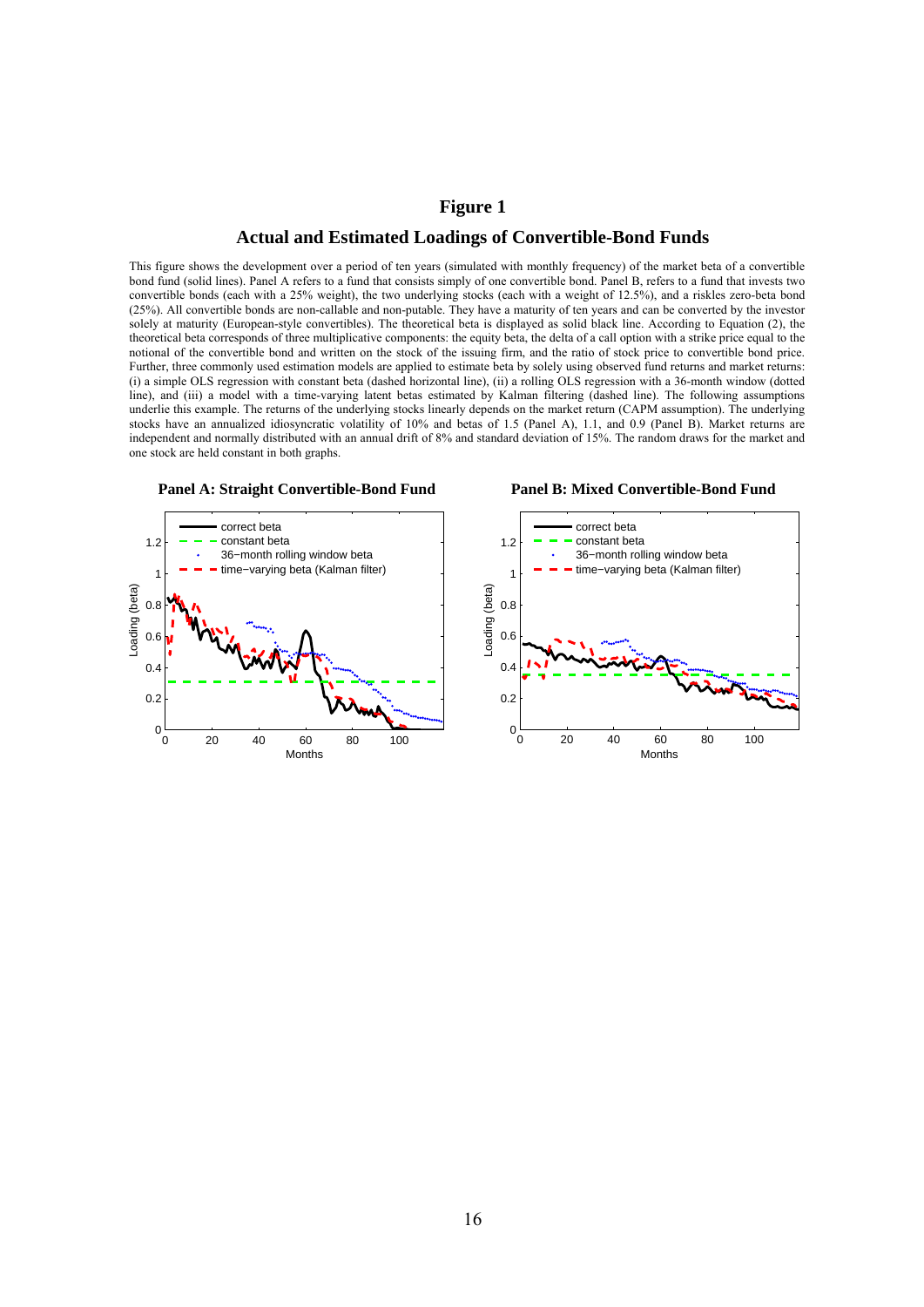# Figure 1

## Actual and Estimated Loadings of Convertible-Bond Funds

This figure shows the development over a period of ten years (simulated with monthly frequency) of the market beta of a convertible bond fund (solid lines). Panel A refers to a fund that consists simply of one convertible bond. Panel B, refers to a fund that invests two convertible bonds (each with a 25% weight), the two underlying stocks (each with a weight of 12.5%), and a riskles zero-beta bond (25%). All convertible bonds are non-callable and non-putable. They have a maturity of ten years and can be converted by the investor solely at maturity (European-style convertibles). The theoretical beta is displayed as solid black line. According to Equation (2), the theoretical beta corresponds of three multiplicative components: the equity beta, the delta of a call option with a strike price equal to the notional of the convertible bond and written on the stock of the issuing firm, and the ratio of stock price to convertible bond price. Further, three commonly used estimation models are applied to estimate beta by solely using observed fund returns and market returns: (i) a simple OLS regression with constant beta (dashed horizontal line), (ii) a rolling OLS regression with a 36-month window (dotted line), and (iii) a model with a time-varying latent betas estimated by Kalman filtering (dashed line). The following assumptions underlie this example. The returns of the underlying stocks linearly depends on the market return (CAPM assumption). The underlying stocks have an annualized idiosyncratic volatility of 10% and betas of 1.5 (Panel A), 1.1, and 0.9 (Panel B). Market returns are independent and normally distributed with an annual drift of 8% and standard deviation of 15%. The random draws for the market and one stock are held constant in both graphs.

**Panel A: Straight Convertible-Bond Fund**

**Panel B: Mixed Convertible-Bond Fund**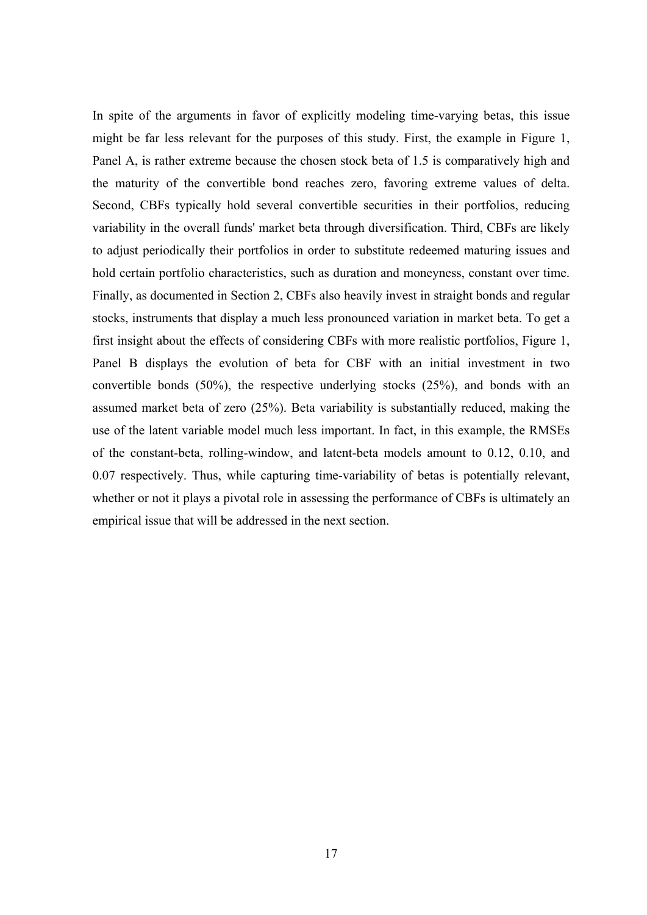In spite of the arguments in favor of explicitly modeling time-varying betas, this issue might be far less relevant for the purposes of this study. First, the example in Figure 1, Panel A, is rather extreme because the chosen stock beta of 1.5 is comparatively high and the maturity of the convertible bond reaches zero, favoring extreme values of delta. Second, CBFs typically hold several convertible securities in their portfolios, reducing variability in the overall funds' market beta through diversification. Third, CBFs are likely to adjust periodically their portfolios in order to substitute redeemed maturing issues and hold certain portfolio characteristics, such as duration and moneyness, constant over time. Finally, as documented in Section 2, CBFs also heavily invest in straight bonds and regular stocks, instruments that display a much less pronounced variation in market beta. To get a first insight about the effects of considering CBFs with more realistic portfolios, Figure 1, Panel B displays the evolution of beta for CBF with an initial investment in two convertible bonds (50%), the respective underlying stocks (25%), and bonds with an assumed market beta of zero (25%). Beta variability is substantially reduced, making the use of the latent variable model much less important. In fact, in this example, the RMSEs of the constant-beta, rolling-window, and latent-beta models amount to 0.12, 0.10, and 0.07 respectively. Thus, while capturing time-variability of betas is potentially relevant, whether or not it plays a pivotal role in assessing the performance of CBFs is ultimately an empirical issue that will be addressed in the next section.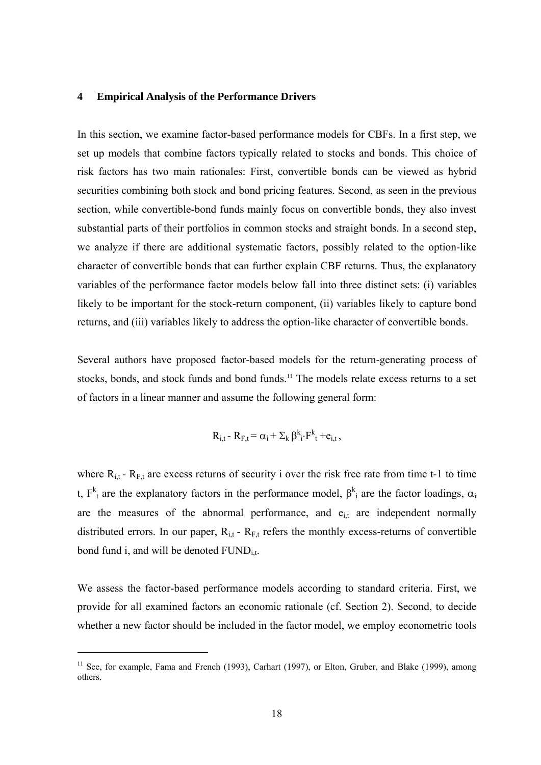## 4 Empirical Analysis of the Performance Drivers

In this section, we examine factor-based performance models for CBFs. In a first step, we set up models that combine factors typically related to stocks and bonds. This choice of risk factors has two main rationales: First, convertible bonds can be viewed as hybrid securities combining both stock and bond pricing features. Second, as seen in the previous section, while convertible-bond funds mainly focus on convertible bonds, they also invest substantial parts of their portfolios in common stocks and straight bonds. In a second step, we analyze if there are additional systematic factors, possibly related to the option-like character of convertible bonds that can further explain CBF returns. Thus, the explanatory variables of the performance factor models below fall into three distinct sets: (i) variables likely to be important for the stock-return component, (ii) variables likely to capture bond returns, and (iii) variables likely to address the option-like character of convertible bonds.

Several authors have proposed factor-based models for the return-generating process of stocks, bonds, and stock funds and bond funds.[11] The models relate excess returns to a set of factors in a linear manner and assume the following general form:

$$R_{i,t} - R_{F,t} = \alpha_i + \Sigma_k \beta^k_i \cdot F^k_t + e_{i,t}\,,$$

where $R_{i,t} - R_{F,t}$ are excess returns of security i over the risk free rate from time t-1 to time t, $F^k_t$ are the explanatory factors in the performance model, $\beta^k_i$ are the factor loadings, $\alpha_i$ are the measures of the abnormal performance, and $e_{i,t}$ are independent normally distributed errors. In our paper, $R_{i,t} - R_{F,t}$ refers the monthly excess-returns of convertible bond fund i, and will be denoted $FUND_{i,t}$.

We assess the factor-based performance models according to standard criteria. First, we provide for all examined factors an economic rationale (cf. Section 2). Second, to decide whether a new factor should be included in the factor model, we employ econometric tools

[11] See, for example, Fama and French (1993), Carhart (1997), or Elton, Gruber, and Blake (1999), among others.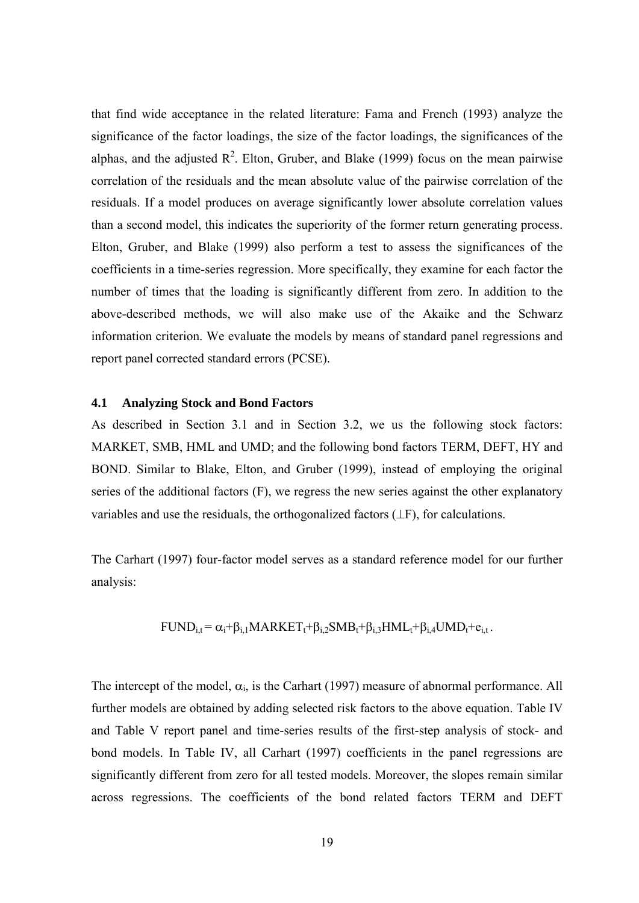that find wide acceptance in the related literature: Fama and French (1993) analyze the significance of the factor loadings, the size of the factor loadings, the significances of the alphas, and the adjusted $R^2$. Elton, Gruber, and Blake (1999) focus on the mean pairwise correlation of the residuals and the mean absolute value of the pairwise correlation of the residuals. If a model produces on average significantly lower absolute correlation values than a second model, this indicates the superiority of the former return generating process. Elton, Gruber, and Blake (1999) also perform a test to assess the significances of the coefficients in a time-series regression. More specifically, they examine for each factor the number of times that the loading is significantly different from zero. In addition to the above-described methods, we will also make use of the Akaike and the Schwarz information criterion. We evaluate the models by means of standard panel regressions and report panel corrected standard errors (PCSE).

### 4.1 Analyzing Stock and Bond Factors

As described in Section 3.1 and in Section 3.2, we us the following stock factors: MARKET, SMB, HML and UMD; and the following bond factors TERM, DEFT, HY and BOND. Similar to Blake, Elton, and Gruber (1999), instead of employing the original series of the additional factors (F), we regress the new series against the other explanatory variables and use the residuals, the orthogonalized factors ($\perp$F), for calculations.

The Carhart (1997) four-factor model serves as a standard reference model for our further analysis:

$$FUND_{i,t} = \alpha_i + \beta_{i,1} MARKET_t + \beta_{i,2} SMB_t + \beta_{i,3} HML_t + \beta_{i,4} UMD_t + e_{i,t} .$$

The intercept of the model, $\alpha_i$, is the Carhart (1997) measure of abnormal performance. All further models are obtained by adding selected risk factors to the above equation. Table IV and Table V report panel and time-series results of the first-step analysis of stock- and bond models. In Table IV, all Carhart (1997) coefficients in the panel regressions are significantly different from zero for all tested models. Moreover, the slopes remain similar across regressions. The coefficients of the bond related factors TERM and DEFT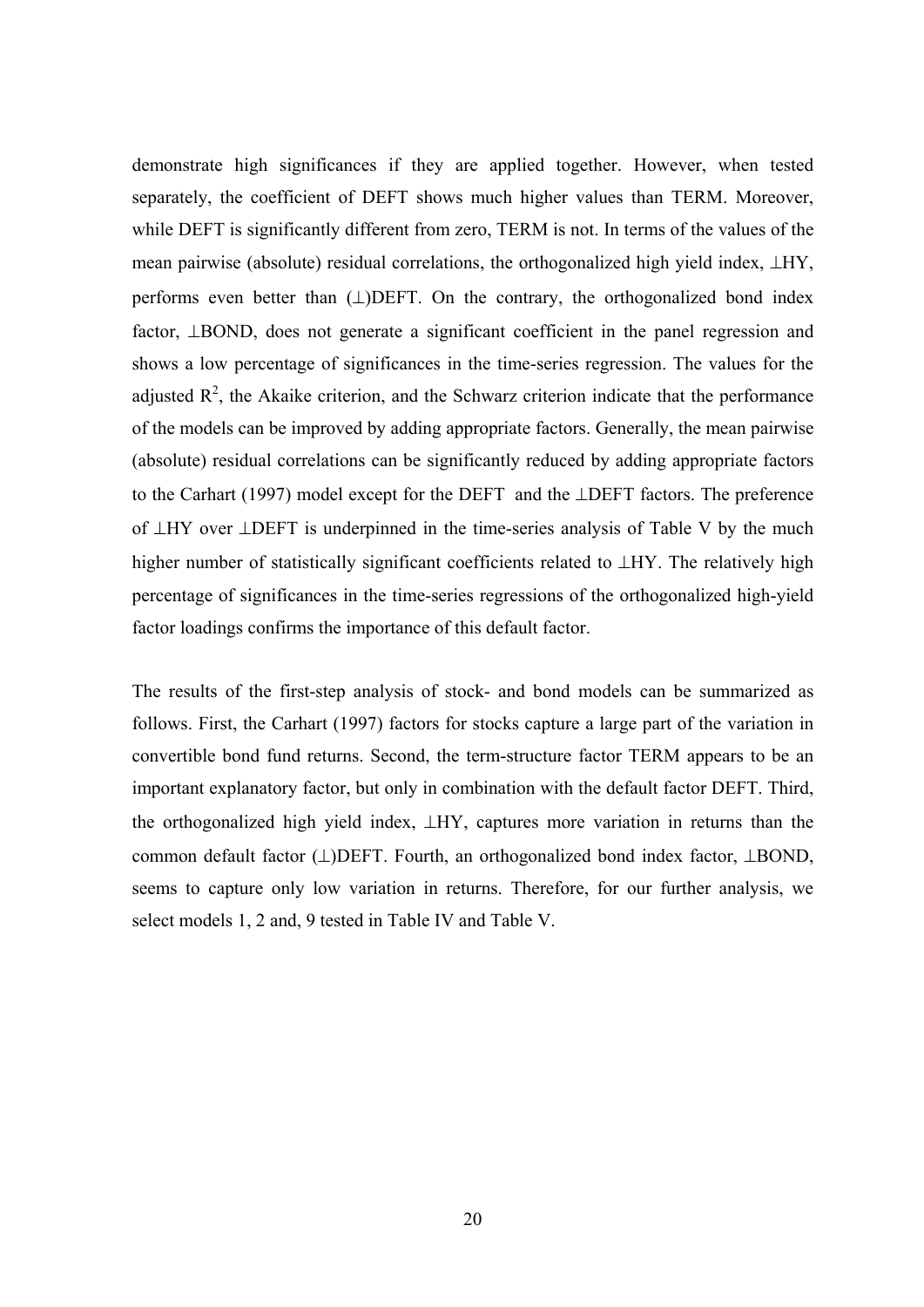demonstrate high significances if they are applied together. However, when tested separately, the coefficient of DEFT shows much higher values than TERM. Moreover, while DEFT is significantly different from zero, TERM is not. In terms of the values of the mean pairwise (absolute) residual correlations, the orthogonalized high yield index, ⊥HY, performs even better than (⊥)DEFT. On the contrary, the orthogonalized bond index factor, ⊥BOND, does not generate a significant coefficient in the panel regression and shows a low percentage of significances in the time-series regression. The values for the adjusted $R^2$, the Akaike criterion, and the Schwarz criterion indicate that the performance of the models can be improved by adding appropriate factors. Generally, the mean pairwise (absolute) residual correlations can be significantly reduced by adding appropriate factors to the Carhart (1997) model except for the DEFT and the ⊥DEFT factors. The preference of ⊥HY over ⊥DEFT is underpinned in the time-series analysis of Table V by the much higher number of statistically significant coefficients related to ⊥HY. The relatively high percentage of significances in the time-series regressions of the orthogonalized high-yield factor loadings confirms the importance of this default factor.

The results of the first-step analysis of stock- and bond models can be summarized as follows. First, the Carhart (1997) factors for stocks capture a large part of the variation in convertible bond fund returns. Second, the term-structure factor TERM appears to be an important explanatory factor, but only in combination with the default factor DEFT. Third, the orthogonalized high yield index, ⊥HY, captures more variation in returns than the common default factor (⊥)DEFT. Fourth, an orthogonalized bond index factor, ⊥BOND, seems to capture only low variation in returns. Therefore, for our further analysis, we select models 1, 2 and, 9 tested in Table IV and Table V.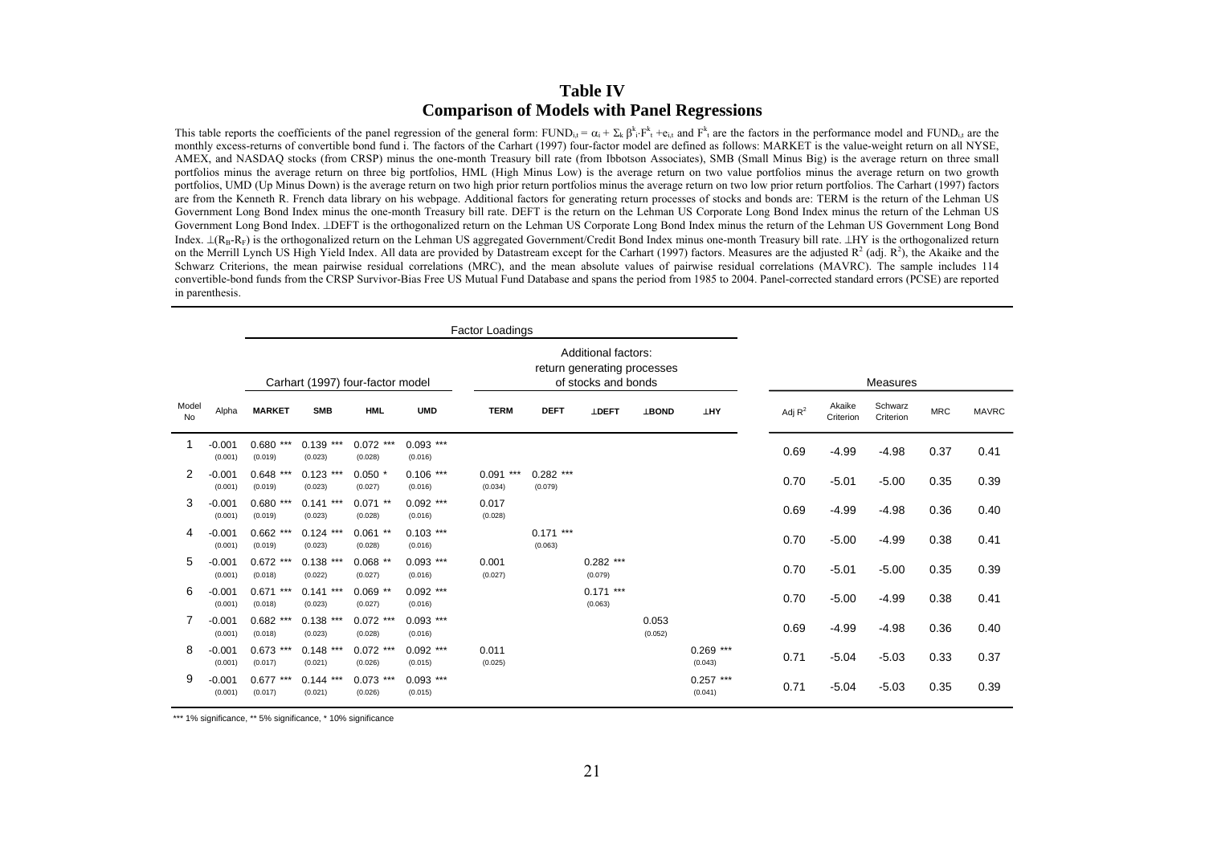# Table IV
## Comparison of Models with Panel Regressions

This table reports the coefficients of the panel regression of the general form: $FUND_{i,t} = \alpha_i + \Sigma_k \beta^k_i \cdot F^k_t + e_{i,t}$ and $F^k_t$ are the factors in the performance model and $FUND_{i,t}$ are the monthly excess-returns of convertible bond fund i. The factors of the Carhart (1997) four-factor model are defined as follows: MARKET is the value-weight return on all NYSE, AMEX, and NASDAQ stocks (from CRSP) minus the one-month Treasury bill rate (from Ibbotson Associates), SMB (Small Minus Big) is the average return on three small portfolios minus the average return on three big portfolios, HML (High Minus Low) is the average return on two value portfolios minus the average return on two growth portfolios, UMD (Up Minus Down) is the average return on two high prior return portfolios minus the average return on two low prior return portfolios. The Carhart (1997) factors are from the Kenneth R. French data library on his webpage. Additional factors for generating return processes of stocks and bonds are: TERM is the return of the Lehman US Government Long Bond Index minus the one-month Treasury bill rate. DEFT is the return on the Lehman US Corporate Long Bond Index minus the return of the Lehman US Government Long Bond Index. ⊥DEFT is the orthogonalized return on the Lehman US Corporate Long Bond Index minus the return of the Lehman US Government Long Bond Index. $\perp(R_B\text{-}R_F)$ is the orthogonalized return on the Lehman US aggregated Government/Credit Bond Index minus one-month Treasury bill rate. ⊥HY is the orthogonalized return on the Merrill Lynch US High Yield Index. All data are provided by Datastream except for the Carhart (1997) factors. Measures are the adjusted $R^2$ (adj. $R^2$), the Akaike and the Schwarz Criterions, the mean pairwise residual correlations (MRC), and the mean absolute values of pairwise residual correlations (MAVRC). The sample includes 114 convertible-bond funds from the CRSP Survivor-Bias Free US Mutual Fund Database and spans the period from 1985 to 2004. Panel-corrected standard errors (PCSE) are reported in parenthesis.

| | | Factor Loadings | | | | | | | | | | | | | | |
|---|---|---|---|---|---|---|---|---|---|---|---|---|---|---|---|---|
| | | Carhart (1997) four-factor model | | | | Additional factors: return generating processes of stocks and bonds | | | | | | Measures | | | | |
| Model No | Alpha | MARKET | SMB | HML | UMD | TERM | DEFT | ⊥DEFT | ⊥BOND | ⊥HY | | Adj $R^2$ | Akaike Criterion | Schwarz Criterion | MRC | MAVRC |
| 1 | -0.001 (0.001) | 0.680 *** (0.019) | 0.139 *** (0.023) | 0.072 *** (0.028) | 0.093 *** (0.016) | | | | | | | 0.69 | -4.99 | -4.98 | 0.37 | 0.41 |
| 2 | -0.001 (0.001) | 0.648 *** (0.019) | 0.123 *** (0.023) | 0.050 * (0.027) | 0.106 *** (0.016) | 0.091 *** (0.034) | 0.282 *** (0.079) | | | | | 0.70 | -5.01 | -5.00 | 0.35 | 0.39 |
| 3 | -0.001 (0.001) | 0.680 *** (0.019) | 0.141 *** (0.023) | 0.071 ** (0.028) | 0.092 *** (0.016) | 0.017 (0.028) | | | | | | 0.69 | -4.99 | -4.98 | 0.36 | 0.40 |
| 4 | -0.001 (0.001) | 0.662 *** (0.019) | 0.124 *** (0.023) | 0.061 ** (0.028) | 0.103 *** (0.016) | | 0.171 *** (0.063) | | | | | 0.70 | -5.00 | -4.99 | 0.38 | 0.41 |
| 5 | -0.001 (0.001) | 0.672 *** (0.018) | 0.138 *** (0.022) | 0.068 ** (0.027) | 0.093 *** (0.016) | 0.001 (0.027) | | 0.282 *** (0.079) | | | | 0.70 | -5.01 | -5.00 | 0.35 | 0.39 |
| 6 | -0.001 (0.001) | 0.671 *** (0.018) | 0.141 *** (0.023) | 0.069 ** (0.027) | 0.092 *** (0.016) | | | 0.171 *** (0.063) | | | | 0.70 | -5.00 | -4.99 | 0.38 | 0.41 |
| 7 | -0.001 (0.001) | 0.682 *** (0.018) | 0.138 *** (0.023) | 0.072 *** (0.028) | 0.093 *** (0.016) | | | | 0.053 (0.052) | | | 0.69 | -4.99 | -4.98 | 0.36 | 0.40 |
| 8 | -0.001 (0.001) | 0.673 *** (0.017) | 0.148 *** (0.021) | 0.072 *** (0.026) | 0.092 *** (0.015) | 0.011 (0.025) | | | | 0.269 *** (0.043) | | 0.71 | -5.04 | -5.03 | 0.33 | 0.37 |
| 9 | -0.001 (0.001) | 0.677 *** (0.017) | 0.144 *** (0.021) | 0.073 *** (0.026) | 0.093 *** (0.015) | | | | | 0.257 *** (0.041) | | 0.71 | -5.04 | -5.03 | 0.35 | 0.39 |

*** 1% significance, ** 5% significance, * 10% significance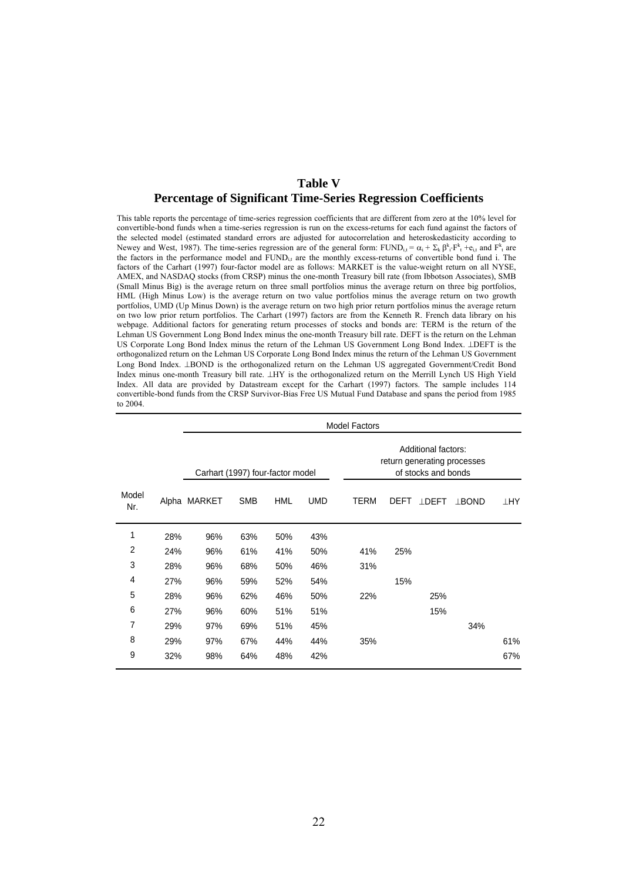## Table V

## Percentage of Significant Time-Series Regression Coefficients

This table reports the percentage of time-series regression coefficients that are different from zero at the 10% level for convertible-bond funds when a time-series regression is run on the excess-returns for each fund against the factors of the selected model (estimated standard errors are adjusted for autocorrelation and heteroskedasticity according to Newey and West, 1987). The time-series regression are of the general form: $FUND_{i,t} = \alpha_i + \Sigma_k \beta^k_i \cdot F^k_t + e_{i,t}$ and $F^k_t$ are the factors in the performance model and $FUND_{i,t}$ are the monthly excess-returns of convertible bond fund i. The factors of the Carhart (1997) four-factor model are as follows: MARKET is the value-weight return on all NYSE, AMEX, and NASDAQ stocks (from CRSP) minus the one-month Treasury bill rate (from Ibbotson Associates), SMB (Small Minus Big) is the average return on three small portfolios minus the average return on three big portfolios, HML (High Minus Low) is the average return on two value portfolios minus the average return on two growth portfolios, UMD (Up Minus Down) is the average return on two high prior return portfolios minus the average return on two low prior return portfolios. The Carhart (1997) factors are from the Kenneth R. French data library on his webpage. Additional factors for generating return processes of stocks and bonds are: TERM is the return of the Lehman US Government Long Bond Index minus the one-month Treasury bill rate. DEFT is the return on the Lehman US Corporate Long Bond Index minus the return of the Lehman US Government Long Bond Index. ⊥DEFT is the orthogonalized return on the Lehman US Corporate Long Bond Index minus the return of the Lehman US Government Long Bond Index. ⊥BOND is the orthogonalized return on the Lehman US aggregated Government/Credit Bond Index minus one-month Treasury bill rate. ⊥HY is the orthogonalized return on the Merrill Lynch US High Yield Index. All data are provided by Datastream except for the Carhart (1997) factors. The sample includes 114 convertible-bond funds from the CRSP Survivor-Bias Free US Mutual Fund Database and spans the period from 1985 to 2004.

| | | Model Factors | | | | | | | | |
|---|---|---|---|---|---|---|---|---|---|---|
| | | Carhart (1997) four-factor model | | | | Additional factors: return generating processes of stocks and bonds | | | | |
| Model Nr. | Alpha | MARKET | SMB | HML | UMD | TERM | DEFT | ⊥DEFT | ⊥BOND | ⊥HY |
| 1 | 28% | 96% | 63% | 50% | 43% | | | | | |
| 2 | 24% | 96% | 61% | 41% | 50% | 41% | 25% | | | |
| 3 | 28% | 96% | 68% | 50% | 46% | 31% | | | | |
| 4 | 27% | 96% | 59% | 52% | 54% | | 15% | | | |
| 5 | 28% | 96% | 62% | 46% | 50% | 22% | | 25% | | |
| 6 | 27% | 96% | 60% | 51% | 51% | | | 15% | | |
| 7 | 29% | 97% | 69% | 51% | 45% | | | | 34% | |
| 8 | 29% | 97% | 67% | 44% | 44% | 35% | | | | 61% |
| 9 | 32% | 98% | 64% | 48% | 42% | | | | | 67% |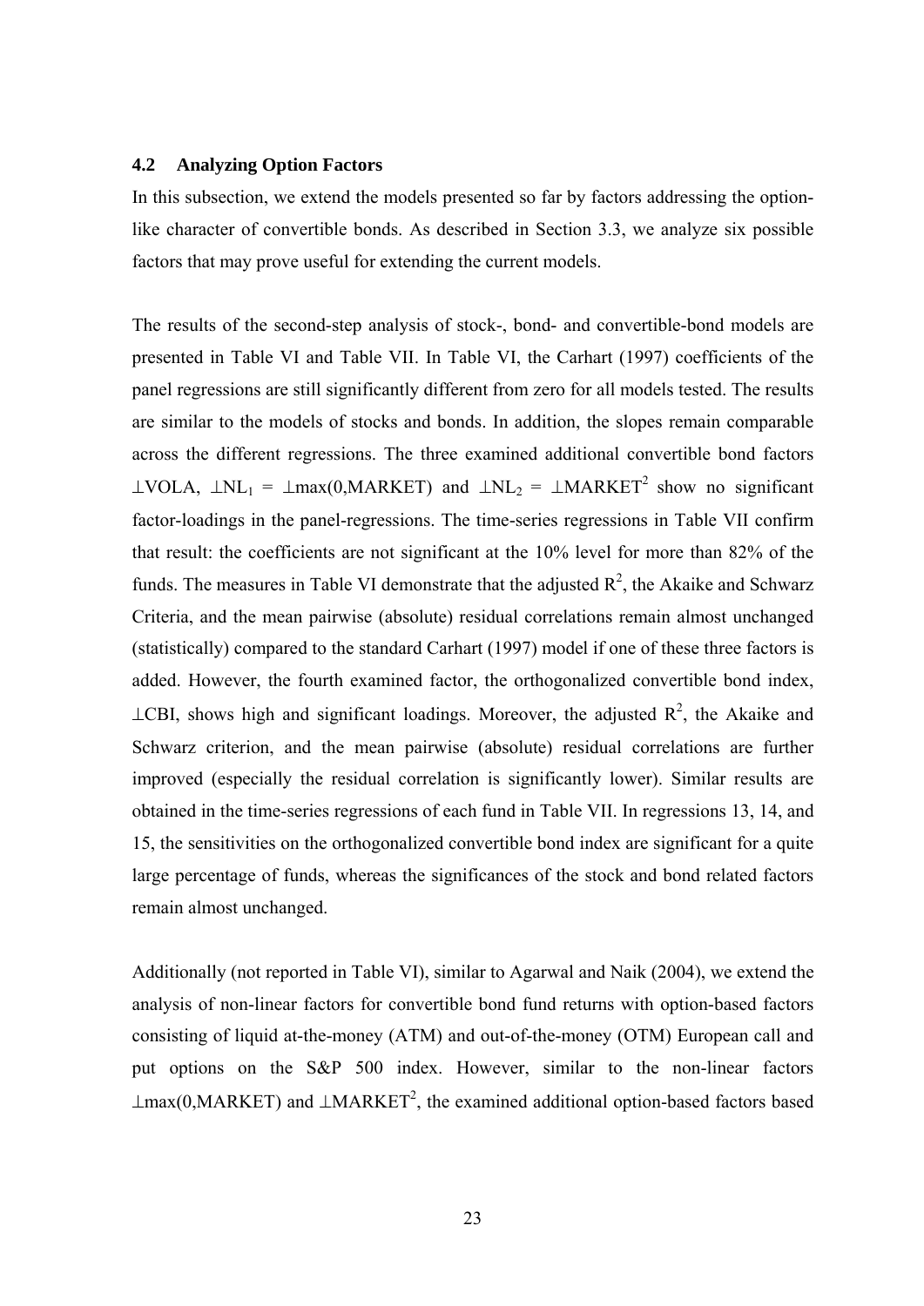### 4.2 Analyzing Option Factors

In this subsection, we extend the models presented so far by factors addressing the option-like character of convertible bonds. As described in Section 3.3, we analyze six possible factors that may prove useful for extending the current models.

The results of the second-step analysis of stock-, bond- and convertible-bond models are presented in Table VI and Table VII. In Table VI, the Carhart (1997) coefficients of the panel regressions are still significantly different from zero for all models tested. The results are similar to the models of stocks and bonds. In addition, the slopes remain comparable across the different regressions. The three examined additional convertible bond factors $\perp$VOLA, $\perp NL_1 = \perp\max(0,\text{MARKET})$ and $\perp NL_2 = \perp\text{MARKET}^2$ show no significant factor-loadings in the panel-regressions. The time-series regressions in Table VII confirm that result: the coefficients are not significant at the 10% level for more than 82% of the funds. The measures in Table VI demonstrate that the adjusted $R^2$, the Akaike and Schwarz Criteria, and the mean pairwise (absolute) residual correlations remain almost unchanged (statistically) compared to the standard Carhart (1997) model if one of these three factors is added. However, the fourth examined factor, the orthogonalized convertible bond index, $\perp$CBI, shows high and significant loadings. Moreover, the adjusted $R^2$, the Akaike and Schwarz criterion, and the mean pairwise (absolute) residual correlations are further improved (especially the residual correlation is significantly lower). Similar results are obtained in the time-series regressions of each fund in Table VII. In regressions 13, 14, and 15, the sensitivities on the orthogonalized convertible bond index are significant for a quite large percentage of funds, whereas the significances of the stock and bond related factors remain almost unchanged.

Additionally (not reported in Table VI), similar to Agarwal and Naik (2004), we extend the analysis of non-linear factors for convertible bond fund returns with option-based factors consisting of liquid at-the-money (ATM) and out-of-the-money (OTM) European call and put options on the S&P 500 index. However, similar to the non-linear factors $\perp\max(0,\text{MARKET})$ and $\perp\text{MARKET}^2$, the examined additional option-based factors based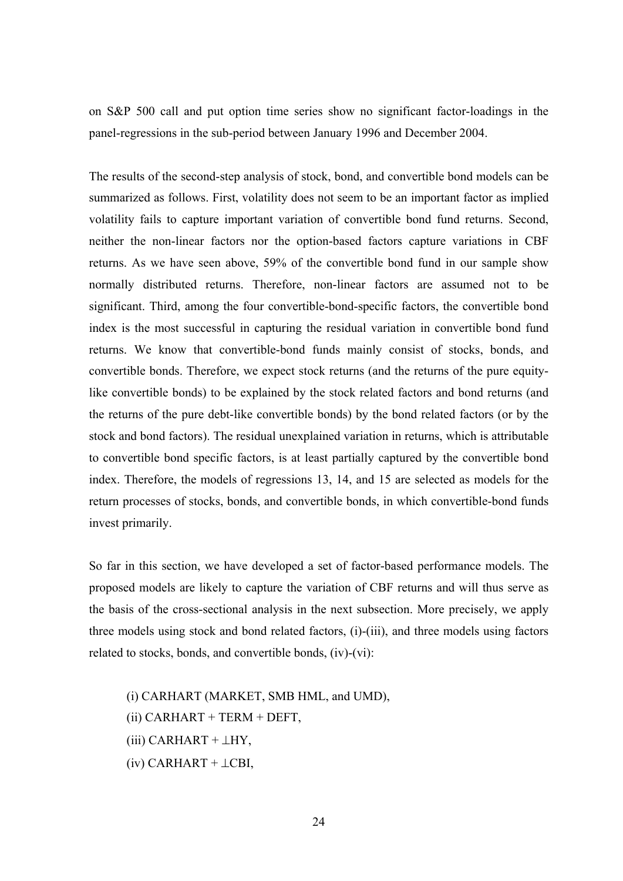on S&P 500 call and put option time series show no significant factor-loadings in the panel-regressions in the sub-period between January 1996 and December 2004.

The results of the second-step analysis of stock, bond, and convertible bond models can be summarized as follows. First, volatility does not seem to be an important factor as implied volatility fails to capture important variation of convertible bond fund returns. Second, neither the non-linear factors nor the option-based factors capture variations in CBF returns. As we have seen above, 59% of the convertible bond fund in our sample show normally distributed returns. Therefore, non-linear factors are assumed not to be significant. Third, among the four convertible-bond-specific factors, the convertible bond index is the most successful in capturing the residual variation in convertible bond fund returns. We know that convertible-bond funds mainly consist of stocks, bonds, and convertible bonds. Therefore, we expect stock returns (and the returns of the pure equity-like convertible bonds) to be explained by the stock related factors and bond returns (and the returns of the pure debt-like convertible bonds) by the bond related factors (or by the stock and bond factors). The residual unexplained variation in returns, which is attributable to convertible bond specific factors, is at least partially captured by the convertible bond index. Therefore, the models of regressions 13, 14, and 15 are selected as models for the return processes of stocks, bonds, and convertible bonds, in which convertible-bond funds invest primarily.

So far in this section, we have developed a set of factor-based performance models. The proposed models are likely to capture the variation of CBF returns and will thus serve as the basis of the cross-sectional analysis in the next subsection. More precisely, we apply three models using stock and bond related factors, (i)-(iii), and three models using factors related to stocks, bonds, and convertible bonds, (iv)-(vi):

(i) CARHART (MARKET, SMB HML, and UMD),
(ii) CARHART + TERM + DEFT,
(iii) CARHART + $\perp$HY,
(iv) CARHART + $\perp$CBI,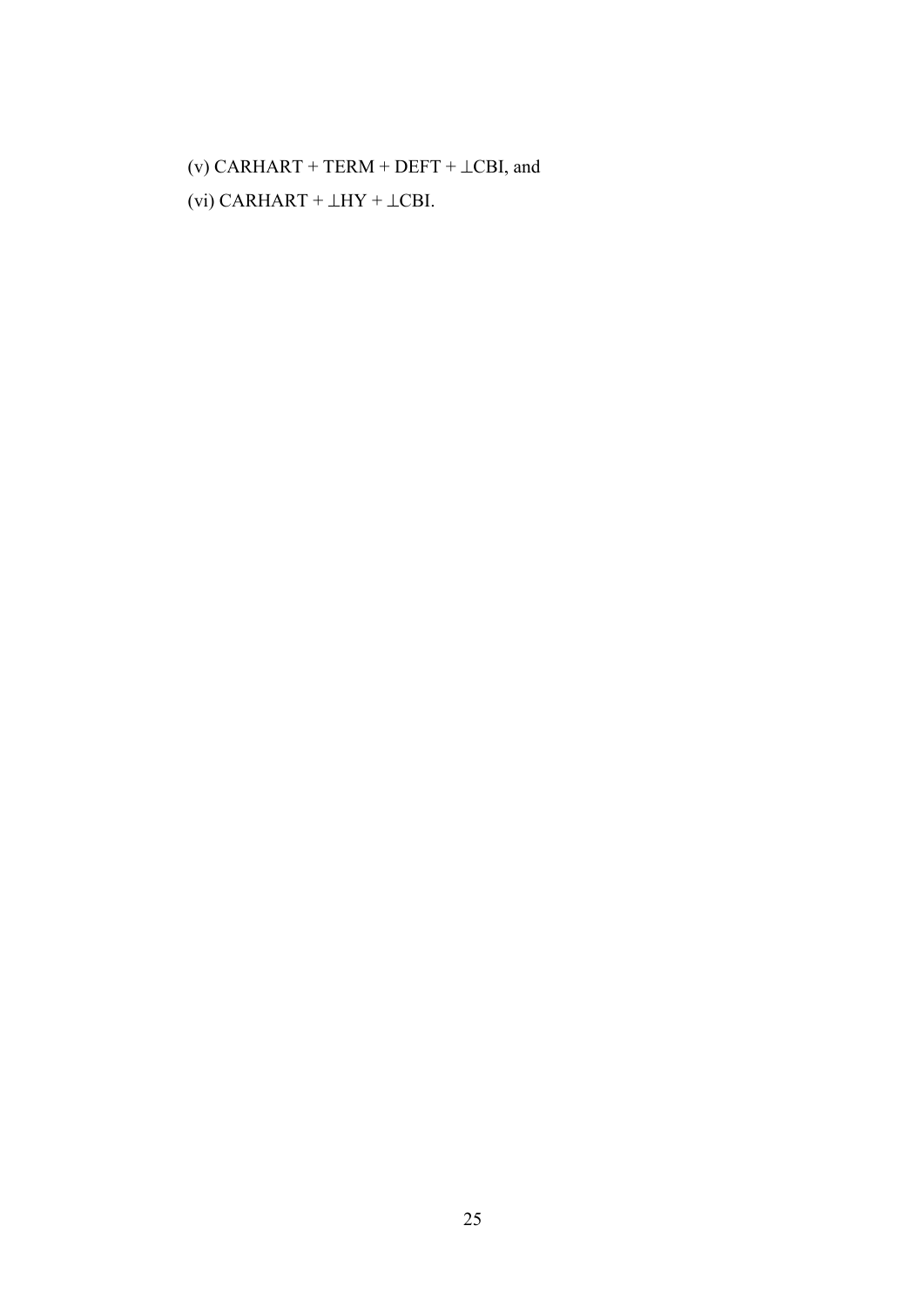(v) CARHART + TERM + DEFT + ⊥CBI, and

(vi) CARHART + ⊥HY + ⊥CBI.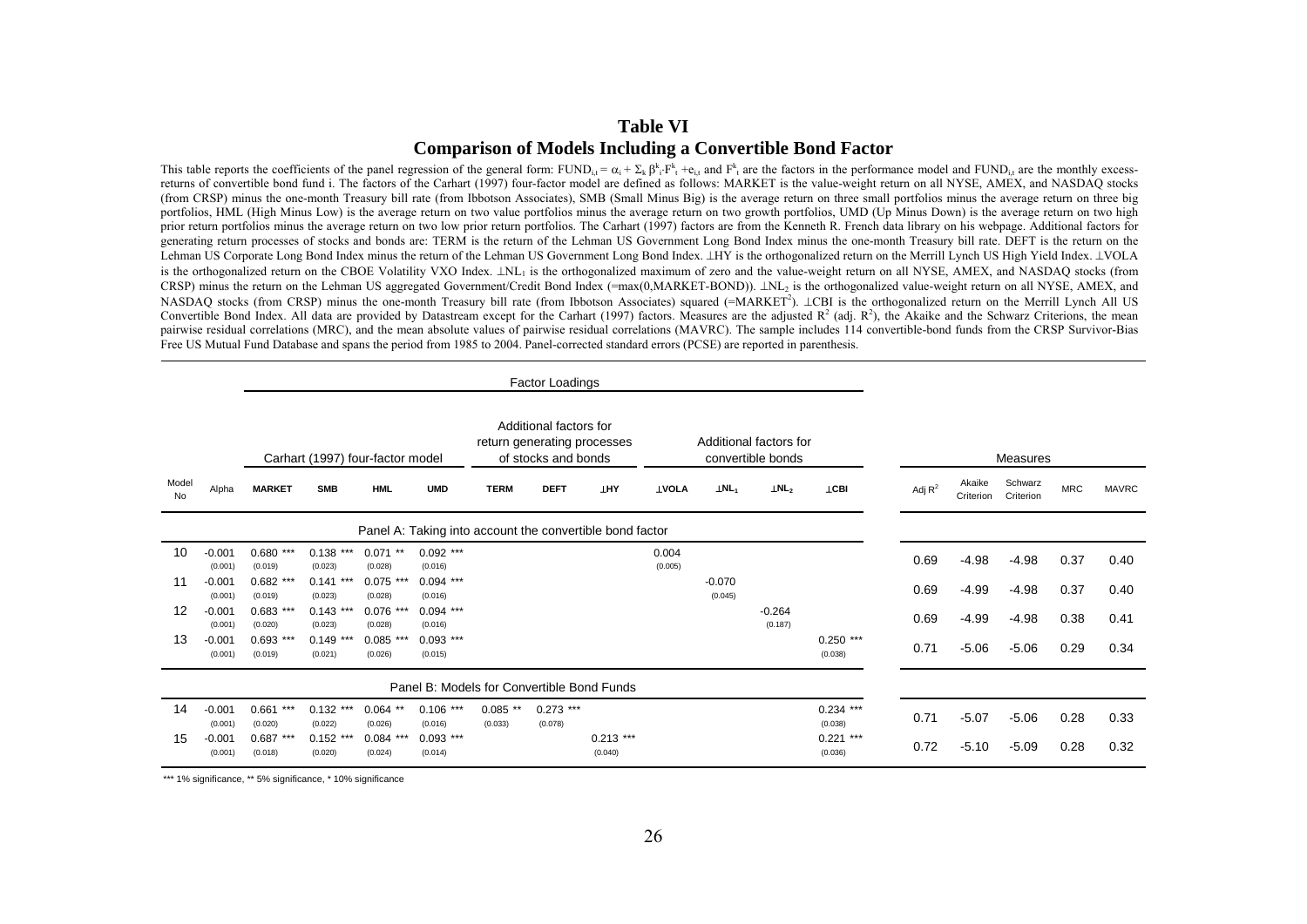# Table VI

## Comparison of Models Including a Convertible Bond Factor

This table reports the coefficients of the panel regression of the general form: $FUND_{i,t} = \alpha_i + \Sigma_k \beta^k_i \cdot F^k_t + e_{i,t}$ and $F^k_t$ are the factors in the performance model and $FUND_{i,t}$ are the monthly excess-returns of convertible bond fund i. The factors of the Carhart (1997) four-factor model are defined as follows: MARKET is the value-weight return on all NYSE, AMEX, and NASDAQ stocks (from CRSP) minus the one-month Treasury bill rate (from Ibbotson Associates), SMB (Small Minus Big) is the average return on three small portfolios minus the average return on three big portfolios, HML (High Minus Low) is the average return on two value portfolios minus the average return on two growth portfolios, UMD (Up Minus Down) is the average return on two high prior return portfolios minus the average return on two low prior return portfolios. The Carhart (1997) factors are from the Kenneth R. French data library on his webpage. Additional factors for generating return processes of stocks and bonds are: TERM is the return of the Lehman US Government Long Bond Index minus the one-month Treasury bill rate. DEFT is the return on the Lehman US Corporate Long Bond Index minus the return of the Lehman US Government Long Bond Index. ⊥HY is the orthogonalized return on the Merrill Lynch US High Yield Index. ⊥VOLA is the orthogonalized return on the CBOE Volatility VXO Index. $\perp NL_1$ is the orthogonalized maximum of zero and the value-weight return on all NYSE, AMEX, and NASDAQ stocks (from CRSP) minus the return on the Lehman US aggregated Government/Credit Bond Index (=max(0,MARKET-BOND)). $\perp NL_2$ is the orthogonalized value-weight return on all NYSE, AMEX, and NASDAQ stocks (from CRSP) minus the one-month Treasury bill rate (from Ibbotson Associates) squared (=$MARKET^2$). ⊥CBI is the orthogonalized return on the Merrill Lynch All US Convertible Bond Index. All data are provided by Datastream except for the Carhart (1997) factors. Measures are the adjusted $R^2$ (adj. $R^2$), the Akaike and the Schwarz Criterions, the mean pairwise residual correlations (MRC), and the mean absolute values of pairwise residual correlations (MAVRC). The sample includes 114 convertible-bond funds from the CRSP Survivor-Bias Free US Mutual Fund Database and spans the period from 1985 to 2004. Panel-corrected standard errors (PCSE) are reported in parenthesis.

| | | Factor Loadings | | | | | | | | | | | | Measures | | | | |
|---|---|---|---|---|---|---|---|---|---|---|---|---|---|---|---|---|---|
| | | Carhart (1997) four-factor model | | | | Additional factors for return generating processes of stocks and bonds | | | Additional factors for convertible bonds | | | | | | | | |
| Model No | Alpha | MARKET | SMB | HML | UMD | TERM | DEFT | ⊥HY | ⊥VOLA | $\perp NL_1$ | $\perp NL_2$ | ⊥CBI | Adj $R^2$ | Akaike Criterion | Schwarz Criterion | MRC | MAVRC |
| **Panel A: Taking into account the convertible bond factor** | | | | | | | | | | | | | | | | | |
| 10 | -0.001 (0.001) | 0.680 *** (0.019) | 0.138 *** (0.023) | 0.071 ** (0.028) | 0.092 *** (0.016) | | | | 0.004 (0.005) | | | | 0.69 | -4.98 | -4.98 | 0.37 | 0.40 |
| 11 | -0.001 (0.001) | 0.682 *** (0.019) | 0.141 *** (0.023) | 0.075 *** (0.028) | 0.094 *** (0.016) | | | | | -0.070 (0.045) | | | 0.69 | -4.99 | -4.98 | 0.37 | 0.40 |
| 12 | -0.001 (0.001) | 0.683 *** (0.020) | 0.143 *** (0.023) | 0.076 *** (0.028) | 0.094 *** (0.016) | | | | | | -0.264 (0.187) | | 0.69 | -4.99 | -4.98 | 0.38 | 0.41 |
| 13 | -0.001 (0.001) | 0.693 *** (0.019) | 0.149 *** (0.021) | 0.085 *** (0.026) | 0.093 *** (0.015) | | | | | | | 0.250 *** (0.038) | 0.71 | -5.06 | -5.06 | 0.29 | 0.34 |
| **Panel B: Models for Convertible Bond Funds** | | | | | | | | | | | | | | | | | |
| 14 | -0.001 (0.001) | 0.661 *** (0.020) | 0.132 *** (0.022) | 0.064 ** (0.026) | 0.106 *** (0.016) | 0.085 ** (0.033) | 0.273 *** (0.078) | | | | | 0.234 *** (0.038) | 0.71 | -5.07 | -5.06 | 0.28 | 0.33 |
| 15 | -0.001 (0.001) | 0.687 *** (0.018) | 0.152 *** (0.020) | 0.084 *** (0.024) | 0.093 *** (0.014) | | | 0.213 *** (0.040) | | | | 0.221 *** (0.036) | 0.72 | -5.10 | -5.09 | 0.28 | 0.32 |

*** 1% significance, ** 5% significance, * 10% significance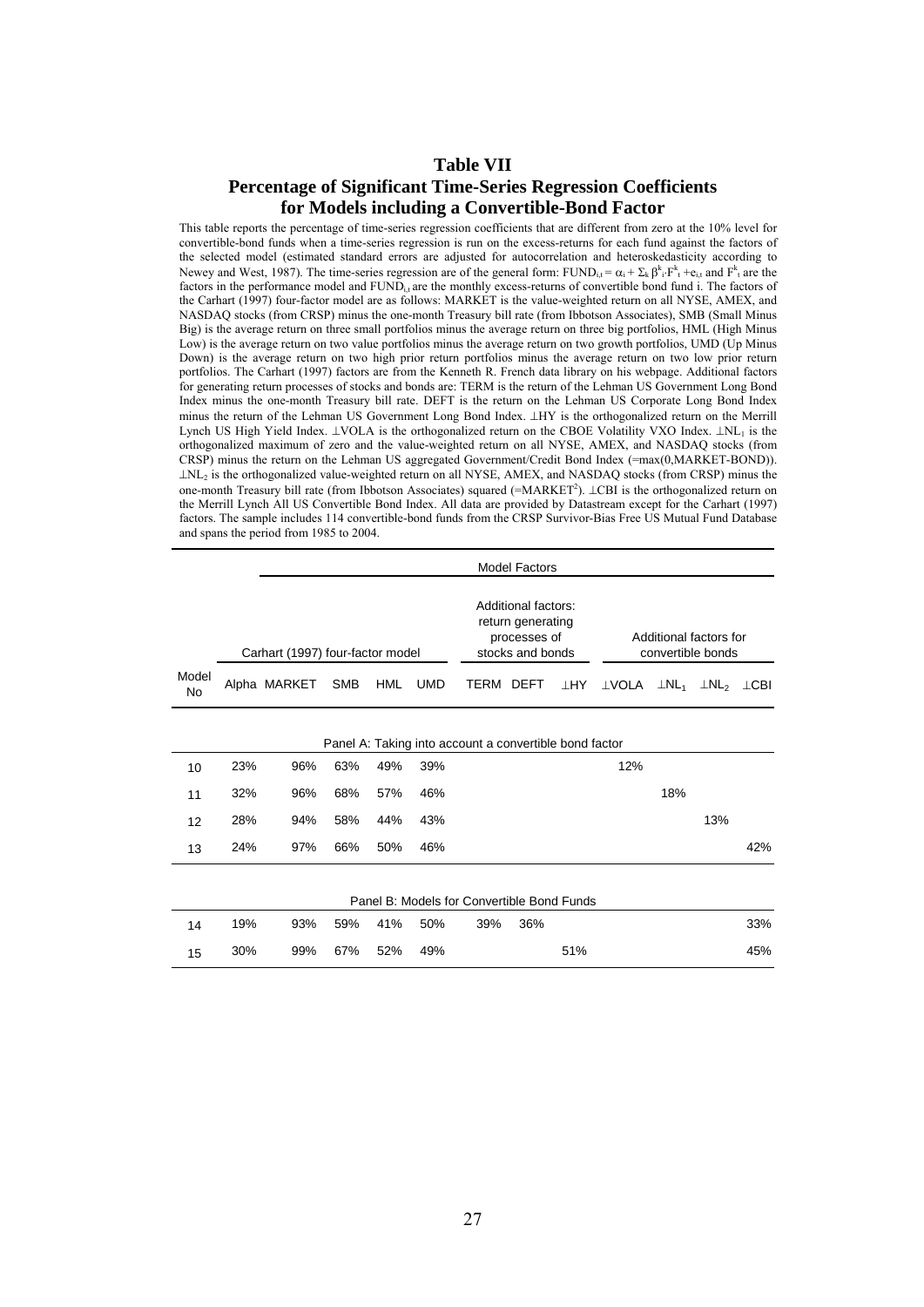## Table VII

## Percentage of Significant Time-Series Regression Coefficients for Models including a Convertible-Bond Factor

This table reports the percentage of time-series regression coefficients that are different from zero at the 10% level for convertible-bond funds when a time-series regression is run on the excess-returns for each fund against the factors of the selected model (estimated standard errors are adjusted for autocorrelation and heteroskedasticity according to Newey and West, 1987). The time-series regression are of the general form: $FUND_{i,t} = \alpha_i + \Sigma_k \beta^k_i \cdot F^k_t + e_{i,t}$ and $F^k_t$ are the factors in the performance model and $FUND_{i,t}$ are the monthly excess-returns of convertible bond fund i. The factors of the Carhart (1997) four-factor model are as follows: MARKET is the value-weighted return on all NYSE, AMEX, and NASDAQ stocks (from CRSP) minus the one-month Treasury bill rate (from Ibbotson Associates), SMB (Small Minus Big) is the average return on three small portfolios minus the average return on three big portfolios, HML (High Minus Low) is the average return on two value portfolios minus the average return on two growth portfolios, UMD (Up Minus Down) is the average return on two high prior return portfolios minus the average return on two low prior return portfolios. The Carhart (1997) factors are from the Kenneth R. French data library on his webpage. Additional factors for generating return processes of stocks and bonds are: TERM is the return of the Lehman US Government Long Bond Index minus the one-month Treasury bill rate. DEFT is the return on the Lehman US Corporate Long Bond Index minus the return of the Lehman US Government Long Bond Index. ⊥HY is the orthogonalized return on the Merrill Lynch US High Yield Index. ⊥VOLA is the orthogonalized return on the CBOE Volatility VXO Index. $\perp NL_1$ is the orthogonalized maximum of zero and the value-weighted return on all NYSE, AMEX, and NASDAQ stocks (from CRSP) minus the return on the Lehman US aggregated Government/Credit Bond Index (=max(0,MARKET-BOND)). $\perp NL_2$ is the orthogonalized value-weighted return on all NYSE, AMEX, and NASDAQ stocks (from CRSP) minus the one-month Treasury bill rate (from Ibbotson Associates) squared (=$MARKET^2$). ⊥CBI is the orthogonalized return on the Merrill Lynch All US Convertible Bond Index. All data are provided by Datastream except for the Carhart (1997) factors. The sample includes 114 convertible-bond funds from the CRSP Survivor-Bias Free US Mutual Fund Database and spans the period from 1985 to 2004.

| | Model Factors | | | | | | | | | | | |
|---|---|---|---|---|---|---|---|---|---|---|---|---|
| | Carhart (1997) four-factor model | | | | | Additional factors: return generating processes of stocks and bonds | | | Additional factors for convertible bonds | | | |
| Model No | Alpha | MARKET | SMB | HML | UMD | TERM | DEFT | ⊥HY | ⊥VOLA | $\perp NL_1$ | $\perp NL_2$ | ⊥CBI |
| | **Panel A: Taking into account a convertible bond factor** | | | | | | | | | | | |
| 10 | 23% | 96% | 63% | 49% | 39% | | | | 12% | | | |
| 11 | 32% | 96% | 68% | 57% | 46% | | | | | 18% | | |
| 12 | 28% | 94% | 58% | 44% | 43% | | | | | | 13% | |
| 13 | 24% | 97% | 66% | 50% | 46% | | | | | | | 42% |
| | **Panel B: Models for Convertible Bond Funds** | | | | | | | | | | | |
| 14 | 19% | 93% | 59% | 41% | 50% | 39% | 36% | | | | | 33% |
| 15 | 30% | 99% | 67% | 52% | 49% | | | 51% | | | | 45% |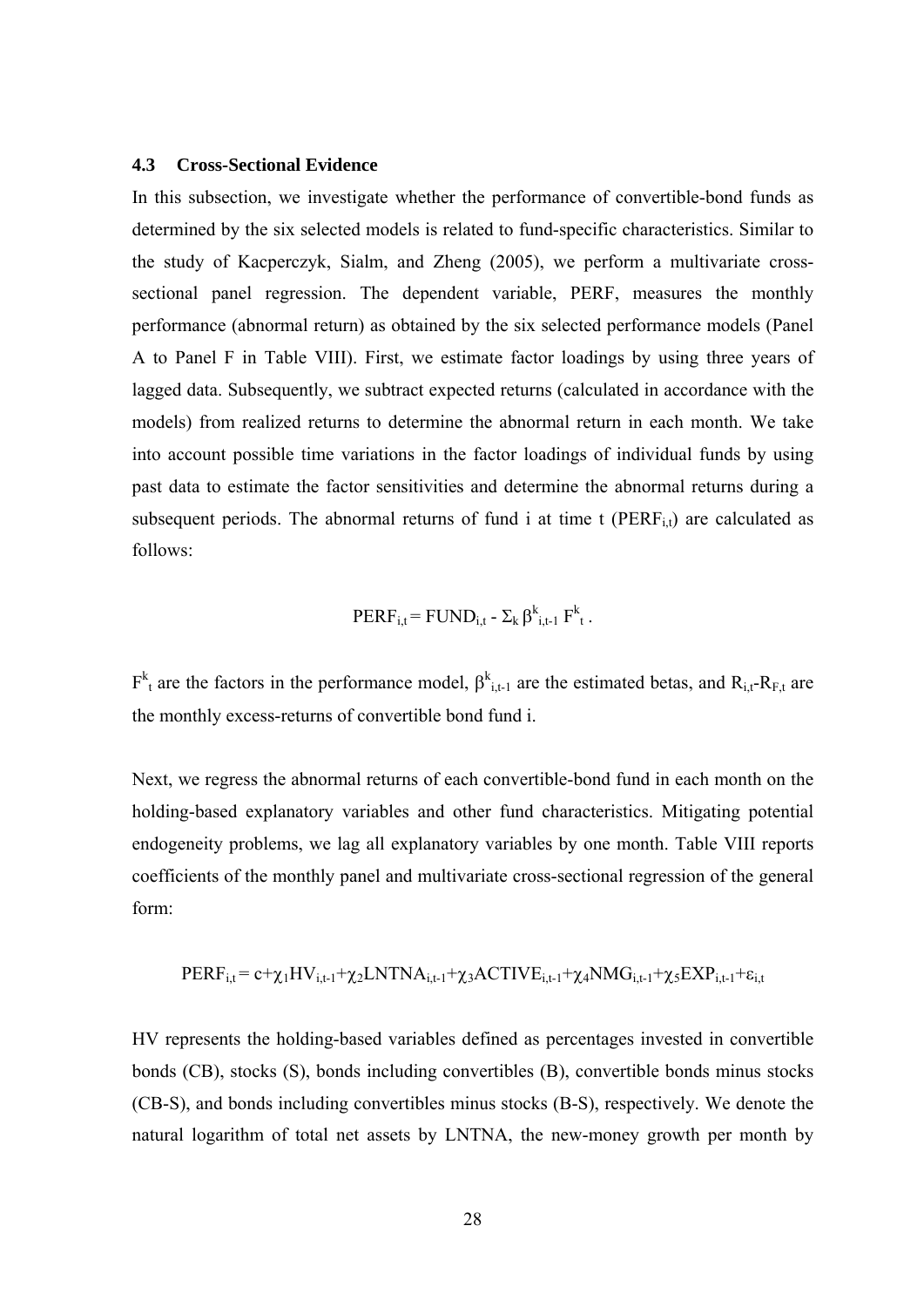### 4.3 Cross-Sectional Evidence

In this subsection, we investigate whether the performance of convertible-bond funds as determined by the six selected models is related to fund-specific characteristics. Similar to the study of Kacperczyk, Sialm, and Zheng (2005), we perform a multivariate cross-sectional panel regression. The dependent variable, PERF, measures the monthly performance (abnormal return) as obtained by the six selected performance models (Panel A to Panel F in Table VIII). First, we estimate factor loadings by using three years of lagged data. Subsequently, we subtract expected returns (calculated in accordance with the models) from realized returns to determine the abnormal return in each month. We take into account possible time variations in the factor loadings of individual funds by using past data to estimate the factor sensitivities and determine the abnormal returns during a subsequent periods. The abnormal returns of fund i at time t ($PERF_{i,t}$) are calculated as follows:

$$PERF_{i,t} = FUND_{i,t} - \Sigma_k \beta^k_{i,t-1} F^k_t .$$

$F^k_t$ are the factors in the performance model, $\beta^k_{i,t-1}$ are the estimated betas, and $R_{i,t}$-$R_{F,t}$ are the monthly excess-returns of convertible bond fund i.

Next, we regress the abnormal returns of each convertible-bond fund in each month on the holding-based explanatory variables and other fund characteristics. Mitigating potential endogeneity problems, we lag all explanatory variables by one month. Table VIII reports coefficients of the monthly panel and multivariate cross-sectional regression of the general form:

$$PERF_{i,t} = c + \chi_1 HV_{i,t-1} + \chi_2 LNTNA_{i,t-1} + \chi_3 ACTIVE_{i,t-1} + \chi_4 NMG_{i,t-1} + \chi_5 EXP_{i,t-1} + \varepsilon_{i,t}$$

HV represents the holding-based variables defined as percentages invested in convertible bonds (CB), stocks (S), bonds including convertibles (B), convertible bonds minus stocks (CB-S), and bonds including convertibles minus stocks (B-S), respectively. We denote the natural logarithm of total net assets by LNTNA, the new-money growth per month by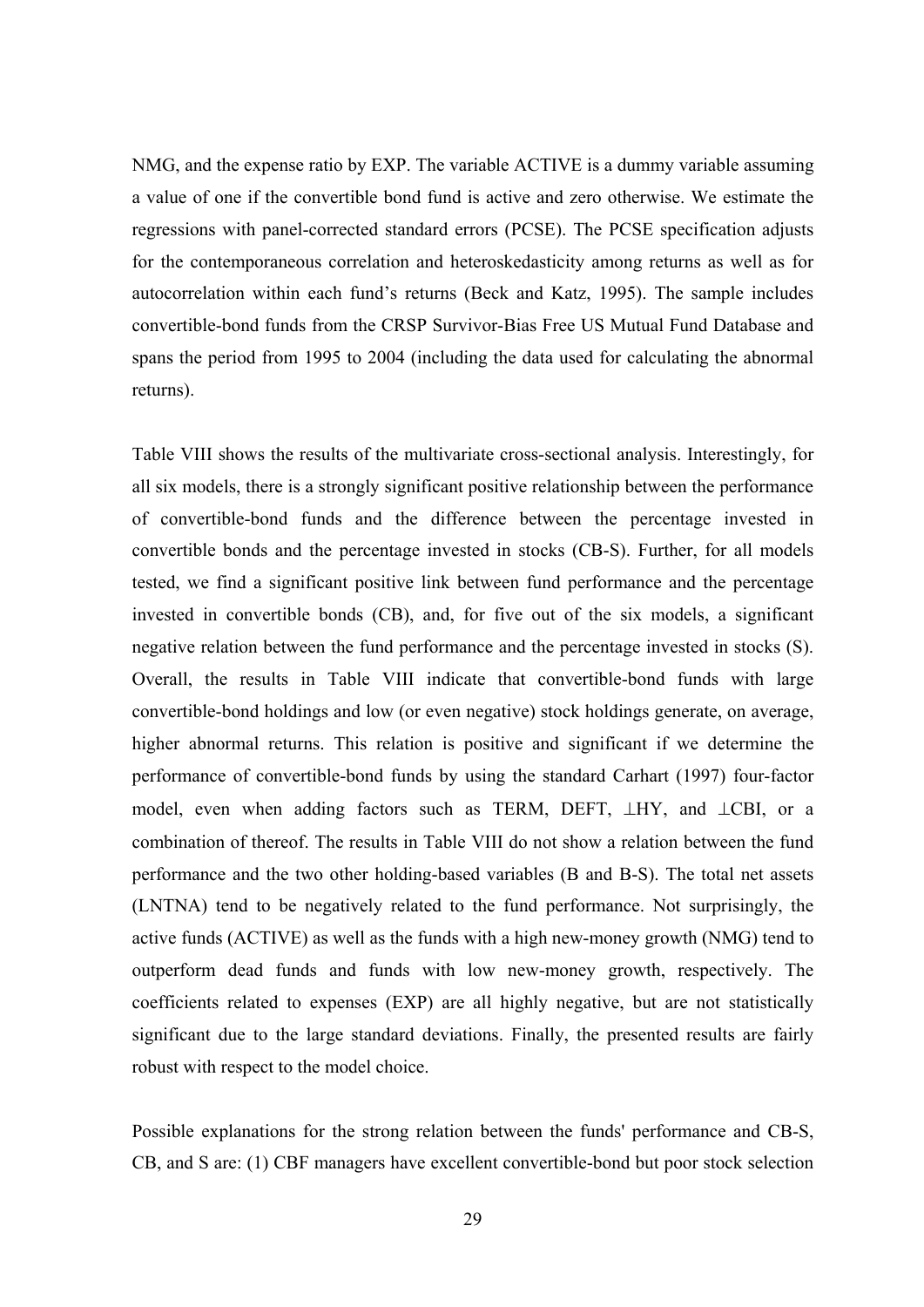NMG, and the expense ratio by EXP. The variable ACTIVE is a dummy variable assuming a value of one if the convertible bond fund is active and zero otherwise. We estimate the regressions with panel-corrected standard errors (PCSE). The PCSE specification adjusts for the contemporaneous correlation and heteroskedasticity among returns as well as for autocorrelation within each fund's returns (Beck and Katz, 1995). The sample includes convertible-bond funds from the CRSP Survivor-Bias Free US Mutual Fund Database and spans the period from 1995 to 2004 (including the data used for calculating the abnormal returns).

Table VIII shows the results of the multivariate cross-sectional analysis. Interestingly, for all six models, there is a strongly significant positive relationship between the performance of convertible-bond funds and the difference between the percentage invested in convertible bonds and the percentage invested in stocks (CB-S). Further, for all models tested, we find a significant positive link between fund performance and the percentage invested in convertible bonds (CB), and, for five out of the six models, a significant negative relation between the fund performance and the percentage invested in stocks (S). Overall, the results in Table VIII indicate that convertible-bond funds with large convertible-bond holdings and low (or even negative) stock holdings generate, on average, higher abnormal returns. This relation is positive and significant if we determine the performance of convertible-bond funds by using the standard Carhart (1997) four-factor model, even when adding factors such as TERM, DEFT, $\perp$HY, and $\perp$CBI, or a combination of thereof. The results in Table VIII do not show a relation between the fund performance and the two other holding-based variables (B and B-S). The total net assets (LNTNA) tend to be negatively related to the fund performance. Not surprisingly, the active funds (ACTIVE) as well as the funds with a high new-money growth (NMG) tend to outperform dead funds and funds with low new-money growth, respectively. The coefficients related to expenses (EXP) are all highly negative, but are not statistically significant due to the large standard deviations. Finally, the presented results are fairly robust with respect to the model choice.

Possible explanations for the strong relation between the funds' performance and CB-S, CB, and S are: (1) CBF managers have excellent convertible-bond but poor stock selection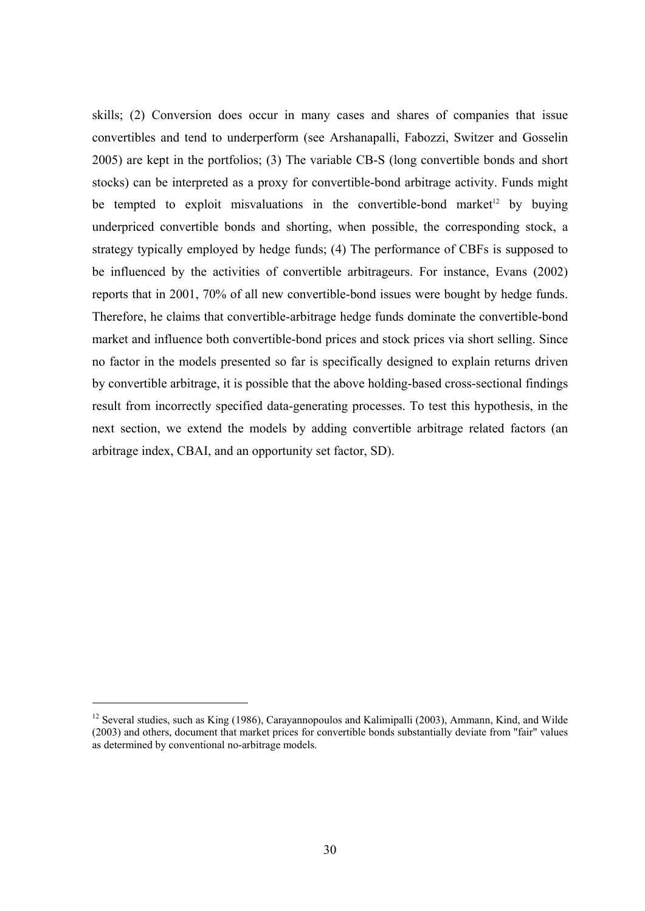skills; (2) Conversion does occur in many cases and shares of companies that issue convertibles and tend to underperform (see Arshanapalli, Fabozzi, Switzer and Gosselin 2005) are kept in the portfolios; (3) The variable CB-S (long convertible bonds and short stocks) can be interpreted as a proxy for convertible-bond arbitrage activity. Funds might be tempted to exploit misvaluations in the convertible-bond market[12] by buying underpriced convertible bonds and shorting, when possible, the corresponding stock, a strategy typically employed by hedge funds; (4) The performance of CBFs is supposed to be influenced by the activities of convertible arbitrageurs. For instance, Evans (2002) reports that in 2001, 70% of all new convertible-bond issues were bought by hedge funds. Therefore, he claims that convertible-arbitrage hedge funds dominate the convertible-bond market and influence both convertible-bond prices and stock prices via short selling. Since no factor in the models presented so far is specifically designed to explain returns driven by convertible arbitrage, it is possible that the above holding-based cross-sectional findings result from incorrectly specified data-generating processes. To test this hypothesis, in the next section, we extend the models by adding convertible arbitrage related factors (an arbitrage index, CBAI, and an opportunity set factor, SD).

[12] Several studies, such as King (1986), Carayannopoulos and Kalimipalli (2003), Ammann, Kind, and Wilde (2003) and others, document that market prices for convertible bonds substantially deviate from "fair" values as determined by conventional no-arbitrage models.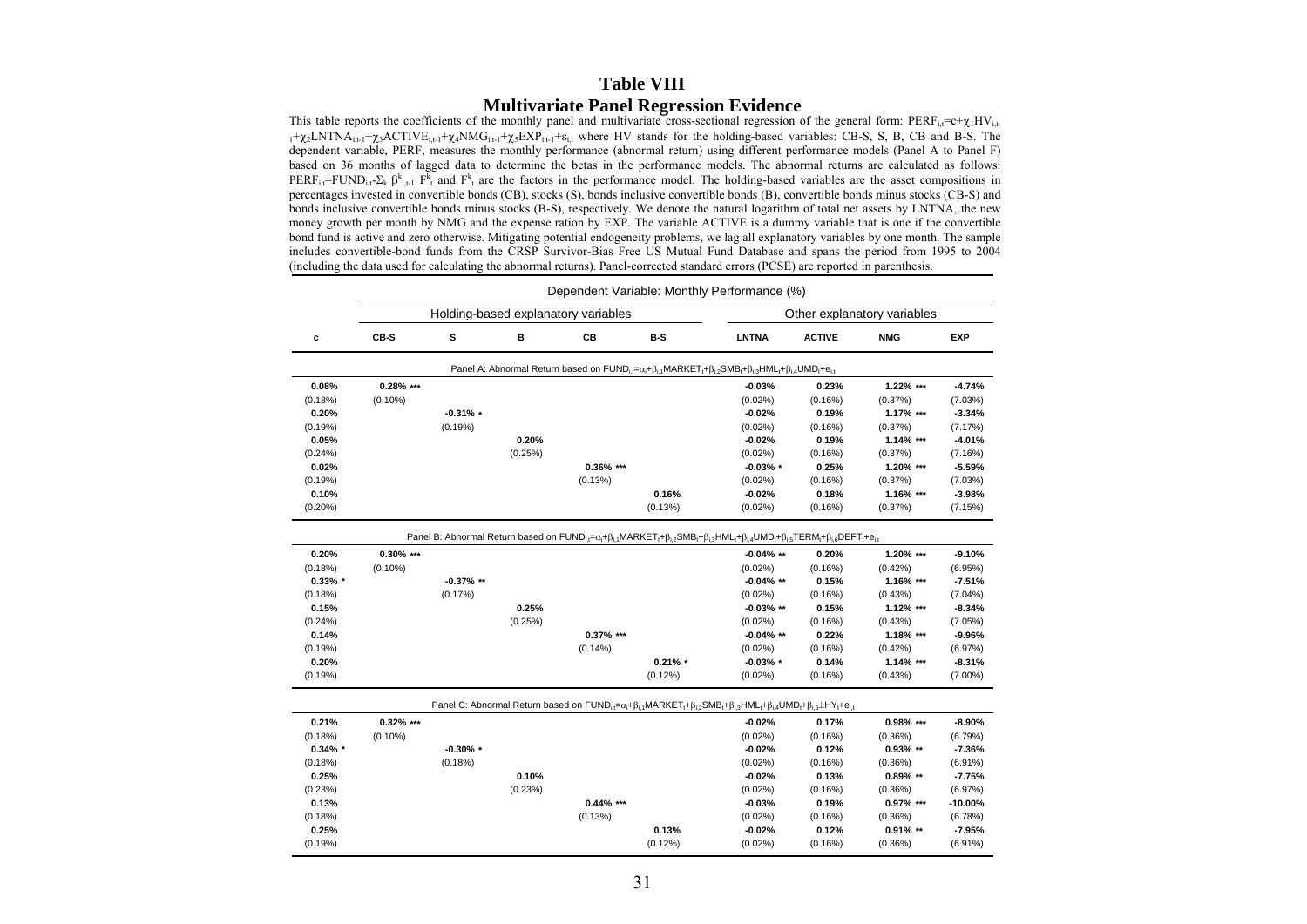# Table VIII

## Multivariate Panel Regression Evidence

This table reports the coefficients of the monthly panel and multivariate cross-sectional regression of the general form: $PERF_{i,t}=c+\chi_1 HV_{i,t-1}+\chi_2 LNTNA_{i,t-1}+\chi_3 ACTIVE_{i,t-1}+\chi_4 NMG_{i,t-1}+\chi_5 EXP_{i,t-1}+\varepsilon_{i,t}$ where HV stands for the holding-based variables: CB-S, S, B, CB and B-S. The dependent variable, PERF, measures the monthly performance (abnormal return) using different performance models (Panel A to Panel F) based on 36 months of lagged data to determine the betas in the performance models. The abnormal returns are calculated as follows: $PERF_{i,t}=FUND_{i,t}-\Sigma_k \beta^k_{i,t-1} F^k_t$ and $F^k_t$ are the factors in the performance model. The holding-based variables are the asset compositions in percentages invested in convertible bonds (CB), stocks (S), bonds inclusive convertible bonds (B), convertible bonds minus stocks (CB-S) and bonds inclusive convertible bonds minus stocks (B-S), respectively. We denote the natural logarithm of total net assets by LNTNA, the new money growth per month by NMG and the expense ration by EXP. The variable ACTIVE is a dummy variable that is one if the convertible bond fund is active and zero otherwise. Mitigating potential endogeneity problems, we lag all explanatory variables by one month. The sample includes convertible-bond funds from the CRSP Survivor-Bias Free US Mutual Fund Database and spans the period from 1995 to 2004 (including the data used for calculating the abnormal returns). Panel-corrected standard errors (PCSE) are reported in parenthesis.

| | Dependent Variable: Monthly Performance (%) | | | | | | | | |
|---|---|---|---|---|---|---|---|---|---|
| | Holding-based explanatory variables | | | | | Other explanatory variables | | | |
| **c** | **CB-S** | **S** | **B** | **CB** | **B-S** | **LNTNA** | **ACTIVE** | **NMG** | **EXP** |
| Panel A: Abnormal Return based on $FUND_{i,t}=\alpha_i+\beta_{i,1}MARKET_t+\beta_{i,2}SMB_t+\beta_{i,3}HML_t+\beta_{i,4}UMD_t+e_{i,t}$ | | | | | | | | | |
| **0.08%** | **0.28% \*\*\*** | | | | | **-0.03%** | **0.23%** | **1.22% \*\*\*** | **-4.74%** |
| (0.18%) | (0.10%) | | | | | (0.02%) | (0.16%) | (0.37%) | (7.03%) |
| **0.20%** | | **-0.31% \*** | | | | **-0.02%** | **0.19%** | **1.17% \*\*\*** | **-3.34%** |
| (0.19%) | | (0.19%) | | | | (0.02%) | (0.16%) | (0.37%) | (7.17%) |
| **0.05%** | | | **0.20%** | | | **-0.02%** | **0.19%** | **1.14% \*\*\*** | **-4.01%** |
| (0.24%) | | | (0.25%) | | | (0.02%) | (0.16%) | (0.37%) | (7.16%) |
| **0.02%** | | | | **0.36% \*\*\*** | | **-0.03% \*** | **0.25%** | **1.20% \*\*\*** | **-5.59%** |
| (0.19%) | | | | (0.13%) | | (0.02%) | (0.16%) | (0.37%) | (7.03%) |
| **0.10%** | | | | | **0.16%** | **-0.02%** | **0.18%** | **1.16% \*\*\*** | **-3.98%** |
| (0.20%) | | | | | (0.13%) | (0.02%) | (0.16%) | (0.37%) | (7.15%) |
| Panel B: Abnormal Return based on $FUND_{i,t}=\alpha_i+\beta_{i,1}MARKET_t+\beta_{i,2}SMB_t+\beta_{i,3}HML_t+\beta_{i,4}UMD_t+\beta_{i,5}TERM_t+\beta_{i,6}DEFT_t+e_{i,t}$ | | | | | | | | | |
| **0.20%** | **0.30% \*\*\*** | | | | | **-0.04% \*\*** | **0.20%** | **1.20% \*\*\*** | **-9.10%** |
| (0.18%) | (0.10%) | | | | | (0.02%) | (0.16%) | (0.42%) | (6.95%) |
| **0.33% \*** | | **-0.37% \*\*** | | | | **-0.04% \*\*** | **0.15%** | **1.16% \*\*\*** | **-7.51%** |
| (0.18%) | | (0.17%) | | | | (0.02%) | (0.16%) | (0.43%) | (7.04%) |
| **0.15%** | | | **0.25%** | | | **-0.03% \*\*** | **0.15%** | **1.12% \*\*\*** | **-8.34%** |
| (0.24%) | | | (0.25%) | | | (0.02%) | (0.16%) | (0.43%) | (7.05%) |
| **0.14%** | | | | **0.37% \*\*\*** | | **-0.04% \*\*** | **0.22%** | **1.18% \*\*\*** | **-9.96%** |
| (0.19%) | | | | (0.14%) | | (0.02%) | (0.16%) | (0.42%) | (6.97%) |
| **0.20%** | | | | | **0.21% \*** | **-0.03% \*** | **0.14%** | **1.14% \*\*\*** | **-8.31%** |
| (0.19%) | | | | | (0.12%) | (0.02%) | (0.16%) | (0.43%) | (7.00%) |
| Panel C: Abnormal Return based on $FUND_{i,t}=\alpha_i+\beta_{i,1}MARKET_t+\beta_{i,2}SMB_t+\beta_{i,3}HML_t+\beta_{i,4}UMD_t+\beta_{i,5}LHY_t+e_{i,t}$ | | | | | | | | | |
| **0.21%** | **0.32% \*\*\*** | | | | | **-0.02%** | **0.17%** | **0.98% \*\*\*** | **-8.90%** |
| (0.18%) | (0.10%) | | | | | (0.02%) | (0.16%) | (0.36%) | (6.79%) |
| **0.34% \*** | | **-0.30% \*** | | | | **-0.02%** | **0.12%** | **0.93% \*\*** | **-7.36%** |
| (0.18%) | | (0.18%) | | | | (0.02%) | (0.16%) | (0.36%) | (6.91%) |
| **0.25%** | | | **0.10%** | | | **-0.02%** | **0.13%** | **0.89% \*\*** | **-7.75%** |
| (0.23%) | | | (0.23%) | | | (0.02%) | (0.16%) | (0.36%) | (6.97%) |
| **0.13%** | | | | **0.44% \*\*\*** | | **-0.03%** | **0.19%** | **0.97% \*\*\*** | **-10.00%** |
| (0.18%) | | | | (0.13%) | | (0.02%) | (0.16%) | (0.36%) | (6.78%) |
| **0.25%** | | | | | **0.13%** | **-0.02%** | **0.12%** | **0.91% \*\*** | **-7.95%** |
| (0.19%) | | | | | (0.12%) | (0.02%) | (0.16%) | (0.36%) | (6.91%) |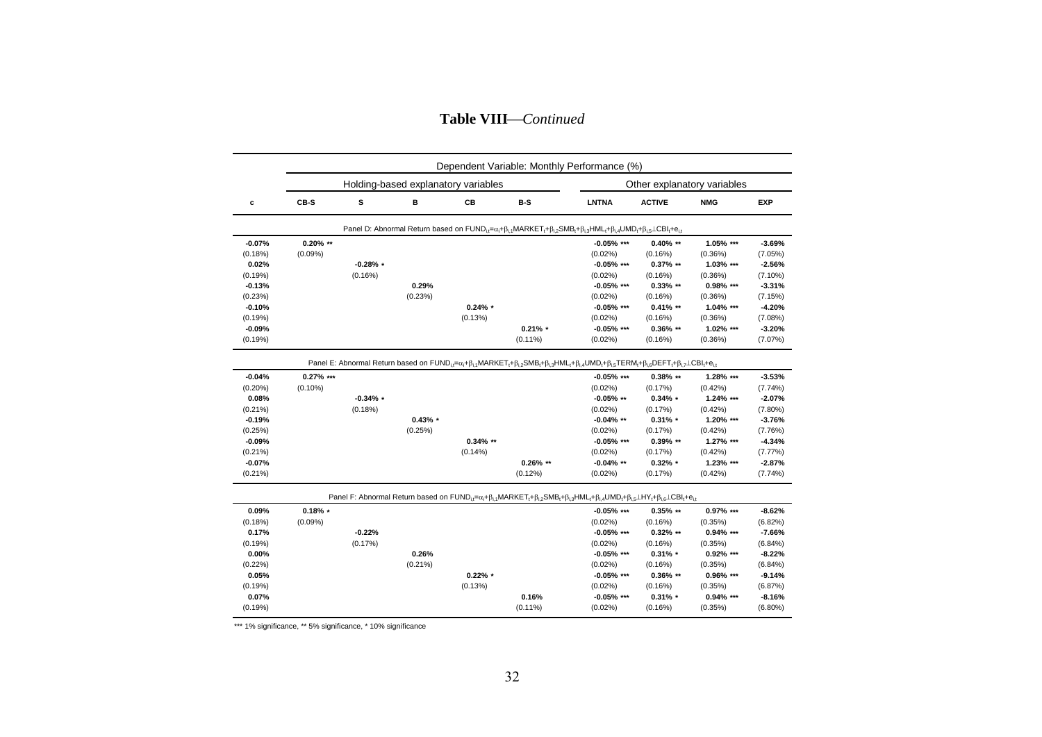**Table VIII**—*Continued*

| | Dependent Variable: Monthly Performance (%) | | | | | | | | |
|---|---|---|---|---|---|---|---|---|---|
| | Holding-based explanatory variables | | | | | Other explanatory variables | | | |
| **c** | **CB-S** | **S** | **B** | **CB** | **B-S** | **LNTNA** | **ACTIVE** | **NMG** | **EXP** |
| Panel D: Abnormal Return based on $FUND_{i,t}=\alpha_i+\beta_{i,1}MARKET_t+\beta_{i,2}SMB_t+\beta_{i,3}HML_t+\beta_{i,4}UMD_t+\beta_{i,5}\perp CBI_t+e_{i,t}$ | | | | | | | | | |
| **-0.07%** | **0.20%** ** | | | | | **-0.05%** *** | **0.40%** ** | **1.05%** *** | **-3.69%** |
| (0.18%) | (0.09%) | | | | | (0.02%) | (0.16%) | (0.36%) | (7.05%) |
| **0.02%** | | **-0.28%** * | | | | **-0.05%** *** | **0.37%** ** | **1.03%** *** | **-2.56%** |
| (0.19%) | | (0.16%) | | | | (0.02%) | (0.16%) | (0.36%) | (7.10%) |
| **-0.13%** | | | **0.29%** | | | **-0.05%** *** | **0.33%** ** | **0.98%** *** | **-3.31%** |
| (0.23%) | | | (0.23%) | | | (0.02%) | (0.16%) | (0.36%) | (7.15%) |
| **-0.10%** | | | | **0.24%** * | | **-0.05%** *** | **0.41%** ** | **1.04%** *** | **-4.20%** |
| (0.19%) | | | | (0.13%) | | (0.02%) | (0.16%) | (0.36%) | (7.08%) |
| **-0.09%** | | | | | **0.21%** * | **-0.05%** *** | **0.36%** ** | **1.02%** *** | **-3.20%** |
| (0.19%) | | | | | (0.11%) | (0.02%) | (0.16%) | (0.36%) | (7.07%) |
| Panel E: Abnormal Return based on $FUND_{i,t}=\alpha_i+\beta_{i,1}MARKET_t+\beta_{i,2}SMB_t+\beta_{i,3}HML_t+\beta_{i,4}UMD_t+\beta_{i,5}TERM_t+\beta_{i,6}DEFT_t+\beta_{i,7}\perp CBI_t+e_{i,t}$ | | | | | | | | | |
| **-0.04%** | **0.27%** *** | | | | | **-0.05%** *** | **0.38%** ** | **1.28%** *** | **-3.53%** |
| (0.20%) | (0.10%) | | | | | (0.02%) | (0.17%) | (0.42%) | (7.74%) |
| **0.08%** | | **-0.34%** * | | | | **-0.05%** ** | **0.34%** * | **1.24%** *** | **-2.07%** |
| (0.21%) | | (0.18%) | | | | (0.02%) | (0.17%) | (0.42%) | (7.80%) |
| **-0.19%** | | | **0.43%** * | | | **-0.04%** ** | **0.31%** * | **1.20%** *** | **-3.76%** |
| (0.25%) | | | (0.25%) | | | (0.02%) | (0.17%) | (0.42%) | (7.76%) |
| **-0.09%** | | | | **0.34%** ** | | **-0.05%** *** | **0.39%** ** | **1.27%** *** | **-4.34%** |
| (0.21%) | | | | (0.14%) | | (0.02%) | (0.17%) | (0.42%) | (7.77%) |
| **-0.07%** | | | | | **0.26%** ** | **-0.04%** ** | **0.32%** * | **1.23%** *** | **-2.87%** |
| (0.21%) | | | | | (0.12%) | (0.02%) | (0.17%) | (0.42%) | (7.74%) |
| Panel F: Abnormal Return based on $FUND_{i,t}=\alpha_i+\beta_{i,1}MARKET_t+\beta_{i,2}SMB_t+\beta_{i,3}HML_t+\beta_{i,4}UMD_t+\beta_{i,5}\perp HY_t+\beta_{i,6}\perp CBI_t+e_{i,t}$ | | | | | | | | | |
| **0.09%** | **0.18%** * | | | | | **-0.05%** *** | **0.35%** ** | **0.97%** *** | **-8.62%** |
| (0.18%) | (0.09%) | | | | | (0.02%) | (0.16%) | (0.35%) | (6.82%) |
| **0.17%** | | **-0.22%** | | | | **-0.05%** *** | **0.32%** ** | **0.94%** *** | **-7.66%** |
| (0.19%) | | (0.17%) | | | | (0.02%) | (0.16%) | (0.35%) | (6.84%) |
| **0.00%** | | | **0.26%** | | | **-0.05%** *** | **0.31%** * | **0.92%** *** | **-8.22%** |
| (0.22%) | | | (0.21%) | | | (0.02%) | (0.16%) | (0.35%) | (6.84%) |
| **0.05%** | | | | **0.22%** * | | **-0.05%** *** | **0.36%** ** | **0.96%** *** | **-9.14%** |
| (0.19%) | | | | (0.13%) | | (0.02%) | (0.16%) | (0.35%) | (6.87%) |
| **0.07%** | | | | | **0.16%** | **-0.05%** *** | **0.31%** * | **0.94%** *** | **-8.16%** |
| (0.19%) | | | | | (0.11%) | (0.02%) | (0.16%) | (0.35%) | (6.80%) |

*** 1% significance, ** 5% significance, * 10% significance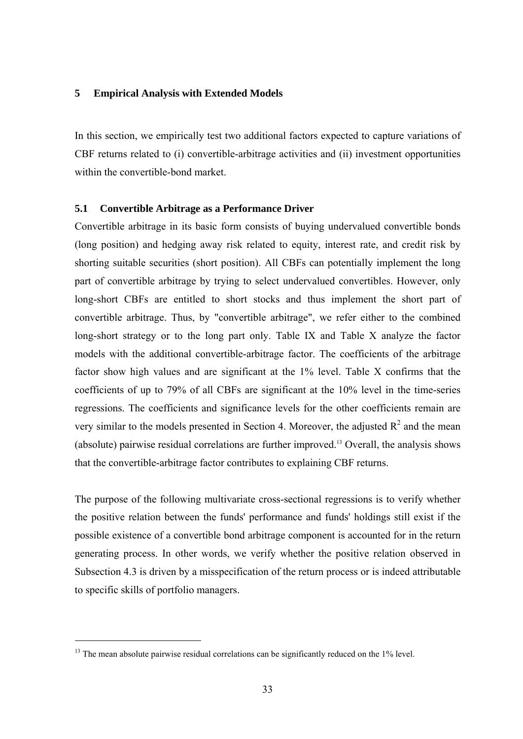## 5 Empirical Analysis with Extended Models

In this section, we empirically test two additional factors expected to capture variations of CBF returns related to (i) convertible-arbitrage activities and (ii) investment opportunities within the convertible-bond market.

### 5.1 Convertible Arbitrage as a Performance Driver

Convertible arbitrage in its basic form consists of buying undervalued convertible bonds (long position) and hedging away risk related to equity, interest rate, and credit risk by shorting suitable securities (short position). All CBFs can potentially implement the long part of convertible arbitrage by trying to select undervalued convertibles. However, only long-short CBFs are entitled to short stocks and thus implement the short part of convertible arbitrage. Thus, by "convertible arbitrage", we refer either to the combined long-short strategy or to the long part only. Table IX and Table X analyze the factor models with the additional convertible-arbitrage factor. The coefficients of the arbitrage factor show high values and are significant at the 1% level. Table X confirms that the coefficients of up to 79% of all CBFs are significant at the 10% level in the time-series regressions. The coefficients and significance levels for the other coefficients remain are very similar to the models presented in Section 4. Moreover, the adjusted $R^2$ and the mean (absolute) pairwise residual correlations are further improved.[13] Overall, the analysis shows that the convertible-arbitrage factor contributes to explaining CBF returns.

The purpose of the following multivariate cross-sectional regressions is to verify whether the positive relation between the funds' performance and funds' holdings still exist if the possible existence of a convertible bond arbitrage component is accounted for in the return generating process. In other words, we verify whether the positive relation observed in Subsection 4.3 is driven by a misspecification of the return process or is indeed attributable to specific skills of portfolio managers.

[13] The mean absolute pairwise residual correlations can be significantly reduced on the 1% level.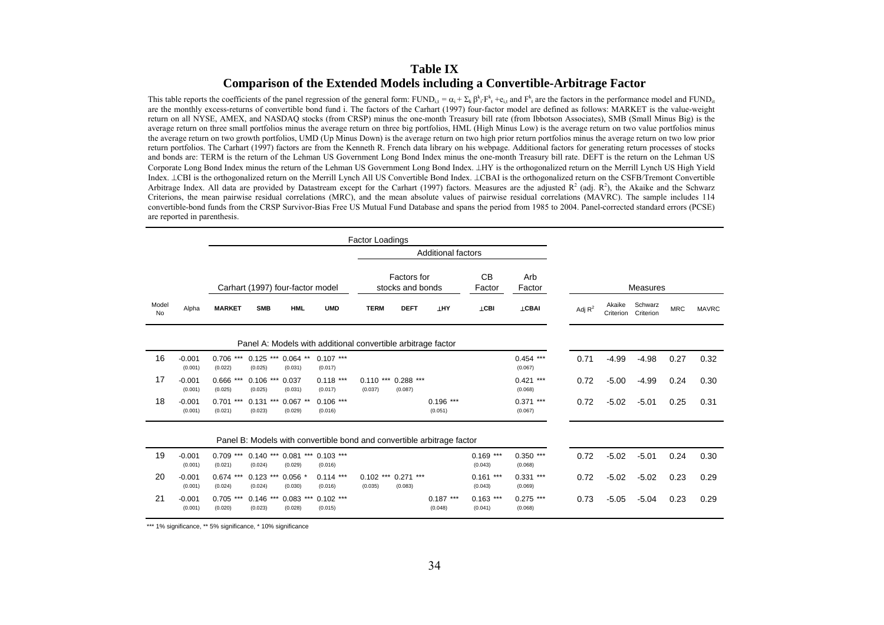# Table IX
## Comparison of the Extended Models including a Convertible-Arbitrage Factor

This table reports the coefficients of the panel regression of the general form: $FUND_{i,t} = \alpha_i + \Sigma_k \beta^k_i \cdot F^k_t + e_{i,t}$ and $F^k_t$ are the factors in the performance model and $FUND_{it}$ are the monthly excess-returns of convertible bond fund i. The factors of the Carhart (1997) four-factor model are defined as follows: MARKET is the value-weight return on all NYSE, AMEX, and NASDAQ stocks (from CRSP) minus the one-month Treasury bill rate (from Ibbotson Associates), SMB (Small Minus Big) is the average return on three small portfolios minus the average return on three big portfolios, HML (High Minus Low) is the average return on two value portfolios minus the average return on two growth portfolios, UMD (Up Minus Down) is the average return on two high prior return portfolios minus the average return on two low prior return portfolios. The Carhart (1997) factors are from the Kenneth R. French data library on his webpage. Additional factors for generating return processes of stocks and bonds are: TERM is the return of the Lehman US Government Long Bond Index minus the one-month Treasury bill rate. DEFT is the return on the Lehman US Corporate Long Bond Index minus the return of the Lehman US Government Long Bond Index. ⊥HY is the orthogonalized return on the Merrill Lynch US High Yield Index. ⊥CBI is the orthogonalized return on the Merrill Lynch All US Convertible Bond Index. ⊥CBAI is the orthogonalized return on the CSFB/Tremont Convertible Arbitrage Index. All data are provided by Datastream except for the Carhart (1997) factors. Measures are the adjusted $R^2$ (adj. $R^2$), the Akaike and the Schwarz Criterions, the mean pairwise residual correlations (MRC), and the mean absolute values of pairwise residual correlations (MAVRC). The sample includes 114 convertible-bond funds from the CRSP Survivor-Bias Free US Mutual Fund Database and spans the period from 1985 to 2004. Panel-corrected standard errors (PCSE) are reported in parenthesis.

| | | Factor Loadings | | | | | | | | | | Measures | | | | |
|---|---|---|---|---|---|---|---|---|---|---|---|---|---|---|---|---|
| | | Carhart (1997) four-factor model | | | | Additional factors: Factors for stocks and bonds | | | CB Factor | Arb Factor | | | | | | |
| Model No | Alpha | MARKET | SMB | HML | UMD | TERM | DEFT | ⊥HY | ⊥CBI | ⊥CBAI | Adj $R^2$ | Akaike Criterion | Schwarz Criterion | MRC | MAVRC |
| **Panel A: Models with additional convertible arbitrage factor** | | | | | | | | | | | | | | | |
| 16 | -0.001 | 0.706 *** | 0.125 *** | 0.064 ** | 0.107 *** | | | | | 0.454 *** | 0.71 | -4.99 | -4.98 | 0.27 | 0.32 |
| | (0.001) | (0.022) | (0.025) | (0.031) | (0.017) | | | | | (0.067) | | | | | |
| 17 | -0.001 | 0.666 *** | 0.106 *** | 0.037 | 0.118 *** | 0.110 *** | 0.288 *** | | | 0.421 *** | 0.72 | -5.00 | -4.99 | 0.24 | 0.30 |
| | (0.001) | (0.025) | (0.025) | (0.031) | (0.017) | (0.037) | (0.087) | | | (0.068) | | | | | |
| 18 | -0.001 | 0.701 *** | 0.131 *** | 0.067 ** | 0.106 *** | | | 0.196 *** | | 0.371 *** | 0.72 | -5.02 | -5.01 | 0.25 | 0.31 |
| | (0.001) | (0.021) | (0.023) | (0.029) | (0.016) | | | (0.051) | | (0.067) | | | | | |
| **Panel B: Models with convertible bond and convertible arbitrage factor** | | | | | | | | | | | | | | | |
| 19 | -0.001 | 0.709 *** | 0.140 *** | 0.081 *** | 0.103 *** | | | | 0.169 *** | 0.350 *** | 0.72 | -5.02 | -5.01 | 0.24 | 0.30 |
| | (0.001) | (0.021) | (0.024) | (0.029) | (0.016) | | | | (0.043) | (0.068) | | | | | |
| 20 | -0.001 | 0.674 *** | 0.123 *** | 0.056 * | 0.114 *** | 0.102 *** | 0.271 *** | | 0.161 *** | 0.331 *** | 0.72 | -5.02 | -5.02 | 0.23 | 0.29 |
| | (0.001) | (0.024) | (0.024) | (0.030) | (0.016) | (0.035) | (0.083) | | (0.043) | (0.069) | | | | | |
| 21 | -0.001 | 0.705 *** | 0.146 *** | 0.083 *** | 0.102 *** | | | 0.187 *** | 0.163 *** | 0.275 *** | 0.73 | -5.05 | -5.04 | 0.23 | 0.29 |
| | (0.001) | (0.020) | (0.023) | (0.028) | (0.015) | | | (0.048) | (0.041) | (0.068) | | | | | |

*** 1% significance, ** 5% significance, * 10% significance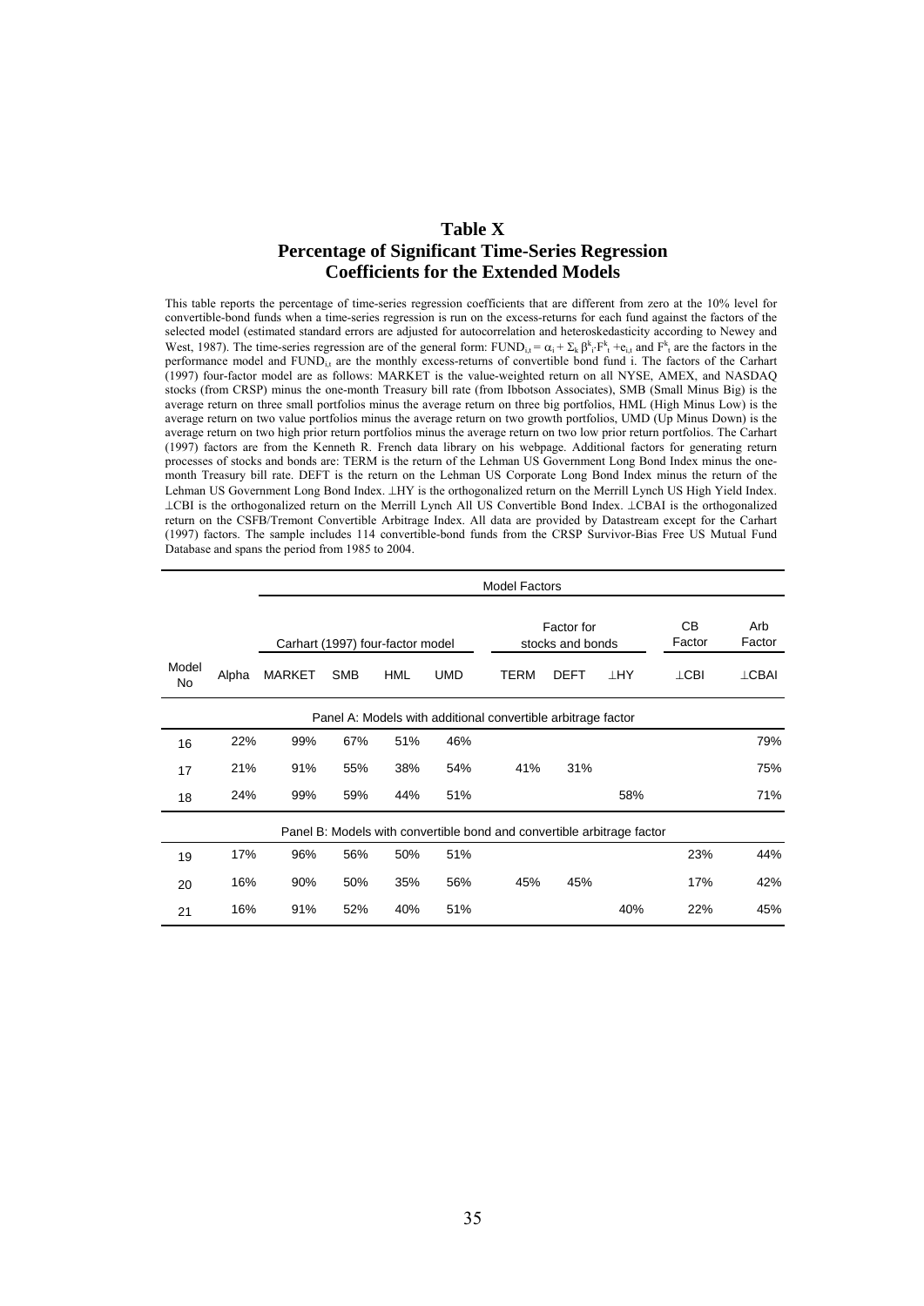## Table X
## Percentage of Significant Time-Series Regression Coefficients for the Extended Models

This table reports the percentage of time-series regression coefficients that are different from zero at the 10% level for convertible-bond funds when a time-series regression is run on the excess-returns for each fund against the factors of the selected model (estimated standard errors are adjusted for autocorrelation and heteroskedasticity according to Newey and West, 1987). The time-series regression are of the general form: $FUND_{i,t} = \alpha_i + \Sigma_k \beta^k_i \cdot F^k_t + e_{i,t}$ and $F^k_t$ are the factors in the performance model and $FUND_{i,t}$ are the monthly excess-returns of convertible bond fund i. The factors of the Carhart (1997) four-factor model are as follows: MARKET is the value-weighted return on all NYSE, AMEX, and NASDAQ stocks (from CRSP) minus the one-month Treasury bill rate (from Ibbotson Associates), SMB (Small Minus Big) is the average return on three small portfolios minus the average return on three big portfolios, HML (High Minus Low) is the average return on two value portfolios minus the average return on two growth portfolios, UMD (Up Minus Down) is the average return on two high prior return portfolios minus the average return on two low prior return portfolios. The Carhart (1997) factors are from the Kenneth R. French data library on his webpage. Additional factors for generating return processes of stocks and bonds are: TERM is the return of the Lehman US Government Long Bond Index minus the one-month Treasury bill rate. DEFT is the return on the Lehman US Corporate Long Bond Index minus the return of the Lehman US Government Long Bond Index. ⊥HY is the orthogonalized return on the Merrill Lynch US High Yield Index. ⊥CBI is the orthogonalized return on the Merrill Lynch All US Convertible Bond Index. ⊥CBAI is the orthogonalized return on the CSFB/Tremont Convertible Arbitrage Index. All data are provided by Datastream except for the Carhart (1997) factors. The sample includes 114 convertible-bond funds from the CRSP Survivor-Bias Free US Mutual Fund Database and spans the period from 1985 to 2004.

| | | Model Factors | | | | | | | | | |
|---|---|---|---|---|---|---|---|---|---|---|---|
| | | Carhart (1997) four-factor model | | | | Factor for stocks and bonds | | | CB Factor | Arb Factor |
| Model No | Alpha | MARKET | SMB | HML | UMD | TERM | DEFT | ⊥HY | ⊥CBI | ⊥CBAI |
| **Panel A: Models with additional convertible arbitrage factor** | | | | | | | | | | |
| 16 | 22% | 99% | 67% | 51% | 46% | | | | | 79% |
| 17 | 21% | 91% | 55% | 38% | 54% | 41% | 31% | | | 75% |
| 18 | 24% | 99% | 59% | 44% | 51% | | | 58% | | 71% |
| **Panel B: Models with convertible bond and convertible arbitrage factor** | | | | | | | | | | |
| 19 | 17% | 96% | 56% | 50% | 51% | | | | 23% | 44% |
| 20 | 16% | 90% | 50% | 35% | 56% | 45% | 45% | | 17% | 42% |
| 21 | 16% | 91% | 52% | 40% | 51% | | | 40% | 22% | 45% |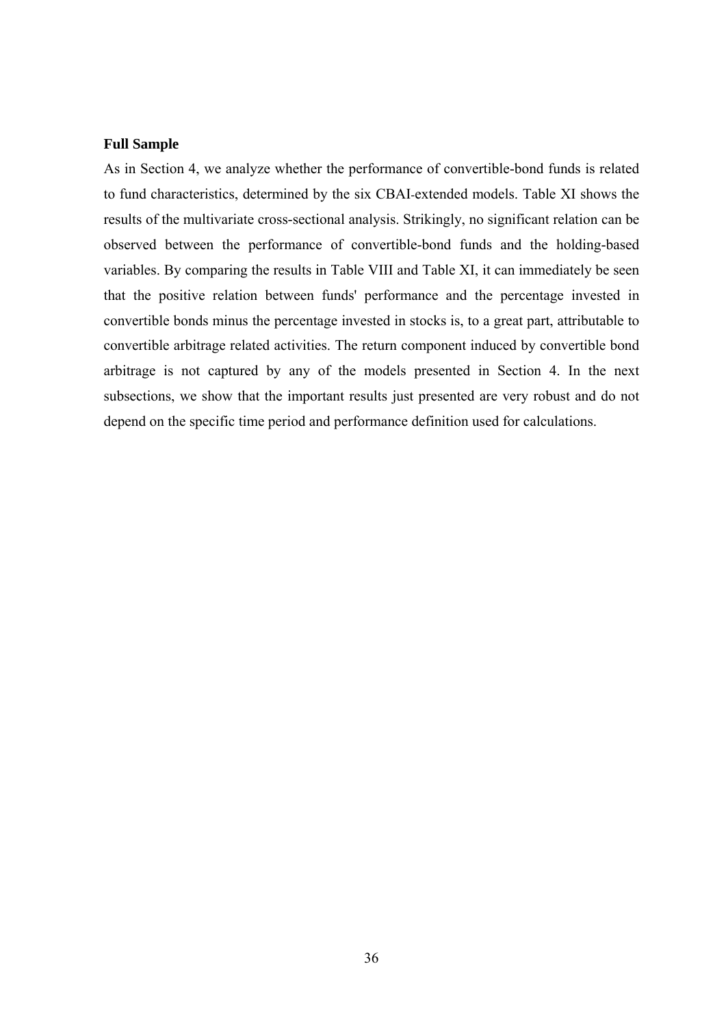**Full Sample**

As in Section 4, we analyze whether the performance of convertible-bond funds is related to fund characteristics, determined by the six CBAI-extended models. Table XI shows the results of the multivariate cross-sectional analysis. Strikingly, no significant relation can be observed between the performance of convertible-bond funds and the holding-based variables. By comparing the results in Table VIII and Table XI, it can immediately be seen that the positive relation between funds' performance and the percentage invested in convertible bonds minus the percentage invested in stocks is, to a great part, attributable to convertible arbitrage related activities. The return component induced by convertible bond arbitrage is not captured by any of the models presented in Section 4. In the next subsections, we show that the important results just presented are very robust and do not depend on the specific time period and performance definition used for calculations.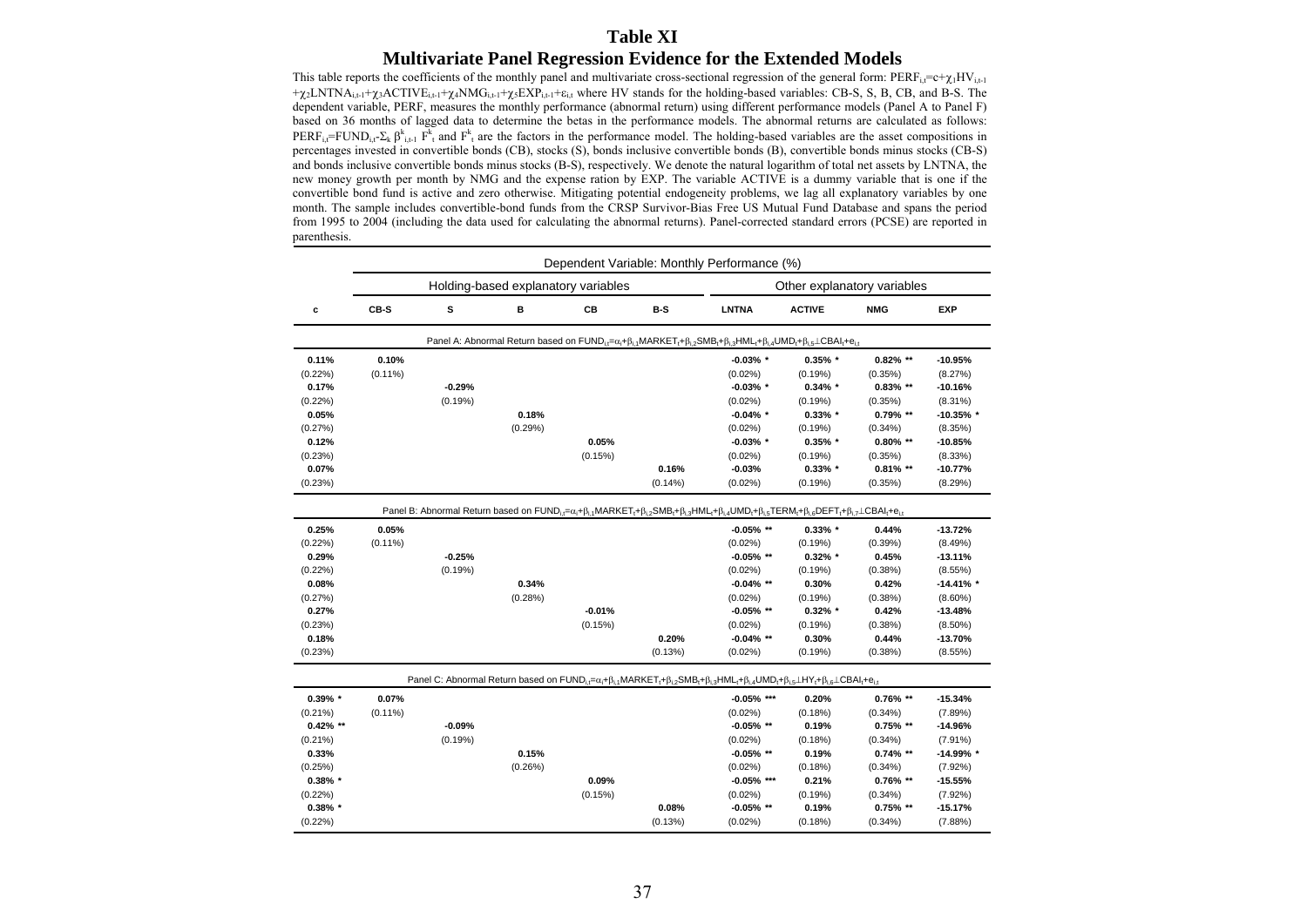# Table XI

## Multivariate Panel Regression Evidence for the Extended Models

This table reports the coefficients of the monthly panel and multivariate cross-sectional regression of the general form: $PERF_{i,t}=c+\chi_1 HV_{i,t-1}+\chi_2 LNTNA_{i,t-1}+\chi_3 ACTIVE_{i,t-1}+\chi_4 NMG_{i,t-1}+\chi_5 EXP_{i,t-1}+\varepsilon_{i,t}$ where HV stands for the holding-based variables: CB-S, S, B, CB, and B-S. The dependent variable, PERF, measures the monthly performance (abnormal return) using different performance models (Panel A to Panel F) based on 36 months of lagged data to determine the betas in the performance models. The abnormal returns are calculated as follows: $PERF_{i,t}=FUND_{i,t}-\Sigma_k \beta^k_{i,t-1} F^k_t$ and $F^k_t$ are the factors in the performance model. The holding-based variables are the asset compositions in percentages invested in convertible bonds (CB), stocks (S), bonds inclusive convertible bonds (B), convertible bonds minus stocks (CB-S) and bonds inclusive convertible bonds minus stocks (B-S), respectively. We denote the natural logarithm of total net assets by LNTNA, the new money growth per month by NMG and the expense ration by EXP. The variable ACTIVE is a dummy variable that is one if the convertible bond fund is active and zero otherwise. Mitigating potential endogeneity problems, we lag all explanatory variables by one month. The sample includes convertible-bond funds from the CRSP Survivor-Bias Free US Mutual Fund Database and spans the period from 1995 to 2004 (including the data used for calculating the abnormal returns). Panel-corrected standard errors (PCSE) are reported in parenthesis.

| | Dependent Variable: Monthly Performance (%) | | | | | | | | |
|---|---|---|---|---|---|---|---|---|---|
| | Holding-based explanatory variables | | | | | Other explanatory variables | | | |
| **c** | **CB-S** | **S** | **B** | **CB** | **B-S** | **LNTNA** | **ACTIVE** | **NMG** | **EXP** |
| Panel A: Abnormal Return based on $FUND_{i,t}=\alpha_i+\beta_{i,1}MARKET_t+\beta_{i,2}SMB_t+\beta_{i,3}HML_t+\beta_{i,4}UMD_t+\beta_{i,5}\perp CBAI_t+e_{i,t}$ | | | | | | | | | |
| 0.11% | 0.10% | | | | | -0.03% * | 0.35% * | 0.82% ** | -10.95% |
| (0.22%) | (0.11%) | | | | | (0.02%) | (0.19%) | (0.35%) | (8.27%) |
| 0.17% | | -0.29% | | | | -0.03% * | 0.34% * | 0.83% ** | -10.16% |
| (0.22%) | | (0.19%) | | | | (0.02%) | (0.19%) | (0.35%) | (8.31%) |
| 0.05% | | | 0.18% | | | -0.04% * | 0.33% * | 0.79% ** | -10.35% * |
| (0.27%) | | | (0.29%) | | | (0.02%) | (0.19%) | (0.34%) | (8.35%) |
| 0.12% | | | | 0.05% | | -0.03% * | 0.35% * | 0.80% ** | -10.85% |
| (0.23%) | | | | (0.15%) | | (0.02%) | (0.19%) | (0.35%) | (8.33%) |
| 0.07% | | | | | 0.16% | -0.03% | 0.33% * | 0.81% ** | -10.77% |
| (0.23%) | | | | | (0.14%) | (0.02%) | (0.19%) | (0.35%) | (8.29%) |
| Panel B: Abnormal Return based on $FUND_{i,t}=\alpha_i+\beta_{i,1}MARKET_t+\beta_{i,2}SMB_t+\beta_{i,3}HML_t+\beta_{i,4}UMD_t+\beta_{i,5}TERM_t+\beta_{i,6}DEFT_t+\beta_{i,7}\perp CBAI_t+e_{i,t}$ | | | | | | | | | |
| 0.25% | 0.05% | | | | | -0.05% ** | 0.33% * | 0.44% | -13.72% |
| (0.22%) | (0.11%) | | | | | (0.02%) | (0.19%) | (0.39%) | (8.49%) |
| 0.29% | | -0.25% | | | | -0.05% ** | 0.32% * | 0.45% | -13.11% |
| (0.22%) | | (0.19%) | | | | (0.02%) | (0.19%) | (0.38%) | (8.55%) |
| 0.08% | | | 0.34% | | | -0.04% ** | 0.30% | 0.42% | -14.41% * |
| (0.27%) | | | (0.28%) | | | (0.02%) | (0.19%) | (0.38%) | (8.60%) |
| 0.27% | | | | -0.01% | | -0.05% ** | 0.32% * | 0.42% | -13.48% |
| (0.23%) | | | | (0.15%) | | (0.02%) | (0.19%) | (0.38%) | (8.50%) |
| 0.18% | | | | | 0.20% | -0.04% ** | 0.30% | 0.44% | -13.70% |
| (0.23%) | | | | | (0.13%) | (0.02%) | (0.19%) | (0.38%) | (8.55%) |
| Panel C: Abnormal Return based on $FUND_{i,t}=\alpha_i+\beta_{i,1}MARKET_t+\beta_{i,2}SMB_t+\beta_{i,3}HML_t+\beta_{i,4}UMD_t+\beta_{i,5}\perp HY_t+\beta_{i,6}\perp CBAI_t+e_{i,t}$ | | | | | | | | | |
| 0.39% * | 0.07% | | | | | -0.05% *** | 0.20% | 0.76% ** | -15.34% |
| (0.21%) | (0.11%) | | | | | (0.02%) | (0.18%) | (0.34%) | (7.89%) |
| 0.42% ** | | -0.09% | | | | -0.05% ** | 0.19% | 0.75% ** | -14.96% |
| (0.21%) | | (0.19%) | | | | (0.02%) | (0.18%) | (0.34%) | (7.91%) |
| 0.33% | | | 0.15% | | | -0.05% ** | 0.19% | 0.74% ** | -14.99% * |
| (0.25%) | | | (0.26%) | | | (0.02%) | (0.18%) | (0.34%) | (7.92%) |
| 0.38% * | | | | 0.09% | | -0.05% *** | 0.21% | 0.76% ** | -15.55% |
| (0.22%) | | | | (0.15%) | | (0.02%) | (0.19%) | (0.34%) | (7.92%) |
| 0.38% * | | | | | 0.08% | -0.05% ** | 0.19% | 0.75% ** | -15.17% |
| (0.22%) | | | | | (0.13%) | (0.02%) | (0.18%) | (0.34%) | (7.88%) |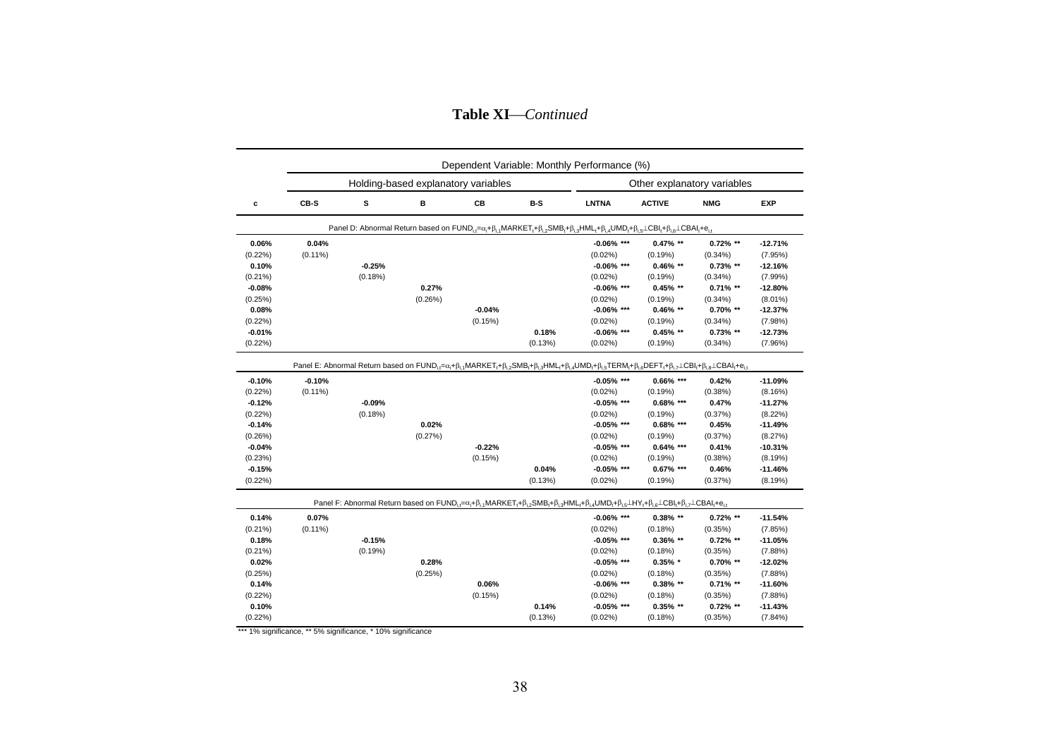**Table XI**—*Continued*

| | Dependent Variable: Monthly Performance (%) | | | | | | | | |
|---|---|---|---|---|---|---|---|---|---|
| | Holding-based explanatory variables | | | | | Other explanatory variables | | | |
| **c** | **CB-S** | **S** | **B** | **CB** | **B-S** | **LNTNA** | **ACTIVE** | **NMG** | **EXP** |
| | Panel D: Abnormal Return based on $FUND_{i,t}=\alpha_i+\beta_{i,1}MARKET_t+\beta_{i,2}SMB_t+\beta_{i,3}HML_t+\beta_{i,4}UMD_t+\beta_{i,5}\perp CBI_t+\beta_{i,6}\perp CBAI_t+e_{i,t}$ | | | | | | | | |
| **0.06%** | **0.04%** | | | | | **-0.06% \*\*\*** | **0.47% \*\*** | **0.72% \*\*** | **-12.71%** |
| (0.22%) | (0.11%) | | | | | (0.02%) | (0.19%) | (0.34%) | (7.95%) |
| **0.10%** | | **-0.25%** | | | | **-0.06% \*\*\*** | **0.46% \*\*** | **0.73% \*\*** | **-12.16%** |
| (0.21%) | | (0.18%) | | | | (0.02%) | (0.19%) | (0.34%) | (7.99%) |
| **-0.08%** | | | **0.27%** | | | **-0.06% \*\*\*** | **0.45% \*\*** | **0.71% \*\*** | **-12.80%** |
| (0.25%) | | | (0.26%) | | | (0.02%) | (0.19%) | (0.34%) | (8.01%) |
| **0.08%** | | | | **-0.04%** | | **-0.06% \*\*\*** | **0.46% \*\*** | **0.70% \*\*** | **-12.37%** |
| (0.22%) | | | | (0.15%) | | (0.02%) | (0.19%) | (0.34%) | (7.98%) |
| **-0.01%** | | | | | **0.18%** | **-0.06% \*\*\*** | **0.45% \*\*** | **0.73% \*\*** | **-12.73%** |
| (0.22%) | | | | | (0.13%) | (0.02%) | (0.19%) | (0.34%) | (7.96%) |
| | Panel E: Abnormal Return based on $FUND_{i,t}=\alpha_i+\beta_{i,1}MARKET_t+\beta_{i,2}SMB_t+\beta_{i,3}HML_t+\beta_{i,4}UMD_t+\beta_{i,5}TERM_t+\beta_{i,6}DEFT_t+\beta_{i,7}\perp CBI_t+\beta_{i,8}\perp CBAI_t+e_{i,t}$ | | | | | | | | |
| **-0.10%** | **-0.10%** | | | | | **-0.05% \*\*\*** | **0.66% \*\*\*** | **0.42%** | **-11.09%** |
| (0.22%) | (0.11%) | | | | | (0.02%) | (0.19%) | (0.38%) | (8.16%) |
| **-0.12%** | | **-0.09%** | | | | **-0.05% \*\*\*** | **0.68% \*\*\*** | **0.47%** | **-11.27%** |
| (0.22%) | | (0.18%) | | | | (0.02%) | (0.19%) | (0.37%) | (8.22%) |
| **-0.14%** | | | **0.02%** | | | **-0.05% \*\*\*** | **0.68% \*\*\*** | **0.45%** | **-11.49%** |
| (0.26%) | | | (0.27%) | | | (0.02%) | (0.19%) | (0.37%) | (8.27%) |
| **-0.04%** | | | | **-0.22%** | | **-0.05% \*\*\*** | **0.64% \*\*\*** | **0.41%** | **-10.31%** |
| (0.23%) | | | | (0.15%) | | (0.02%) | (0.19%) | (0.38%) | (8.19%) |
| **-0.15%** | | | | | **0.04%** | **-0.05% \*\*\*** | **0.67% \*\*\*** | **0.46%** | **-11.46%** |
| (0.22%) | | | | | (0.13%) | (0.02%) | (0.19%) | (0.37%) | (8.19%) |
| | Panel F: Abnormal Return based on $FUND_{i,t}=\alpha_i+\beta_{i,1}MARKET_t+\beta_{i,2}SMB_t+\beta_{i,3}HML_t+\beta_{i,4}UMD_t+\beta_{i,5}\perp HY_t+\beta_{i,6}\perp CBI_t+\beta_{i,7}\perp CBAI_t+e_{i,t}$ | | | | | | | | |
| **0.14%** | **0.07%** | | | | | **-0.06% \*\*\*** | **0.38% \*\*** | **0.72% \*\*** | **-11.54%** |
| (0.21%) | (0.11%) | | | | | (0.02%) | (0.18%) | (0.35%) | (7.85%) |
| **0.18%** | | **-0.15%** | | | | **-0.05% \*\*\*** | **0.36% \*\*** | **0.72% \*\*** | **-11.05%** |
| (0.21%) | | (0.19%) | | | | (0.02%) | (0.18%) | (0.35%) | (7.88%) |
| **0.02%** | | | **0.28%** | | | **-0.05% \*\*\*** | **0.35% \*** | **0.70% \*\*** | **-12.02%** |
| (0.25%) | | | (0.25%) | | | (0.02%) | (0.18%) | (0.35%) | (7.88%) |
| **0.14%** | | | | **0.06%** | | **-0.06% \*\*\*** | **0.38% \*\*** | **0.71% \*\*** | **-11.60%** |
| (0.22%) | | | | (0.15%) | | (0.02%) | (0.18%) | (0.35%) | (7.88%) |
| **0.10%** | | | | | **0.14%** | **-0.05% \*\*\*** | **0.35% \*\*** | **0.72% \*\*** | **-11.43%** |
| (0.22%) | | | | | (0.13%) | (0.02%) | (0.18%) | (0.35%) | (7.84%) |

\*\*\* 1% significance, \*\* 5% significance, \* 10% significance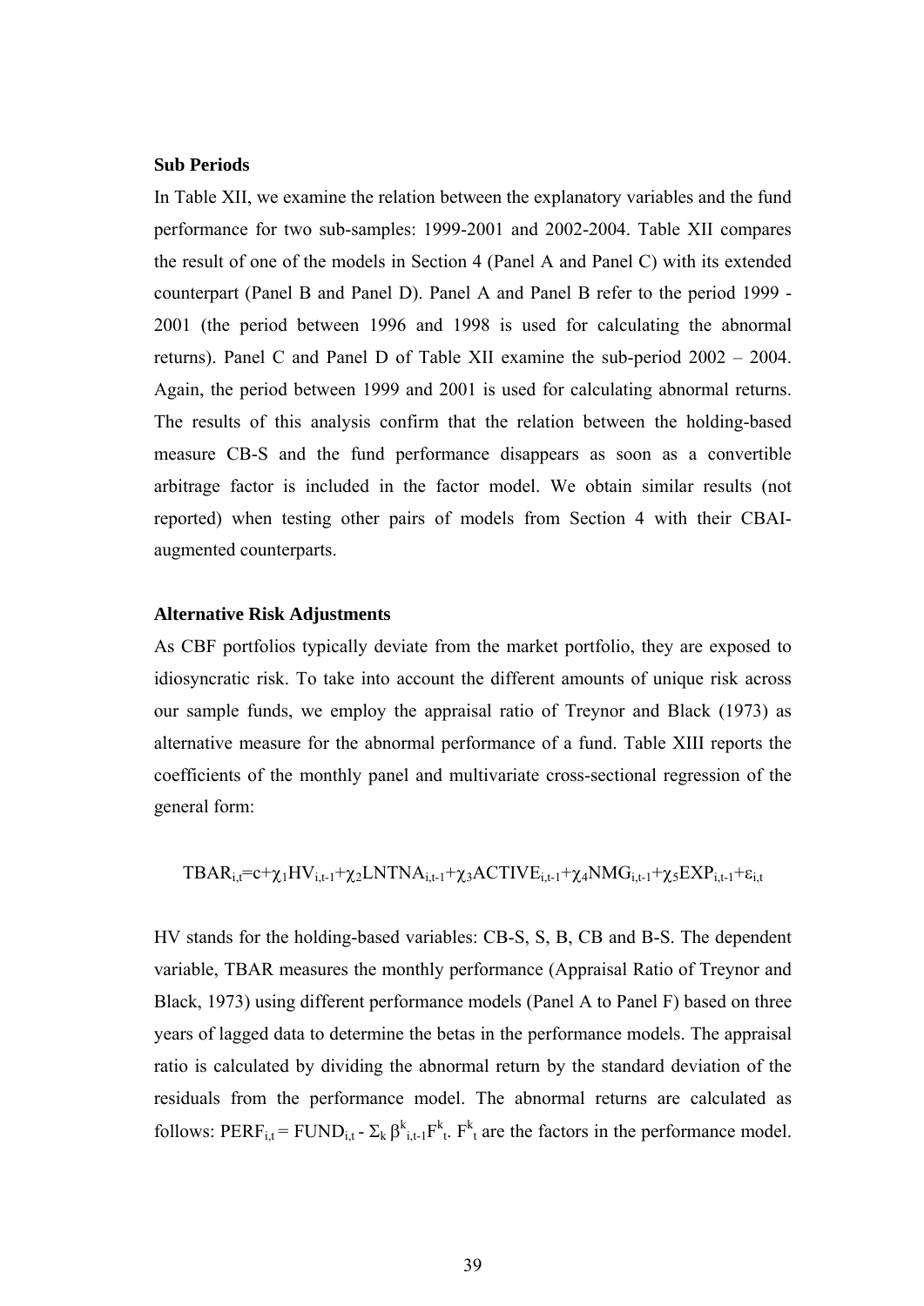**Sub Periods**

In Table XII, we examine the relation between the explanatory variables and the fund performance for two sub-samples: 1999-2001 and 2002-2004. Table XII compares the result of one of the models in Section 4 (Panel A and Panel C) with its extended counterpart (Panel B and Panel D). Panel A and Panel B refer to the period 1999 - 2001 (the period between 1996 and 1998 is used for calculating the abnormal returns). Panel C and Panel D of Table XII examine the sub-period 2002 – 2004. Again, the period between 1999 and 2001 is used for calculating abnormal returns. The results of this analysis confirm that the relation between the holding-based measure CB-S and the fund performance disappears as soon as a convertible arbitrage factor is included in the factor model. We obtain similar results (not reported) when testing other pairs of models from Section 4 with their CBAI-augmented counterparts.

**Alternative Risk Adjustments**

As CBF portfolios typically deviate from the market portfolio, they are exposed to idiosyncratic risk. To take into account the different amounts of unique risk across our sample funds, we employ the appraisal ratio of Treynor and Black (1973) as alternative measure for the abnormal performance of a fund. Table XIII reports the coefficients of the monthly panel and multivariate cross-sectional regression of the general form:

$$TBAR_{i,t}=c+\chi_1 HV_{i,t-1}+\chi_2 LNTNA_{i,t-1}+\chi_3 ACTIVE_{i,t-1}+\chi_4 NMG_{i,t-1}+\chi_5 EXP_{i,t-1}+\varepsilon_{i,t}$$

HV stands for the holding-based variables: CB-S, S, B, CB and B-S. The dependent variable, TBAR measures the monthly performance (Appraisal Ratio of Treynor and Black, 1973) using different performance models (Panel A to Panel F) based on three years of lagged data to determine the betas in the performance models. The appraisal ratio is calculated by dividing the abnormal return by the standard deviation of the residuals from the performance model. The abnormal returns are calculated as follows: $PERF_{i,t} = FUND_{i,t} - \Sigma_k \beta^k_{i,t-1}F^k_t$. $F^k_t$ are the factors in the performance model.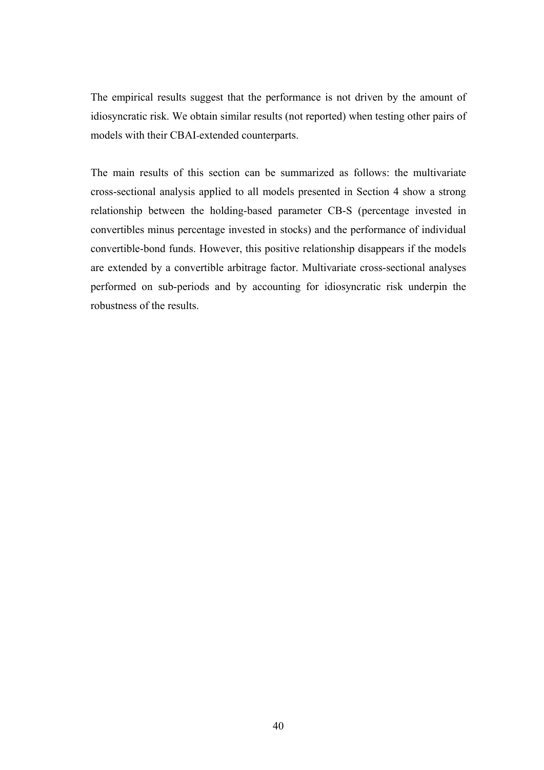The empirical results suggest that the performance is not driven by the amount of idiosyncratic risk. We obtain similar results (not reported) when testing other pairs of models with their CBAI-extended counterparts.

The main results of this section can be summarized as follows: the multivariate cross-sectional analysis applied to all models presented in Section 4 show a strong relationship between the holding-based parameter CB-S (percentage invested in convertibles minus percentage invested in stocks) and the performance of individual convertible-bond funds. However, this positive relationship disappears if the models are extended by a convertible arbitrage factor. Multivariate cross-sectional analyses performed on sub-periods and by accounting for idiosyncratic risk underpin the robustness of the results.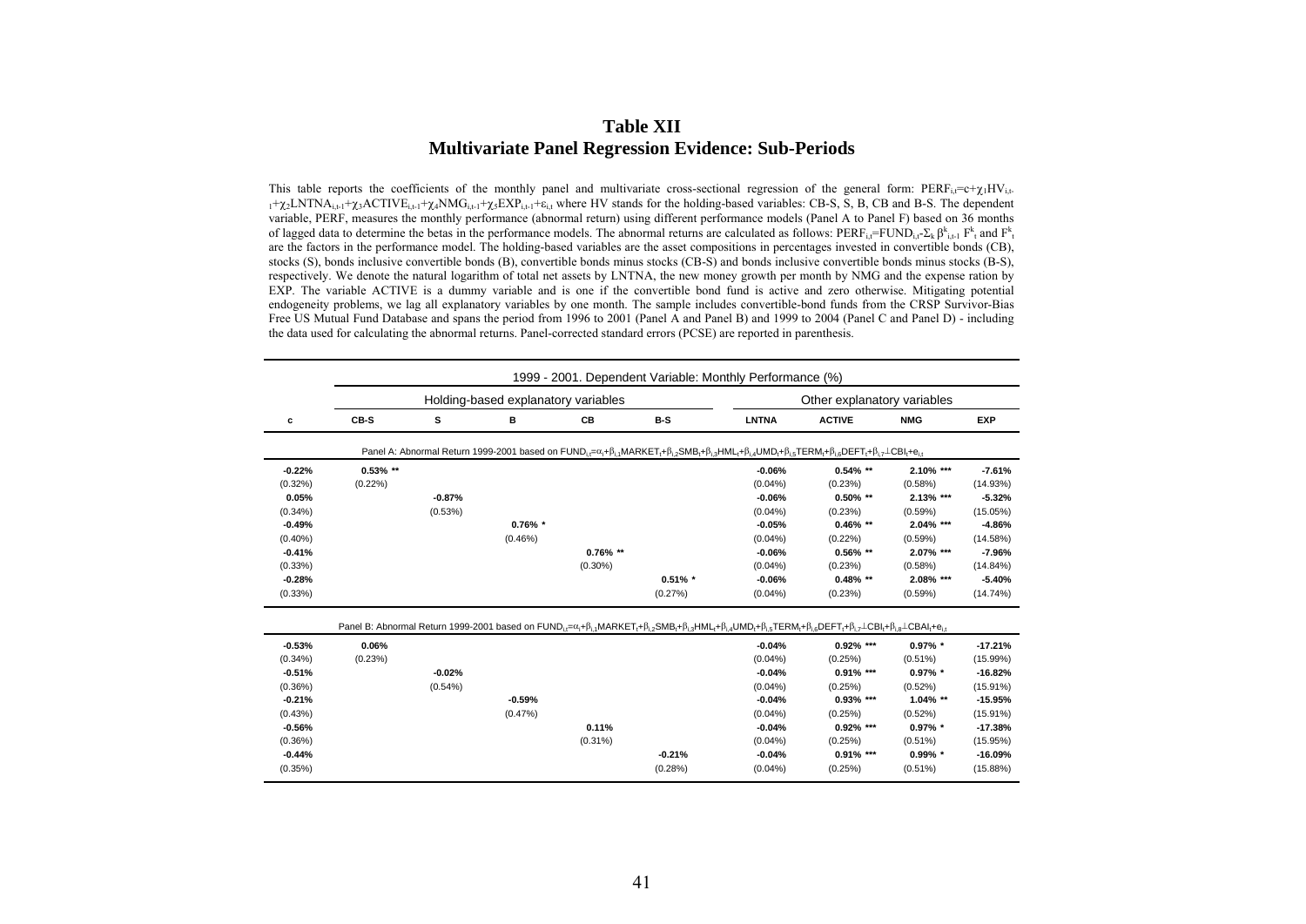# Table XII

## Multivariate Panel Regression Evidence: Sub-Periods

This table reports the coefficients of the monthly panel and multivariate cross-sectional regression of the general form: $PERF_{i,t}=c+\chi_1 HV_{i,t-1}+\chi_2 LNTNA_{i,t-1}+\chi_3 ACTIVE_{i,t-1}+\chi_4 NMG_{i,t-1}+\chi_5 EXP_{i,t-1}+\varepsilon_{i,t}$ where HV stands for the holding-based variables: CB-S, S, B, CB and B-S. The dependent variable, PERF, measures the monthly performance (abnormal return) using different performance models (Panel A to Panel F) based on 36 months of lagged data to determine the betas in the performance models. The abnormal returns are calculated as follows: $PERF_{i,t}=FUND_{i,t}-\Sigma_k \beta^k_{i,t-1} F^k_t$ and $F^k_t$ are the factors in the performance model. The holding-based variables are the asset compositions in percentages invested in convertible bonds (CB), stocks (S), bonds inclusive convertible bonds (B), convertible bonds minus stocks (CB-S) and bonds inclusive convertible bonds minus stocks (B-S), respectively. We denote the natural logarithm of total net assets by LNTNA, the new money growth per month by NMG and the expense ration by EXP. The variable ACTIVE is a dummy variable and is one if the convertible bond fund is active and zero otherwise. Mitigating potential endogeneity problems, we lag all explanatory variables by one month. The sample includes convertible-bond funds from the CRSP Survivor-Bias Free US Mutual Fund Database and spans the period from 1996 to 2001 (Panel A and Panel B) and 1999 to 2004 (Panel C and Panel D) - including the data used for calculating the abnormal returns. Panel-corrected standard errors (PCSE) are reported in parenthesis.

| | 1999 - 2001. Dependent Variable: Monthly Performance (%) | | | | | | | | |
|---|---|---|---|---|---|---|---|---|---|
| | Holding-based explanatory variables | | | | | Other explanatory variables | | | |
| **c** | **CB-S** | **S** | **B** | **CB** | **B-S** | **LNTNA** | **ACTIVE** | **NMG** | **EXP** |
| Panel A: Abnormal Return 1999-2001 based on $FUND_{i,t}=\alpha_i+\beta_{i,1}MARKET_t+\beta_{i,2}SMB_t+\beta_{i,3}HML_t+\beta_{i,4}UMD_t+\beta_{i,5}TERM_t+\beta_{i,6}DEFT_t+\beta_{i,7}\perp CBI_t+e_{i,t}$ | | | | | | | | | |
| **-0.22%** | **0.53% \*\*** | | | | | **-0.06%** | **0.54% \*\*** | **2.10% \*\*\*** | **-7.61%** |
| (0.32%) | (0.22%) | | | | | (0.04%) | (0.23%) | (0.58%) | (14.93%) |
| **0.05%** | | **-0.87%** | | | | **-0.06%** | **0.50% \*\*** | **2.13% \*\*\*** | **-5.32%** |
| (0.34%) | | (0.53%) | | | | (0.04%) | (0.23%) | (0.59%) | (15.05%) |
| **-0.49%** | | | **0.76% \*** | | | **-0.05%** | **0.46% \*\*** | **2.04% \*\*\*** | **-4.86%** |
| (0.40%) | | | (0.46%) | | | (0.04%) | (0.22%) | (0.59%) | (14.58%) |
| **-0.41%** | | | | **0.76% \*\*** | | **-0.06%** | **0.56% \*\*** | **2.07% \*\*\*** | **-7.96%** |
| (0.33%) | | | | (0.30%) | | (0.04%) | (0.23%) | (0.58%) | (14.84%) |
| **-0.28%** | | | | | **0.51% \*** | **-0.06%** | **0.48% \*\*** | **2.08% \*\*\*** | **-5.40%** |
| (0.33%) | | | | | (0.27%) | (0.04%) | (0.23%) | (0.59%) | (14.74%) |
| Panel B: Abnormal Return 1999-2001 based on $FUND_{i,t}=\alpha_i+\beta_{i,1}MARKET_t+\beta_{i,2}SMB_t+\beta_{i,3}HML_t+\beta_{i,4}UMD_t+\beta_{i,5}TERM_t+\beta_{i,6}DEFT_t+\beta_{i,7}\perp CBI_t+\beta_{i,8}\perp CBAI_t+e_{i,t}$ | | | | | | | | | |
| **-0.53%** | **0.06%** | | | | | **-0.04%** | **0.92% \*\*\*** | **0.97% \*** | **-17.21%** |
| (0.34%) | (0.23%) | | | | | (0.04%) | (0.25%) | (0.51%) | (15.99%) |
| **-0.51%** | | **-0.02%** | | | | **-0.04%** | **0.91% \*\*\*** | **0.97% \*** | **-16.82%** |
| (0.36%) | | (0.54%) | | | | (0.04%) | (0.25%) | (0.52%) | (15.91%) |
| **-0.21%** | | | **-0.59%** | | | **-0.04%** | **0.93% \*\*\*** | **1.04% \*\*** | **-15.95%** |
| (0.43%) | | | (0.47%) | | | (0.04%) | (0.25%) | (0.52%) | (15.91%) |
| **-0.56%** | | | | **0.11%** | | **-0.04%** | **0.92% \*\*\*** | **0.97% \*** | **-17.38%** |
| (0.36%) | | | | (0.31%) | | (0.04%) | (0.25%) | (0.51%) | (15.95%) |
| **-0.44%** | | | | | **-0.21%** | **-0.04%** | **0.91% \*\*\*** | **0.99% \*** | **-16.09%** |
| (0.35%) | | | | | (0.28%) | (0.04%) | (0.25%) | (0.51%) | (15.88%) |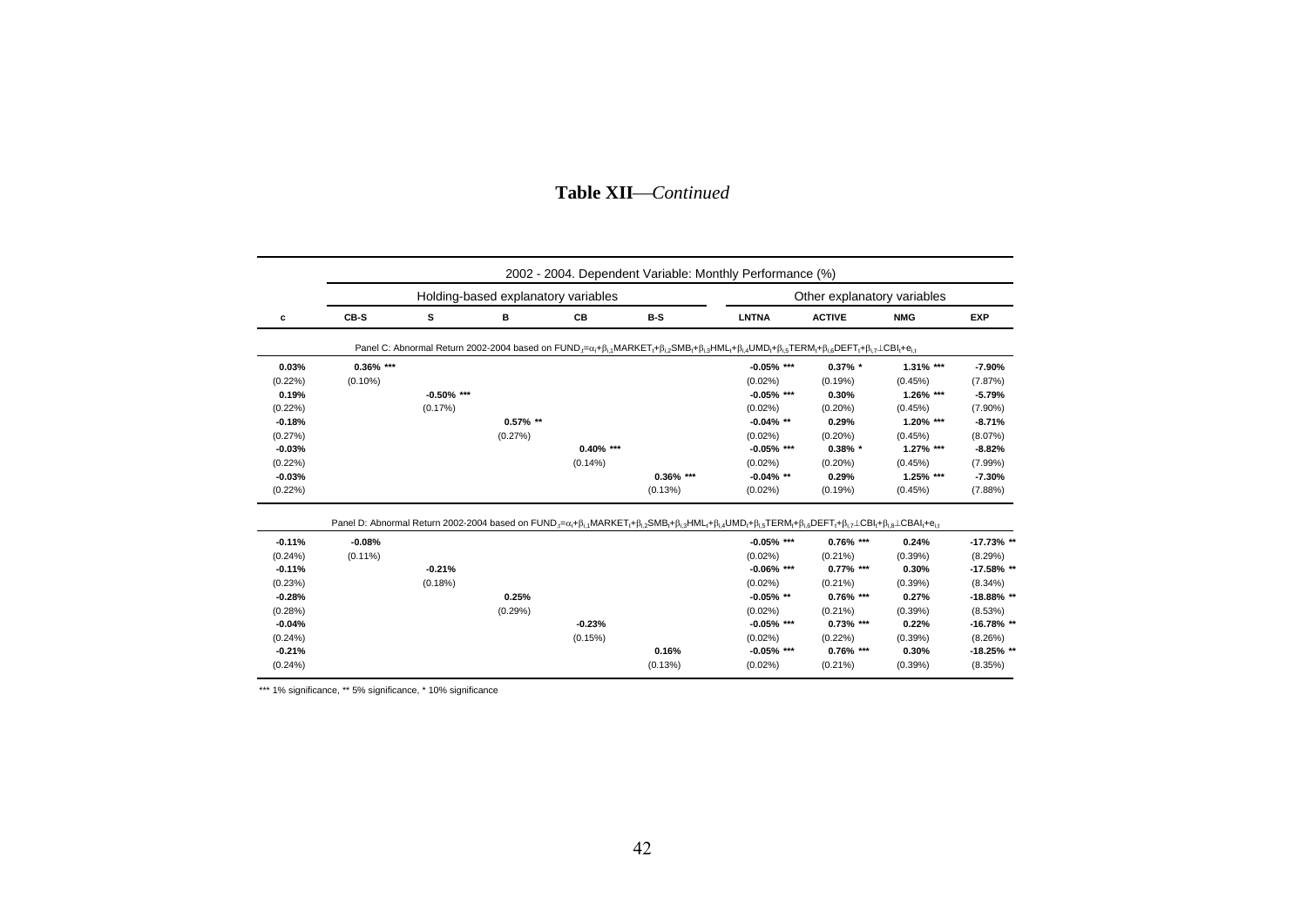# Table XII—*Continued*

| | 2002 - 2004. Dependent Variable: Monthly Performance (%) | | | | | | | | |
|---|---|---|---|---|---|---|---|---|---|
| | Holding-based explanatory variables | | | | | Other explanatory variables | | | |
| **c** | **CB-S** | **S** | **B** | **CB** | **B-S** | **LNTNA** | **ACTIVE** | **NMG** | **EXP** |
| Panel C: Abnormal Return 2002-2004 based on $FUND_t=\alpha_i+\beta_{i,1}MARKET_t+\beta_{i,2}SMB_t+\beta_{i,3}HML_t+\beta_{i,4}UMD_t+\beta_{i,5}TERM_t+\beta_{i,6}DEFT_t+\beta_{i,7}\perp CBI_t+e_{i,t}$ | | | | | | | | | |
| **0.03%** | **0.36% \*\*\*** | | | | | **-0.05% \*\*\*** | **0.37% \*** | **1.31% \*\*\*** | **-7.90%** |
| (0.22%) | (0.10%) | | | | | (0.02%) | (0.19%) | (0.45%) | (7.87%) |
| **0.19%** | | **-0.50% \*\*\*** | | | | **-0.05% \*\*\*** | **0.30%** | **1.26% \*\*\*** | **-5.79%** |
| (0.22%) | | (0.17%) | | | | (0.02%) | (0.20%) | (0.45%) | (7.90%) |
| **-0.18%** | | | **0.57% \*\*** | | | **-0.04% \*\*** | **0.29%** | **1.20% \*\*\*** | **-8.71%** |
| (0.27%) | | | (0.27%) | | | (0.02%) | (0.20%) | (0.45%) | (8.07%) |
| **-0.03%** | | | | **0.40% \*\*\*** | | **-0.05% \*\*\*** | **0.38% \*** | **1.27% \*\*\*** | **-8.82%** |
| (0.22%) | | | | (0.14%) | | (0.02%) | (0.20%) | (0.45%) | (7.99%) |
| **-0.03%** | | | | | **0.36% \*\*\*** | **-0.04% \*\*** | **0.29%** | **1.25% \*\*\*** | **-7.30%** |
| (0.22%) | | | | | (0.13%) | (0.02%) | (0.19%) | (0.45%) | (7.88%) |
| Panel D: Abnormal Return 2002-2004 based on $FUND_t=\alpha_i+\beta_{i,1}MARKET_t+\beta_{i,2}SMB_t+\beta_{i,3}HML_t+\beta_{i,4}UMD_t+\beta_{i,5}TERM_t+\beta_{i,6}DEFT_t+\beta_{i,7}\perp CBI_t+\beta_{i,8}\perp CBAI_t+e_{i,t}$ | | | | | | | | | |
| **-0.11%** | **-0.08%** | | | | | **-0.05% \*\*\*** | **0.76% \*\*\*** | **0.24%** | **-17.73% \*\*** |
| (0.24%) | (0.11%) | | | | | (0.02%) | (0.21%) | (0.39%) | (8.29%) |
| **-0.11%** | | **-0.21%** | | | | **-0.06% \*\*\*** | **0.77% \*\*\*** | **0.30%** | **-17.58% \*\*** |
| (0.23%) | | (0.18%) | | | | (0.02%) | (0.21%) | (0.39%) | (8.34%) |
| **-0.28%** | | | **0.25%** | | | **-0.05% \*\*** | **0.76% \*\*\*** | **0.27%** | **-18.88% \*\*** |
| (0.28%) | | | (0.29%) | | | (0.02%) | (0.21%) | (0.39%) | (8.53%) |
| **-0.04%** | | | | **-0.23%** | | **-0.05% \*\*\*** | **0.73% \*\*\*** | **0.22%** | **-16.78% \*\*** |
| (0.24%) | | | | (0.15%) | | (0.02%) | (0.22%) | (0.39%) | (8.26%) |
| **-0.21%** | | | | | **0.16%** | **-0.05% \*\*\*** | **0.76% \*\*\*** | **0.30%** | **-18.25% \*\*** |
| (0.24%) | | | | | (0.13%) | (0.02%) | (0.21%) | (0.39%) | (8.35%) |

\*\*\* 1% significance, \*\* 5% significance, \* 10% significance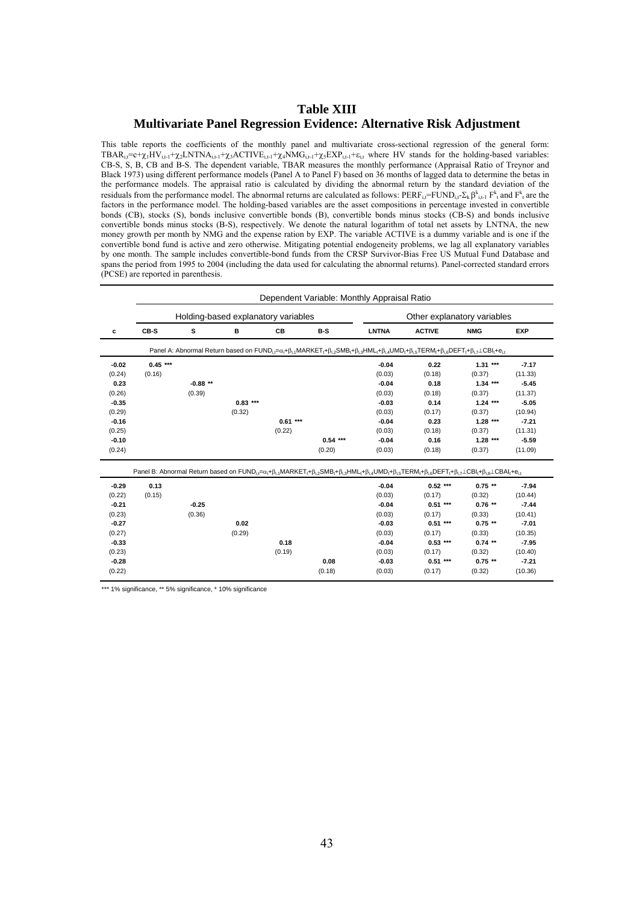# Table XIII
## Multivariate Panel Regression Evidence: Alternative Risk Adjustment

This table reports the coefficients of the monthly panel and multivariate cross-sectional regression of the general form: $TBAR_{i,t}=c+\chi_1 HV_{i,t-1}+\chi_2 LNTNA_{i,t-1}+\chi_3 ACTIVE_{i,t-1}+\chi_4 NMG_{i,t-1}+\chi_5 EXP_{i,t-1}+\varepsilon_{i,t}$ where HV stands for the holding-based variables: CB-S, S, B, CB and B-S. The dependent variable, TBAR measures the monthly performance (Appraisal Ratio of Treynor and Black 1973) using different performance models (Panel A to Panel F) based on 36 months of lagged data to determine the betas in the performance models. The appraisal ratio is calculated by dividing the abnormal return by the standard deviation of the residuals from the performance model. The abnormal returns are calculated as follows: $PERF_{i,t}=FUND_{i,t}-\Sigma_k \beta^k_{i,t-1} F^k_t$ and $F^k_t$ are the factors in the performance model. The holding-based variables are the asset compositions in percentage invested in convertible bonds (CB), stocks (S), bonds inclusive convertible bonds (B), convertible bonds minus stocks (CB-S) and bonds inclusive convertible bonds minus stocks (B-S), respectively. We denote the natural logarithm of total net assets by LNTNA, the new money growth per month by NMG and the expense ration by EXP. The variable ACTIVE is a dummy variable and is one if the convertible bond fund is active and zero otherwise. Mitigating potential endogeneity problems, we lag all explanatory variables by one month. The sample includes convertible-bond funds from the CRSP Survivor-Bias Free US Mutual Fund Database and spans the period from 1995 to 2004 (including the data used for calculating the abnormal returns). Panel-corrected standard errors (PCSE) are reported in parenthesis.

| | Dependent Variable: Monthly Appraisal Ratio | | | | | | | | |
|---|---|---|---|---|---|---|---|---|---|
| | Holding-based explanatory variables | | | | | Other explanatory variables | | | |
| **c** | **CB-S** | **S** | **B** | **CB** | **B-S** | **LNTNA** | **ACTIVE** | **NMG** | **EXP** |
| Panel A: Abnormal Return based on $FUND_{i,t}=\alpha_i+\beta_{i,1}MARKET_t+\beta_{i,2}SMB_t+\beta_{i,3}HML_t+\beta_{i,4}UMD_t+\beta_{i,5}TERM_t+\beta_{i,6}DEFT_t+\beta_{i,7}\perp CBI_t+e_{i,t}$ | | | | | | | | | |
| **-0.02** | **0.45 \*\*\*** | | | | | **-0.04** | **0.22** | **1.31 \*\*\*** | **-7.17** |
| (0.24) | (0.16) | | | | | (0.03) | (0.18) | (0.37) | (11.33) |
| **0.23** | | **-0.88 \*\*** | | | | **-0.04** | **0.18** | **1.34 \*\*\*** | **-5.45** |
| (0.26) | | (0.39) | | | | (0.03) | (0.18) | (0.37) | (11.37) |
| **-0.35** | | | **0.83 \*\*\*** | | | **-0.03** | **0.14** | **1.24 \*\*\*** | **-5.05** |
| (0.29) | | | (0.32) | | | (0.03) | (0.17) | (0.37) | (10.94) |
| **-0.16** | | | | **0.61 \*\*\*** | | **-0.04** | **0.23** | **1.28 \*\*\*** | **-7.21** |
| (0.25) | | | | (0.22) | | (0.03) | (0.18) | (0.37) | (11.31) |
| **-0.10** | | | | | **0.54 \*\*\*** | **-0.04** | **0.16** | **1.28 \*\*\*** | **-5.59** |
| (0.24) | | | | | (0.20) | (0.03) | (0.18) | (0.37) | (11.09) |
| Panel B: Abnormal Return based on $FUND_{i,t}=\alpha_i+\beta_{i,1}MARKET_t+\beta_{i,2}SMB_t+\beta_{i,3}HML_t+\beta_{i,4}UMD_t+\beta_{i,5}TERM_t+\beta_{i,6}DEFT_t+\beta_{i,7}\perp CBI_t+\beta_{i,8}\perp CBAI_t+e_{i,t}$ | | | | | | | | | |
| **-0.29** | **0.13** | | | | | **-0.04** | **0.52 \*\*\*** | **0.75 \*\*** | **-7.94** |
| (0.22) | (0.15) | | | | | (0.03) | (0.17) | (0.32) | (10.44) |
| **-0.21** | | **-0.25** | | | | **-0.04** | **0.51 \*\*\*** | **0.76 \*\*** | **-7.44** |
| (0.23) | | (0.36) | | | | (0.03) | (0.17) | (0.33) | (10.41) |
| **-0.27** | | | **0.02** | | | **-0.03** | **0.51 \*\*\*** | **0.75 \*\*** | **-7.01** |
| (0.27) | | | (0.29) | | | (0.03) | (0.17) | (0.33) | (10.35) |
| **-0.33** | | | | **0.18** | | **-0.04** | **0.53 \*\*\*** | **0.74 \*\*** | **-7.95** |
| (0.23) | | | | (0.19) | | (0.03) | (0.17) | (0.32) | (10.40) |
| **-0.28** | | | | | **0.08** | **-0.03** | **0.51 \*\*\*** | **0.75 \*\*** | **-7.21** |
| (0.22) | | | | | (0.18) | (0.03) | (0.17) | (0.32) | (10.36) |

\*\*\* 1% significance, \*\* 5% significance, \* 10% significance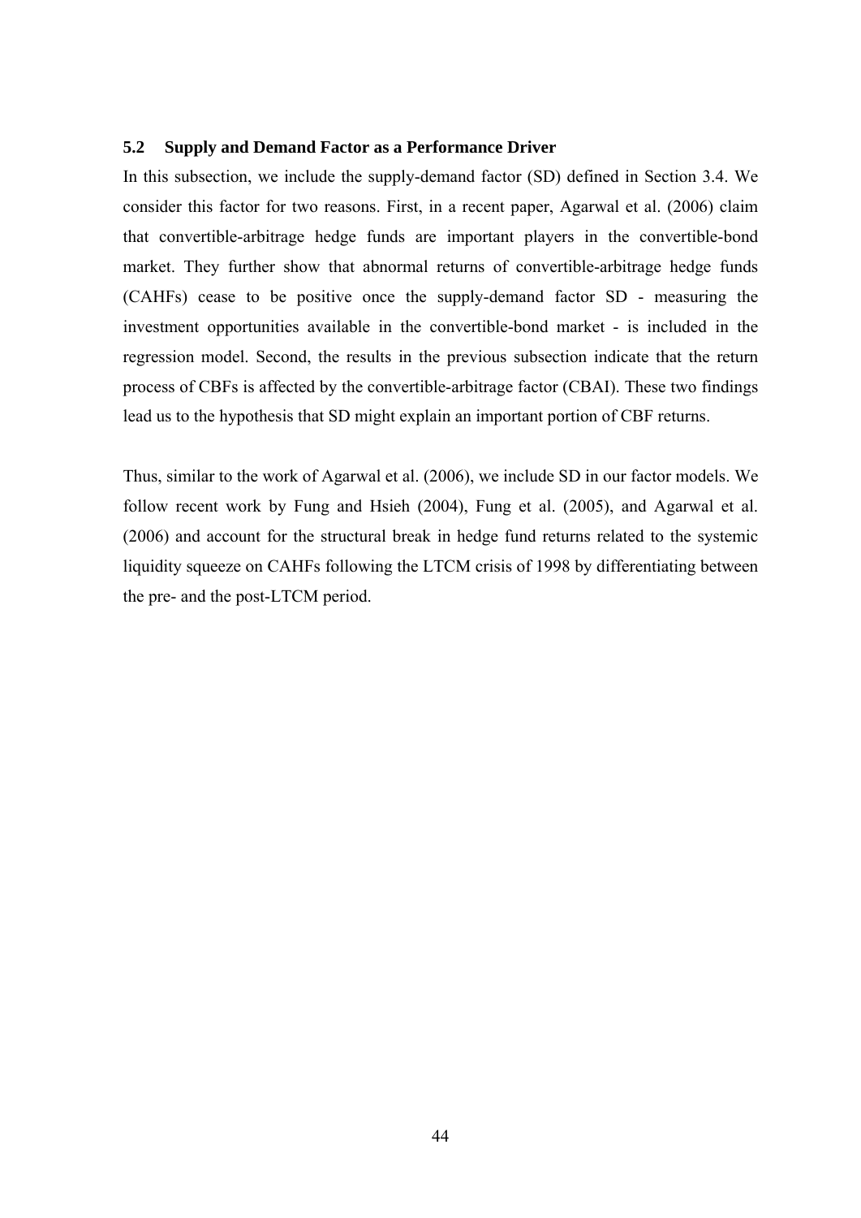### 5.2 Supply and Demand Factor as a Performance Driver

In this subsection, we include the supply-demand factor (SD) defined in Section 3.4. We consider this factor for two reasons. First, in a recent paper, Agarwal et al. (2006) claim that convertible-arbitrage hedge funds are important players in the convertible-bond market. They further show that abnormal returns of convertible-arbitrage hedge funds (CAHFs) cease to be positive once the supply-demand factor SD - measuring the investment opportunities available in the convertible-bond market - is included in the regression model. Second, the results in the previous subsection indicate that the return process of CBFs is affected by the convertible-arbitrage factor (CBAI). These two findings lead us to the hypothesis that SD might explain an important portion of CBF returns.

Thus, similar to the work of Agarwal et al. (2006), we include SD in our factor models. We follow recent work by Fung and Hsieh (2004), Fung et al. (2005), and Agarwal et al. (2006) and account for the structural break in hedge fund returns related to the systemic liquidity squeeze on CAHFs following the LTCM crisis of 1998 by differentiating between the pre- and the post-LTCM period.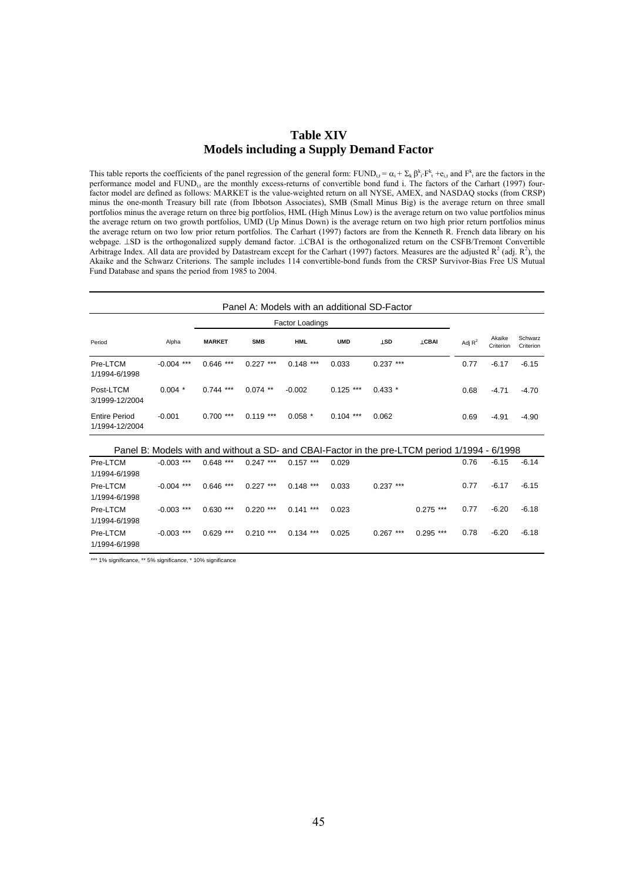# Table XIV
## Models including a Supply Demand Factor

This table reports the coefficients of the panel regression of the general form: $FUND_{i,t} = \alpha_i + \Sigma_k \beta^k_i \cdot F^k_t + e_{i,t}$ and $F^k_t$ are the factors in the performance model and $FUND_{i,t}$ are the monthly excess-returns of convertible bond fund i. The factors of the Carhart (1997) four-factor model are defined as follows: MARKET is the value-weighted return on all NYSE, AMEX, and NASDAQ stocks (from CRSP) minus the one-month Treasury bill rate (from Ibbotson Associates), SMB (Small Minus Big) is the average return on three small portfolios minus the average return on three big portfolios, HML (High Minus Low) is the average return on two value portfolios minus the average return on two growth portfolios, UMD (Up Minus Down) is the average return on two high prior return portfolios minus the average return on two low prior return portfolios. The Carhart (1997) factors are from the Kenneth R. French data library on his webpage. ⊥SD is the orthogonalized supply demand factor. ⊥CBAI is the orthogonalized return on the CSFB/Tremont Convertible Arbitrage Index. All data are provided by Datastream except for the Carhart (1997) factors. Measures are the adjusted $R^2$ (adj. $R^2$), the Akaike and the Schwarz Criterions. The sample includes 114 convertible-bond funds from the CRSP Survivor-Bias Free US Mutual Fund Database and spans the period from 1985 to 2004.

| Period | Alpha | Factor Loadings | | | | | | Adj $R^2$ | Akaike Criterion | Schwarz Criterion |
|---|---|---|---|---|---|---|---|---|---|---|
| | | MARKET | SMB | HML | UMD | ⊥SD | ⊥CBAI | | | |
| **Panel A: Models with an additional SD-Factor** | | | | | | | | | | |
| Pre-LTCM 1/1994-6/1998 | -0.004 *** | 0.646 *** | 0.227 *** | 0.148 *** | 0.033 | 0.237 *** | | 0.77 | -6.17 | -6.15 |
| Post-LTCM 3/1999-12/2004 | 0.004 * | 0.744 *** | 0.074 ** | -0.002 | 0.125 *** | 0.433 * | | 0.68 | -4.71 | -4.70 |
| Entire Period 1/1994-12/2004 | -0.001 | 0.700 *** | 0.119 *** | 0.058 * | 0.104 *** | 0.062 | | 0.69 | -4.91 | -4.90 |
| **Panel B: Models with and without a SD- and CBAI-Factor in the pre-LTCM period 1/1994 - 6/1998** | | | | | | | | | | |
| Pre-LTCM 1/1994-6/1998 | -0.003 *** | 0.648 *** | 0.247 *** | 0.157 *** | 0.029 | | | 0.76 | -6.15 | -6.14 |
| Pre-LTCM 1/1994-6/1998 | -0.004 *** | 0.646 *** | 0.227 *** | 0.148 *** | 0.033 | 0.237 *** | | 0.77 | -6.17 | -6.15 |
| Pre-LTCM 1/1994-6/1998 | -0.003 *** | 0.630 *** | 0.220 *** | 0.141 *** | 0.023 | | 0.275 *** | 0.77 | -6.20 | -6.18 |
| Pre-LTCM 1/1994-6/1998 | -0.003 *** | 0.629 *** | 0.210 *** | 0.134 *** | 0.025 | 0.267 *** | 0.295 *** | 0.78 | -6.20 | -6.18 |

*** 1% significance, ** 5% significance, * 10% significance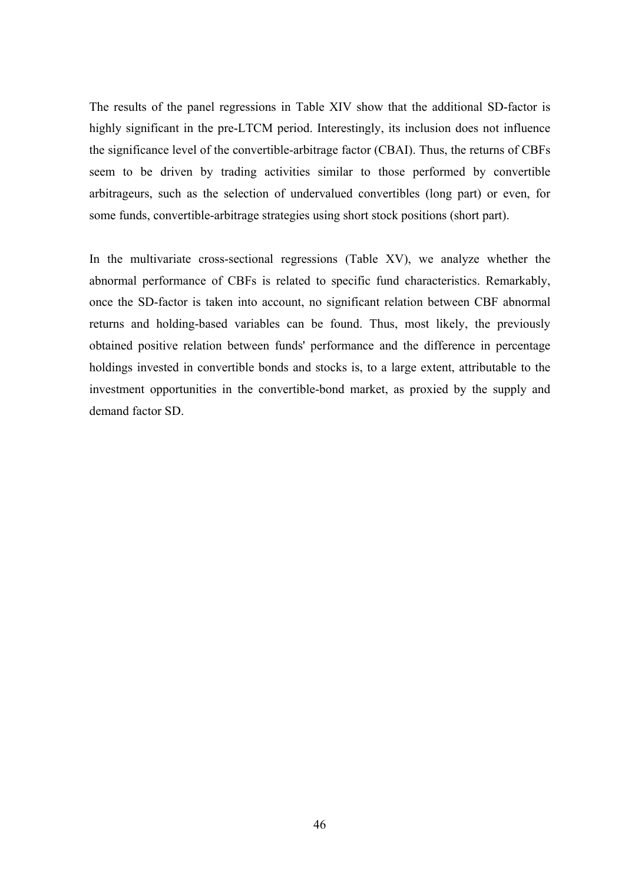The results of the panel regressions in Table XIV show that the additional SD-factor is highly significant in the pre-LTCM period. Interestingly, its inclusion does not influence the significance level of the convertible-arbitrage factor (CBAI). Thus, the returns of CBFs seem to be driven by trading activities similar to those performed by convertible arbitrageurs, such as the selection of undervalued convertibles (long part) or even, for some funds, convertible-arbitrage strategies using short stock positions (short part).

In the multivariate cross-sectional regressions (Table XV), we analyze whether the abnormal performance of CBFs is related to specific fund characteristics. Remarkably, once the SD-factor is taken into account, no significant relation between CBF abnormal returns and holding-based variables can be found. Thus, most likely, the previously obtained positive relation between funds' performance and the difference in percentage holdings invested in convertible bonds and stocks is, to a large extent, attributable to the investment opportunities in the convertible-bond market, as proxied by the supply and demand factor SD.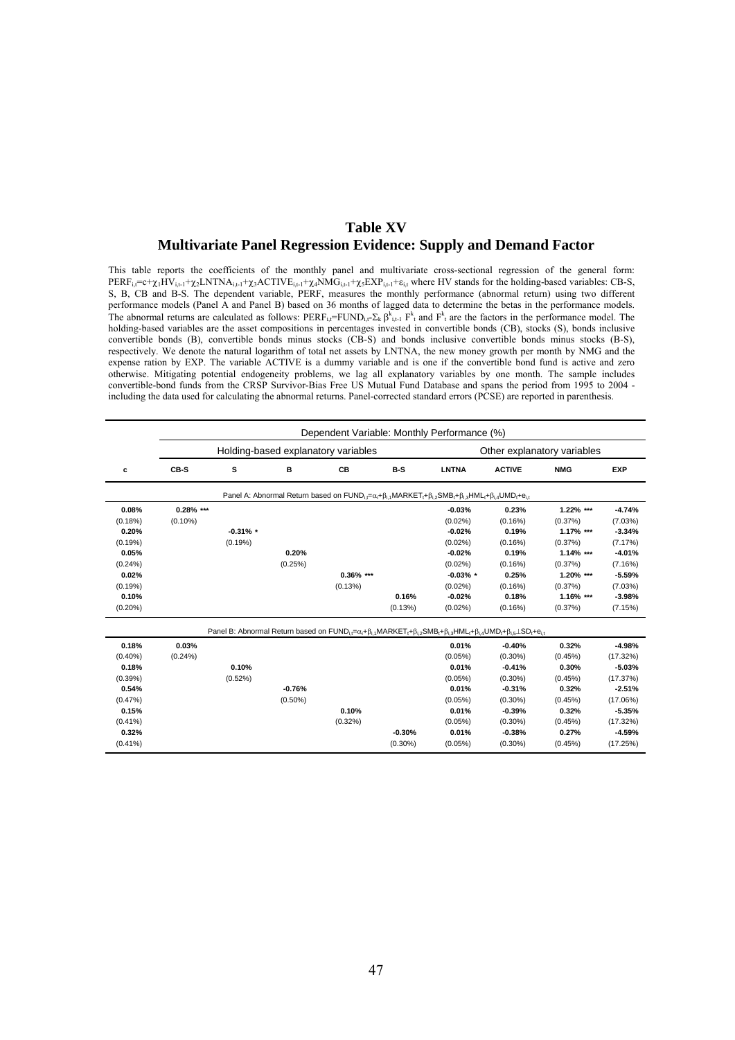# Table XV

## Multivariate Panel Regression Evidence: Supply and Demand Factor

This table reports the coefficients of the monthly panel and multivariate cross-sectional regression of the general form: $PERF_{i,t}=c+\chi_1 HV_{i,t-1}+\chi_2 LNTNA_{i,t-1}+\chi_3 ACTIVE_{i,t-1}+\chi_4 NMG_{i,t-1}+\chi_5 EXP_{i,t-1}+\varepsilon_{i,t}$ where HV stands for the holding-based variables: CB-S, S, B, CB and B-S. The dependent variable, PERF, measures the monthly performance (abnormal return) using two different performance models (Panel A and Panel B) based on 36 months of lagged data to determine the betas in the performance models. The abnormal returns are calculated as follows: $PERF_{i,t}=FUND_{i,t}-\Sigma_k \beta^k_{i,t-1} F^k_t$ and $F^k_t$ are the factors in the performance model. The holding-based variables are the asset compositions in percentages invested in convertible bonds (CB), stocks (S), bonds inclusive convertible bonds (B), convertible bonds minus stocks (CB-S) and bonds inclusive convertible bonds minus stocks (B-S), respectively. We denote the natural logarithm of total net assets by LNTNA, the new money growth per month by NMG and the expense ration by EXP. The variable ACTIVE is a dummy variable and is one if the convertible bond fund is active and zero otherwise. Mitigating potential endogeneity problems, we lag all explanatory variables by one month. The sample includes convertible-bond funds from the CRSP Survivor-Bias Free US Mutual Fund Database and spans the period from 1995 to 2004 - including the data used for calculating the abnormal returns. Panel-corrected standard errors (PCSE) are reported in parenthesis.

| | Dependent Variable: Monthly Performance (%) | | | | | | | | |
|---|---|---|---|---|---|---|---|---|---|
| | Holding-based explanatory variables | | | | | Other explanatory variables | | | |
| **c** | **CB-S** | **S** | **B** | **CB** | **B-S** | **LNTNA** | **ACTIVE** | **NMG** | **EXP** |
| Panel A: Abnormal Return based on $FUND_{i,t}=\alpha_i+\beta_{i,1}MARKET_t+\beta_{i,2}SMB_t+\beta_{i,3}HML_t+\beta_{i,4}UMD_t+e_{i,t}$ | | | | | | | | | |
| **0.08%** | **0.28% \*\*\*** | | | | | **-0.03%** | **0.23%** | **1.22% \*\*\*** | **-4.74%** |
| (0.18%) | (0.10%) | | | | | (0.02%) | (0.16%) | (0.37%) | (7.03%) |
| **0.20%** | | **-0.31% \*** | | | | **-0.02%** | **0.19%** | **1.17% \*\*\*** | **-3.34%** |
| (0.19%) | | (0.19%) | | | | (0.02%) | (0.16%) | (0.37%) | (7.17%) |
| **0.05%** | | | **0.20%** | | | **-0.02%** | **0.19%** | **1.14% \*\*\*** | **-4.01%** |
| (0.24%) | | | (0.25%) | | | (0.02%) | (0.16%) | (0.37%) | (7.16%) |
| **0.02%** | | | | **0.36% \*\*\*** | | **-0.03% \*** | **0.25%** | **1.20% \*\*\*** | **-5.59%** |
| (0.19%) | | | | (0.13%) | | (0.02%) | (0.16%) | (0.37%) | (7.03%) |
| **0.10%** | | | | | **0.16%** | **-0.02%** | **0.18%** | **1.16% \*\*\*** | **-3.98%** |
| (0.20%) | | | | | (0.13%) | (0.02%) | (0.16%) | (0.37%) | (7.15%) |
| Panel B: Abnormal Return based on $FUND_{i,t}=\alpha_i+\beta_{i,1}MARKET_t+\beta_{i,2}SMB_t+\beta_{i,3}HML_t+\beta_{i,4}UMD_t+\beta_{i,5}\bot SD_t+e_{i,t}$ | | | | | | | | | |
| **0.18%** | **0.03%** | | | | | **0.01%** | **-0.40%** | **0.32%** | **-4.98%** |
| (0.40%) | (0.24%) | | | | | (0.05%) | (0.30%) | (0.45%) | (17.32%) |
| **0.18%** | | **0.10%** | | | | **0.01%** | **-0.41%** | **0.30%** | **-5.03%** |
| (0.39%) | | (0.52%) | | | | (0.05%) | (0.30%) | (0.45%) | (17.37%) |
| **0.54%** | | | **-0.76%** | | | **0.01%** | **-0.31%** | **0.32%** | **-2.51%** |
| (0.47%) | | | (0.50%) | | | (0.05%) | (0.30%) | (0.45%) | (17.06%) |
| **0.15%** | | | | **0.10%** | | **0.01%** | **-0.39%** | **0.32%** | **-5.35%** |
| (0.41%) | | | | (0.32%) | | (0.05%) | (0.30%) | (0.45%) | (17.32%) |
| **0.32%** | | | | | **-0.30%** | **0.01%** | **-0.38%** | **0.27%** | **-4.59%** |
| (0.41%) | | | | | (0.30%) | (0.05%) | (0.30%) | (0.45%) | (17.25%) |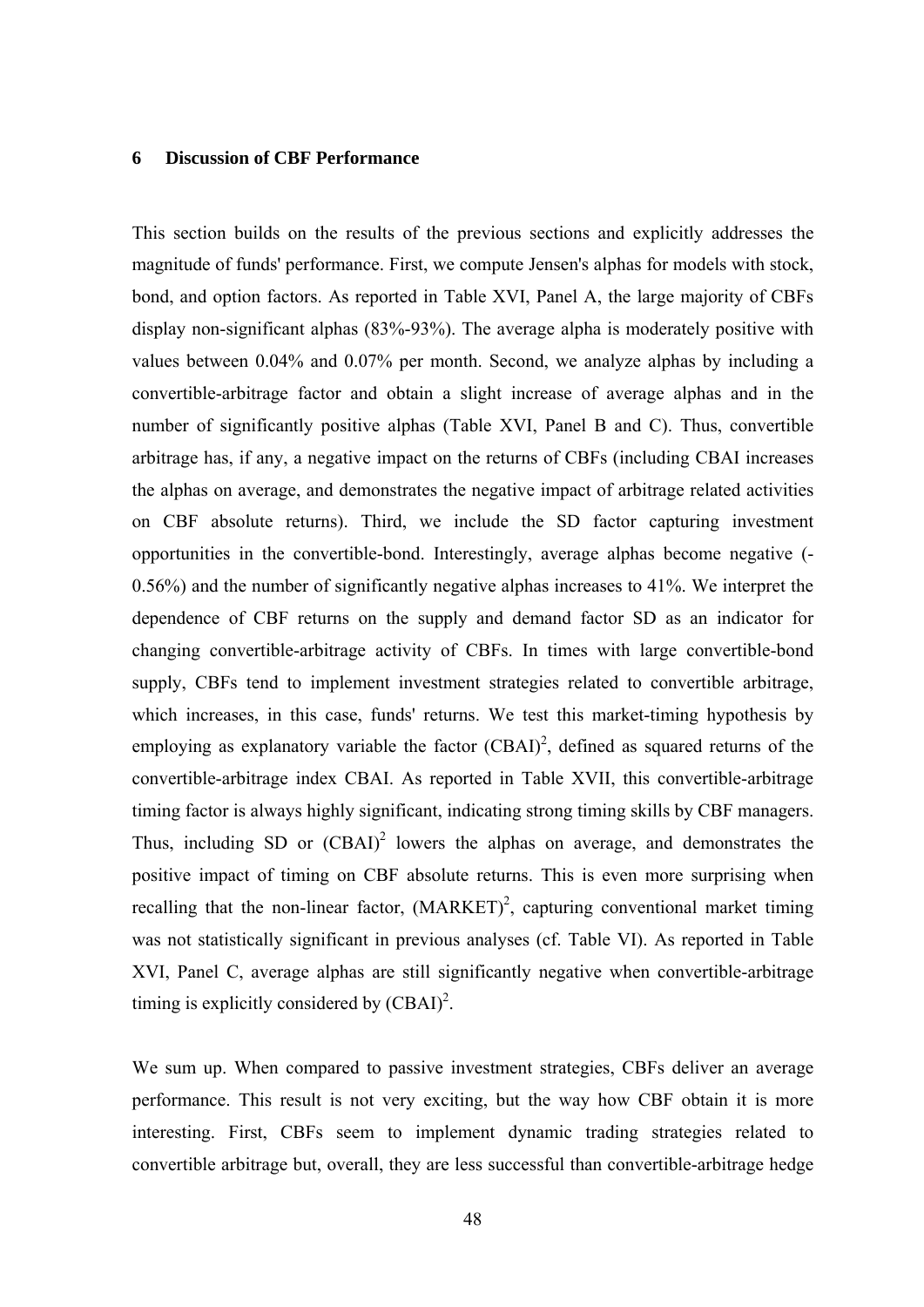## 6 Discussion of CBF Performance

This section builds on the results of the previous sections and explicitly addresses the magnitude of funds' performance. First, we compute Jensen's alphas for models with stock, bond, and option factors. As reported in Table XVI, Panel A, the large majority of CBFs display non-significant alphas (83%-93%). The average alpha is moderately positive with values between 0.04% and 0.07% per month. Second, we analyze alphas by including a convertible-arbitrage factor and obtain a slight increase of average alphas and in the number of significantly positive alphas (Table XVI, Panel B and C). Thus, convertible arbitrage has, if any, a negative impact on the returns of CBFs (including CBAI increases the alphas on average, and demonstrates the negative impact of arbitrage related activities on CBF absolute returns). Third, we include the SD factor capturing investment opportunities in the convertible-bond. Interestingly, average alphas become negative (-0.56%) and the number of significantly negative alphas increases to 41%. We interpret the dependence of CBF returns on the supply and demand factor SD as an indicator for changing convertible-arbitrage activity of CBFs. In times with large convertible-bond supply, CBFs tend to implement investment strategies related to convertible arbitrage, which increases, in this case, funds' returns. We test this market-timing hypothesis by employing as explanatory variable the factor $(\text{CBAI})^2$, defined as squared returns of the convertible-arbitrage index CBAI. As reported in Table XVII, this convertible-arbitrage timing factor is always highly significant, indicating strong timing skills by CBF managers. Thus, including SD or $(\text{CBAI})^2$ lowers the alphas on average, and demonstrates the positive impact of timing on CBF absolute returns. This is even more surprising when recalling that the non-linear factor, $(\text{MARKET})^2$, capturing conventional market timing was not statistically significant in previous analyses (cf. Table VI). As reported in Table XVI, Panel C, average alphas are still significantly negative when convertible-arbitrage timing is explicitly considered by $(\text{CBAI})^2$.

We sum up. When compared to passive investment strategies, CBFs deliver an average performance. This result is not very exciting, but the way how CBF obtain it is more interesting. First, CBFs seem to implement dynamic trading strategies related to convertible arbitrage but, overall, they are less successful than convertible-arbitrage hedge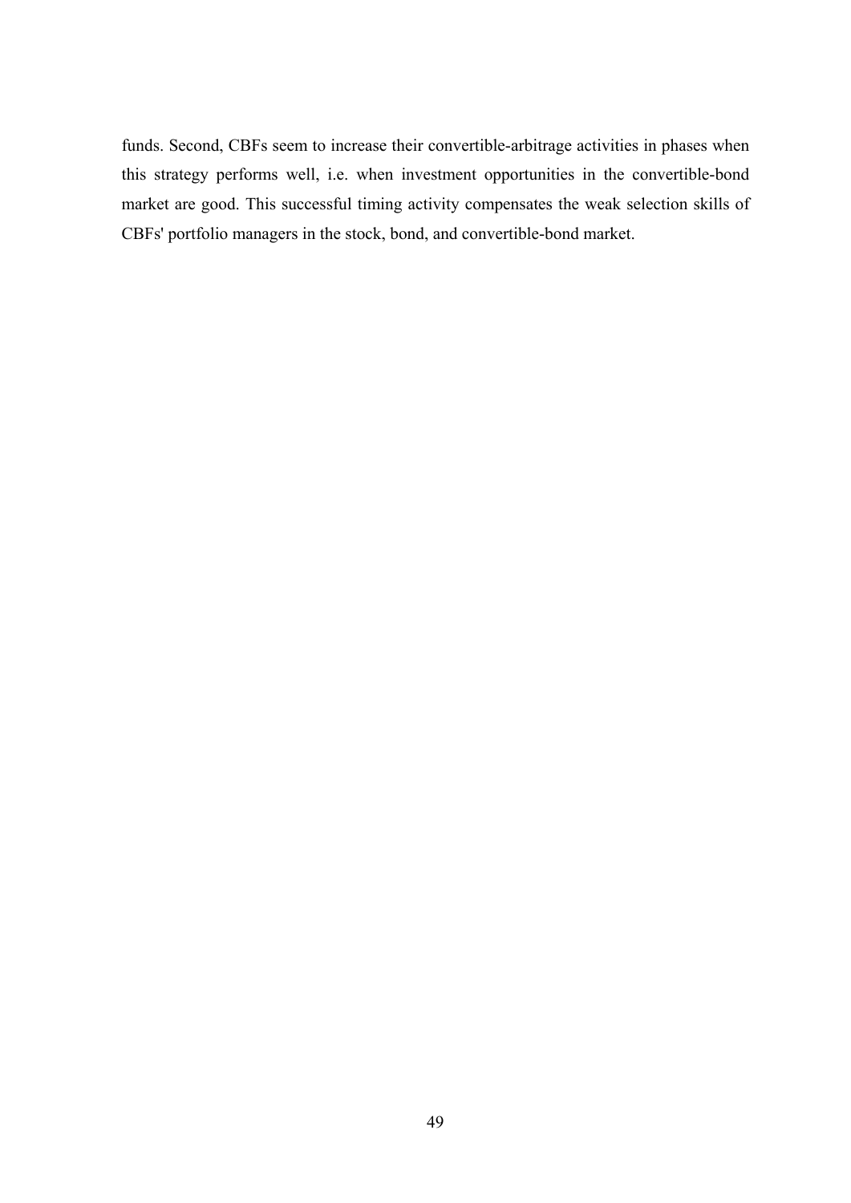funds. Second, CBFs seem to increase their convertible-arbitrage activities in phases when this strategy performs well, i.e. when investment opportunities in the convertible-bond market are good. This successful timing activity compensates the weak selection skills of CBFs' portfolio managers in the stock, bond, and convertible-bond market.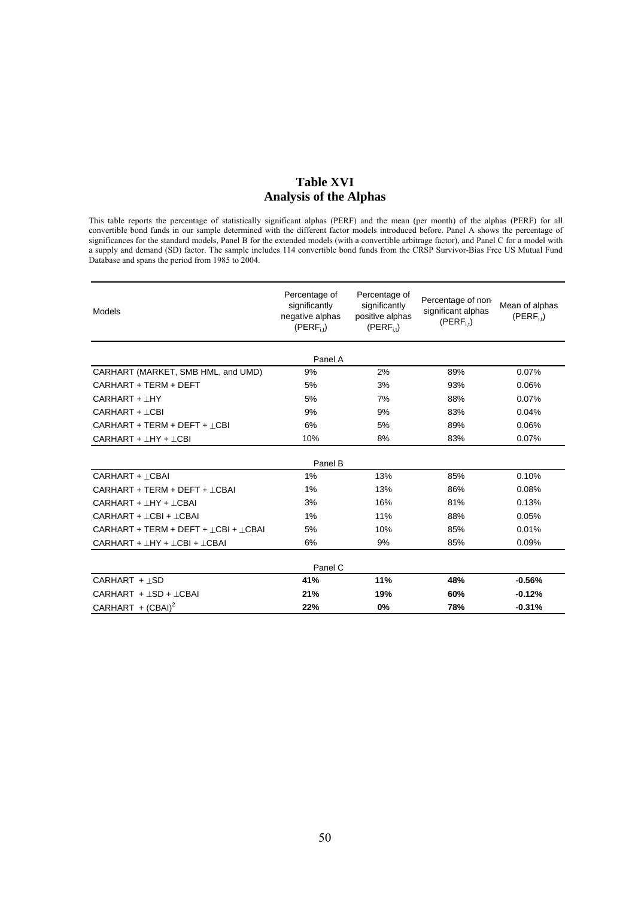# Table XVI
## Analysis of the Alphas

This table reports the percentage of statistically significant alphas (PERF) and the mean (per month) of the alphas (PERF) for all convertible bond funds in our sample determined with the different factor models introduced before. Panel A shows the percentage of significances for the standard models, Panel B for the extended models (with a convertible arbitrage factor), and Panel C for a model with a supply and demand (SD) factor. The sample includes 114 convertible bond funds from the CRSP Survivor-Bias Free US Mutual Fund Database and spans the period from 1985 to 2004.

| Models | Percentage of significantly negative alphas ($PERF_{i,t}$) | Percentage of significantly positive alphas ($PERF_{i,t}$) | Percentage of non significant alphas ($PERF_{i,t}$) | Mean of alphas ($PERF_{i,t}$) |
|---|---|---|---|---|
| | Panel A | | | |
| CARHART (MARKET, SMB HML, and UMD) | 9% | 2% | 89% | 0.07% |
| CARHART + TERM + DEFT | 5% | 3% | 93% | 0.06% |
| CARHART + ⊥HY | 5% | 7% | 88% | 0.07% |
| CARHART + ⊥CBI | 9% | 9% | 83% | 0.04% |
| CARHART + TERM + DEFT + ⊥CBI | 6% | 5% | 89% | 0.06% |
| CARHART + ⊥HY + ⊥CBI | 10% | 8% | 83% | 0.07% |
| | Panel B | | | |
| CARHART + ⊥CBAI | 1% | 13% | 85% | 0.10% |
| CARHART + TERM + DEFT + ⊥CBAI | 1% | 13% | 86% | 0.08% |
| CARHART + ⊥HY + ⊥CBAI | 3% | 16% | 81% | 0.13% |
| CARHART + ⊥CBI + ⊥CBAI | 1% | 11% | 88% | 0.05% |
| CARHART + TERM + DEFT + ⊥CBI + ⊥CBAI | 5% | 10% | 85% | 0.01% |
| CARHART + ⊥HY + ⊥CBI + ⊥CBAI | 6% | 9% | 85% | 0.09% |
| | Panel C | | | |
| CARHART + ⊥SD | **41%** | **11%** | **48%** | **-0.56%** |
| CARHART + ⊥SD + ⊥CBAI | **21%** | **19%** | **60%** | **-0.12%** |
| CARHART + $(CBAI)^2$ | **22%** | **0%** | **78%** | **-0.31%** |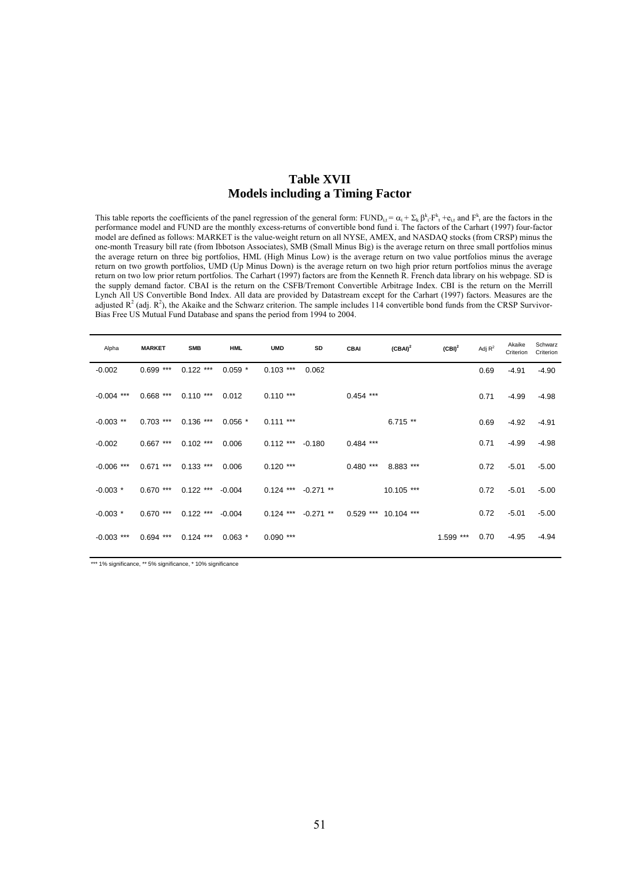# Table XVII
## Models including a Timing Factor

This table reports the coefficients of the panel regression of the general form: $FUND_{i,t} = \alpha_i + \Sigma_k \beta^k_i \cdot F^k_t + e_{i,t}$ and $F^k_t$ are the factors in the performance model and FUND are the monthly excess-returns of convertible bond fund i. The factors of the Carhart (1997) four-factor model are defined as follows: MARKET is the value-weight return on all NYSE, AMEX, and NASDAQ stocks (from CRSP) minus the one-month Treasury bill rate (from Ibbotson Associates), SMB (Small Minus Big) is the average return on three small portfolios minus the average return on three big portfolios, HML (High Minus Low) is the average return on two value portfolios minus the average return on two growth portfolios, UMD (Up Minus Down) is the average return on two high prior return portfolios minus the average return on two low prior return portfolios. The Carhart (1997) factors are from the Kenneth R. French data library on his webpage. SD is the supply demand factor. CBAI is the return on the CSFB/Tremont Convertible Arbitrage Index. CBI is the return on the Merrill Lynch All US Convertible Bond Index. All data are provided by Datastream except for the Carhart (1997) factors. Measures are the adjusted $R^2$ (adj. $R^2$), the Akaike and the Schwarz criterion. The sample includes 114 convertible bond funds from the CRSP Survivor-Bias Free US Mutual Fund Database and spans the period from 1994 to 2004.

| Alpha | MARKET | SMB | HML | UMD | SD | CBAI | $(CBAI)^2$ | $(CBI)^2$ | Adj $R^2$ | Akaike Criterion | Schwarz Criterion |
|---|---|---|---|---|---|---|---|---|---|---|---|
| -0.002 | 0.699 *** | 0.122 *** | 0.059 * | 0.103 *** | 0.062 | | | | 0.69 | -4.91 | -4.90 |
| -0.004 *** | 0.668 *** | 0.110 *** | 0.012 | 0.110 *** | | 0.454 *** | | | 0.71 | -4.99 | -4.98 |
| -0.003 ** | 0.703 *** | 0.136 *** | 0.056 * | 0.111 *** | | | 6.715 ** | | 0.69 | -4.92 | -4.91 |
| -0.002 | 0.667 *** | 0.102 *** | 0.006 | 0.112 *** | -0.180 | 0.484 *** | | | 0.71 | -4.99 | -4.98 |
| -0.006 *** | 0.671 *** | 0.133 *** | 0.006 | 0.120 *** | | 0.480 *** | 8.883 *** | | 0.72 | -5.01 | -5.00 |
| -0.003 * | 0.670 *** | 0.122 *** | -0.004 | 0.124 *** | -0.271 ** | | 10.105 *** | | 0.72 | -5.01 | -5.00 |
| -0.003 * | 0.670 *** | 0.122 *** | -0.004 | 0.124 *** | -0.271 ** | 0.529 *** | 10.104 *** | | 0.72 | -5.01 | -5.00 |
| -0.003 *** | 0.694 *** | 0.124 *** | 0.063 * | 0.090 *** | | | | 1.599 *** | 0.70 | -4.95 | -4.94 |

*** 1% significance, ** 5% significance, * 10% significance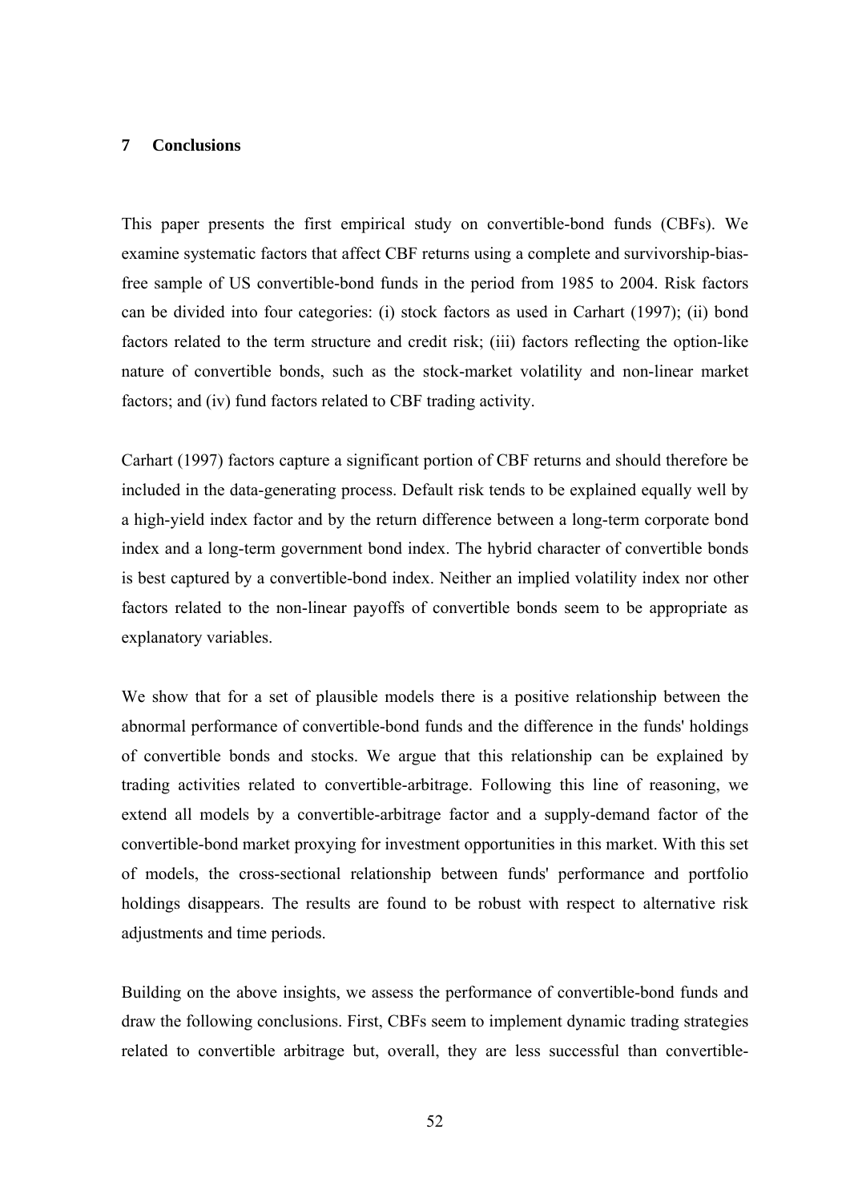## 7 Conclusions

This paper presents the first empirical study on convertible-bond funds (CBFs). We examine systematic factors that affect CBF returns using a complete and survivorship-bias-free sample of US convertible-bond funds in the period from 1985 to 2004. Risk factors can be divided into four categories: (i) stock factors as used in Carhart (1997); (ii) bond factors related to the term structure and credit risk; (iii) factors reflecting the option-like nature of convertible bonds, such as the stock-market volatility and non-linear market factors; and (iv) fund factors related to CBF trading activity.

Carhart (1997) factors capture a significant portion of CBF returns and should therefore be included in the data-generating process. Default risk tends to be explained equally well by a high-yield index factor and by the return difference between a long-term corporate bond index and a long-term government bond index. The hybrid character of convertible bonds is best captured by a convertible-bond index. Neither an implied volatility index nor other factors related to the non-linear payoffs of convertible bonds seem to be appropriate as explanatory variables.

We show that for a set of plausible models there is a positive relationship between the abnormal performance of convertible-bond funds and the difference in the funds' holdings of convertible bonds and stocks. We argue that this relationship can be explained by trading activities related to convertible-arbitrage. Following this line of reasoning, we extend all models by a convertible-arbitrage factor and a supply-demand factor of the convertible-bond market proxying for investment opportunities in this market. With this set of models, the cross-sectional relationship between funds' performance and portfolio holdings disappears. The results are found to be robust with respect to alternative risk adjustments and time periods.

Building on the above insights, we assess the performance of convertible-bond funds and draw the following conclusions. First, CBFs seem to implement dynamic trading strategies related to convertible arbitrage but, overall, they are less successful than convertible-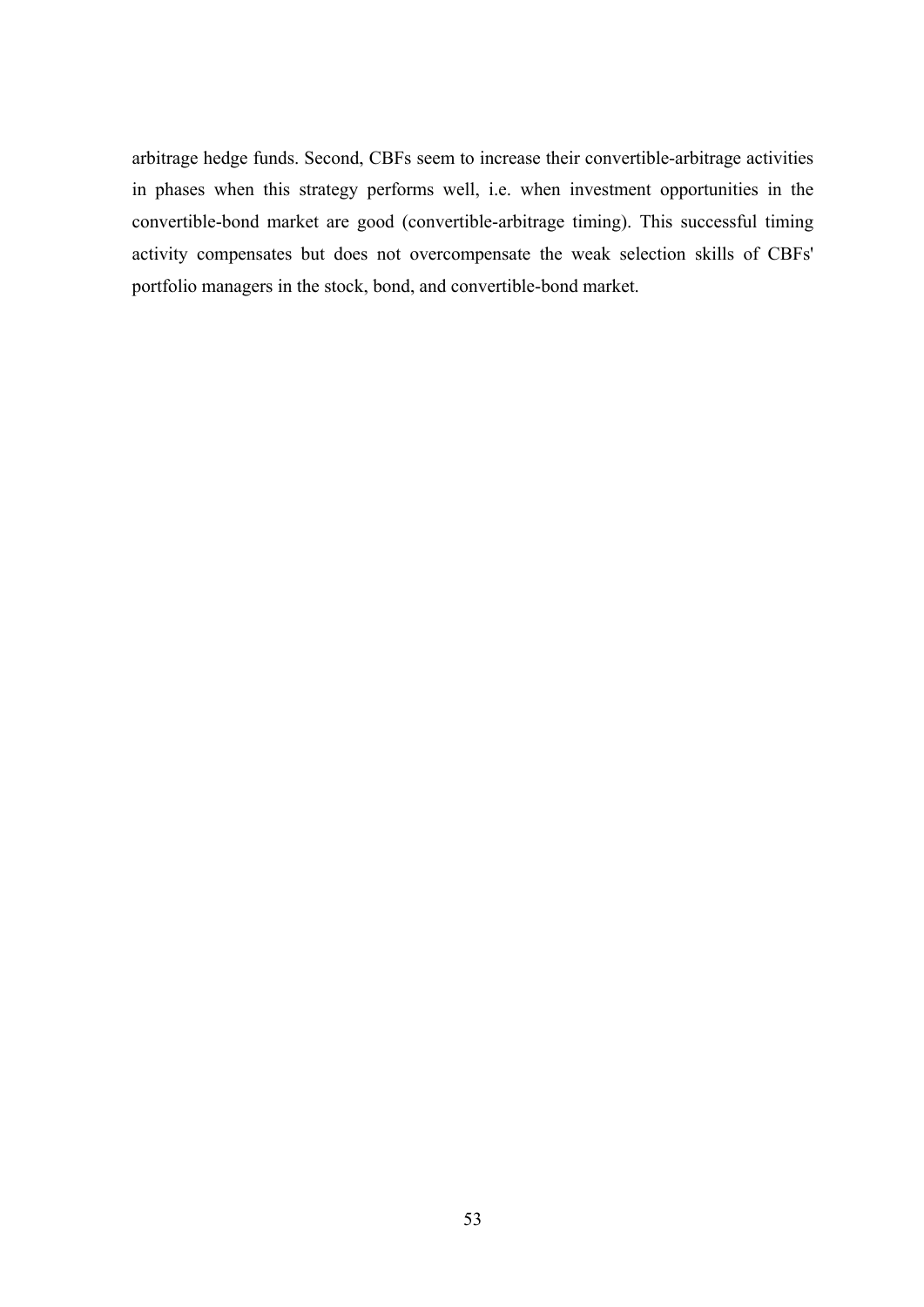arbitrage hedge funds. Second, CBFs seem to increase their convertible-arbitrage activities in phases when this strategy performs well, i.e. when investment opportunities in the convertible-bond market are good (convertible-arbitrage timing). This successful timing activity compensates but does not overcompensate the weak selection skills of CBFs' portfolio managers in the stock, bond, and convertible-bond market.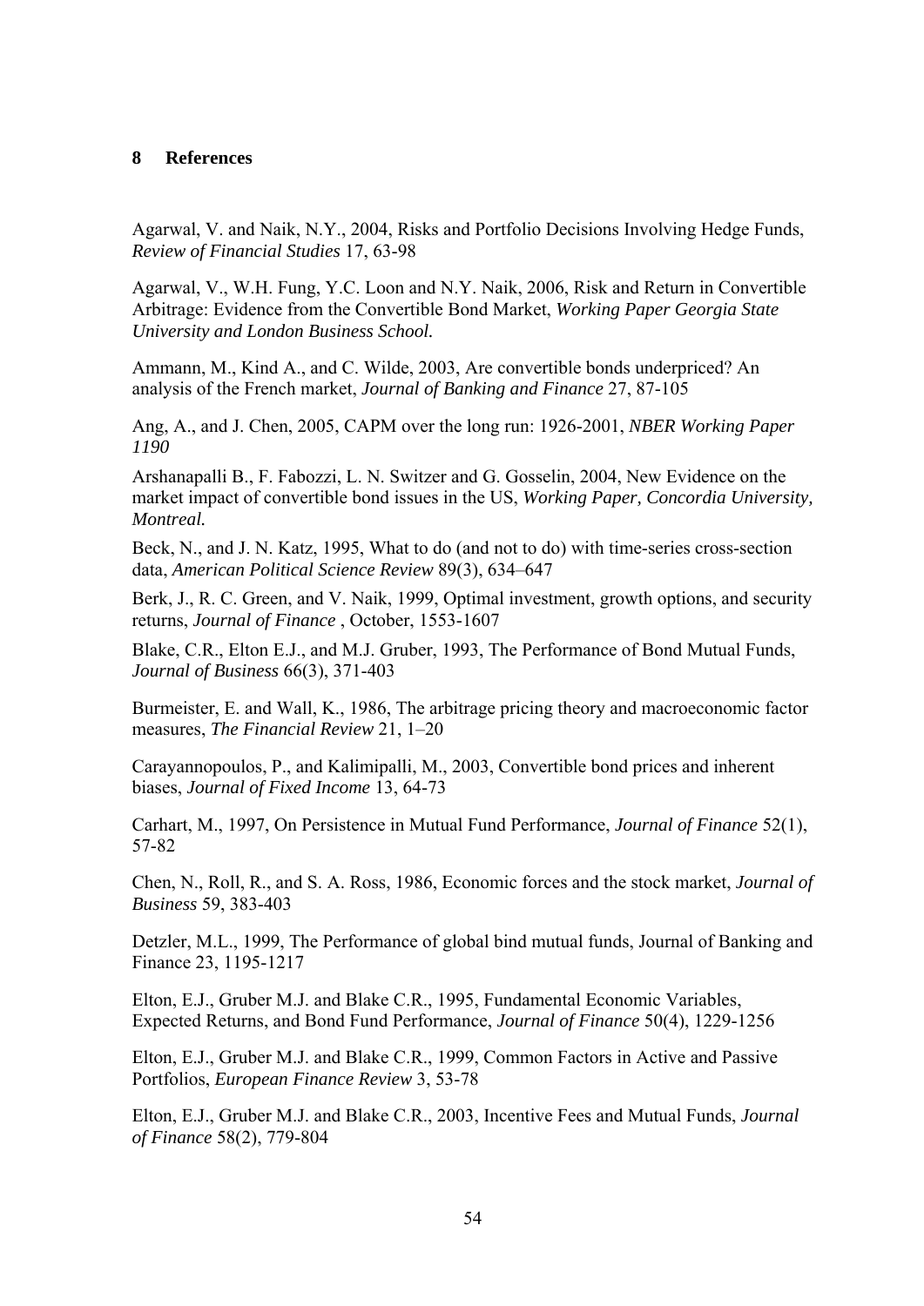## 8 References

Agarwal, V. and Naik, N.Y., 2004, Risks and Portfolio Decisions Involving Hedge Funds, *Review of Financial Studies* 17, 63-98

Agarwal, V., W.H. Fung, Y.C. Loon and N.Y. Naik, 2006, Risk and Return in Convertible Arbitrage: Evidence from the Convertible Bond Market, *Working Paper Georgia State University and London Business School.*

Ammann, M., Kind A., and C. Wilde, 2003, Are convertible bonds underpriced? An analysis of the French market, *Journal of Banking and Finance* 27, 87-105

Ang, A., and J. Chen, 2005, CAPM over the long run: 1926-2001, *NBER Working Paper 1190*

Arshanapalli B., F. Fabozzi, L. N. Switzer and G. Gosselin, 2004, New Evidence on the market impact of convertible bond issues in the US, *Working Paper, Concordia University, Montreal.*

Beck, N., and J. N. Katz, 1995, What to do (and not to do) with time-series cross-section data, *American Political Science Review* 89(3), 634–647

Berk, J., R. C. Green, and V. Naik, 1999, Optimal investment, growth options, and security returns, *Journal of Finance* , October, 1553-1607

Blake, C.R., Elton E.J., and M.J. Gruber, 1993, The Performance of Bond Mutual Funds, *Journal of Business* 66(3), 371-403

Burmeister, E. and Wall, K., 1986, The arbitrage pricing theory and macroeconomic factor measures, *The Financial Review* 21, 1–20

Carayannopoulos, P., and Kalimipalli, M., 2003, Convertible bond prices and inherent biases, *Journal of Fixed Income* 13, 64-73

Carhart, M., 1997, On Persistence in Mutual Fund Performance, *Journal of Finance* 52(1), 57-82

Chen, N., Roll, R., and S. A. Ross, 1986, Economic forces and the stock market, *Journal of Business* 59, 383-403

Detzler, M.L., 1999, The Performance of global bind mutual funds, Journal of Banking and Finance 23, 1195-1217

Elton, E.J., Gruber M.J. and Blake C.R., 1995, Fundamental Economic Variables, Expected Returns, and Bond Fund Performance, *Journal of Finance* 50(4), 1229-1256

Elton, E.J., Gruber M.J. and Blake C.R., 1999, Common Factors in Active and Passive Portfolios, *European Finance Review* 3, 53-78

Elton, E.J., Gruber M.J. and Blake C.R., 2003, Incentive Fees and Mutual Funds, *Journal of Finance* 58(2), 779-804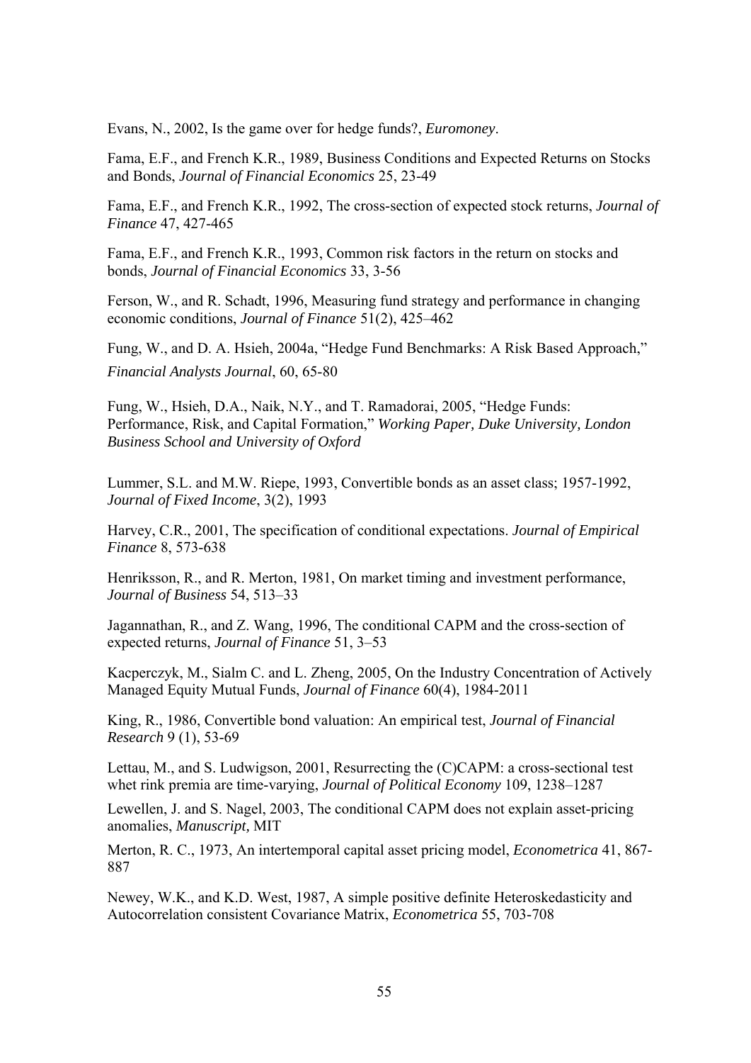Evans, N., 2002, Is the game over for hedge funds?, *Euromoney*.

Fama, E.F., and French K.R., 1989, Business Conditions and Expected Returns on Stocks and Bonds, *Journal of Financial Economics* 25, 23-49

Fama, E.F., and French K.R., 1992, The cross-section of expected stock returns, *Journal of Finance* 47, 427-465

Fama, E.F., and French K.R., 1993, Common risk factors in the return on stocks and bonds, *Journal of Financial Economics* 33, 3-56

Ferson, W., and R. Schadt, 1996, Measuring fund strategy and performance in changing economic conditions, *Journal of Finance* 51(2), 425–462

Fung, W., and D. A. Hsieh, 2004a, "Hedge Fund Benchmarks: A Risk Based Approach," *Financial Analysts Journal*, 60, 65-80

Fung, W., Hsieh, D.A., Naik, N.Y., and T. Ramadorai, 2005, "Hedge Funds: Performance, Risk, and Capital Formation," *Working Paper, Duke University, London Business School and University of Oxford*

Lummer, S.L. and M.W. Riepe, 1993, Convertible bonds as an asset class; 1957-1992, *Journal of Fixed Income*, 3(2), 1993

Harvey, C.R., 2001, The specification of conditional expectations. *Journal of Empirical Finance* 8, 573-638

Henriksson, R., and R. Merton, 1981, On market timing and investment performance, *Journal of Business* 54, 513–33

Jagannathan, R., and Z. Wang, 1996, The conditional CAPM and the cross-section of expected returns, *Journal of Finance* 51, 3–53

Kacperczyk, M., Sialm C. and L. Zheng, 2005, On the Industry Concentration of Actively Managed Equity Mutual Funds, *Journal of Finance* 60(4), 1984-2011

King, R., 1986, Convertible bond valuation: An empirical test, *Journal of Financial Research* 9 (1), 53-69

Lettau, M., and S. Ludwigson, 2001, Resurrecting the (C)CAPM: a cross-sectional test whet rink premia are time-varying, *Journal of Political Economy* 109, 1238–1287

Lewellen, J. and S. Nagel, 2003, The conditional CAPM does not explain asset-pricing anomalies, *Manuscript,* MIT

Merton, R. C., 1973, An intertemporal capital asset pricing model, *Econometrica* 41, 867-887

Newey, W.K., and K.D. West, 1987, A simple positive definite Heteroskedasticity and Autocorrelation consistent Covariance Matrix, *Econometrica* 55, 703-708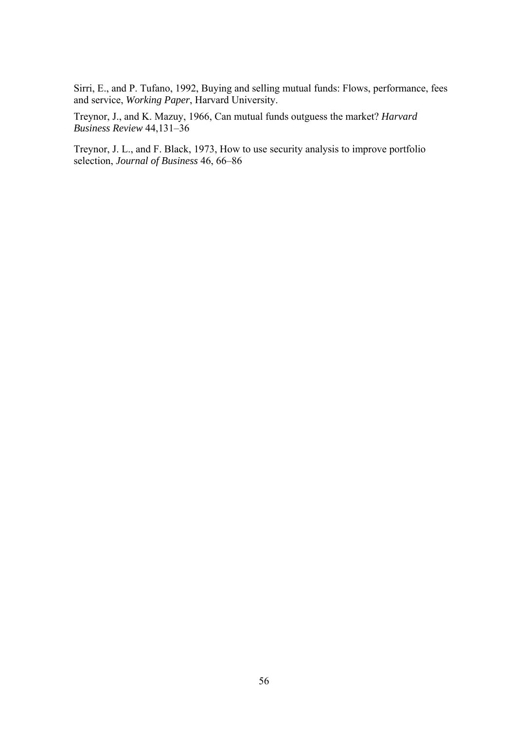Sirri, E., and P. Tufano, 1992, Buying and selling mutual funds: Flows, performance, fees and service, *Working Paper*, Harvard University.

Treynor, J., and K. Mazuy, 1966, Can mutual funds outguess the market? *Harvard Business Review* 44,131–36

Treynor, J. L., and F. Black, 1973, How to use security analysis to improve portfolio selection, *Journal of Business* 46, 66–86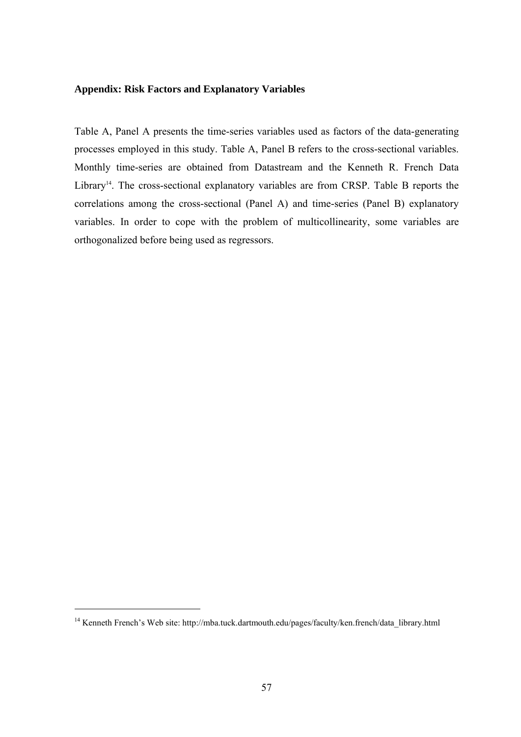## Appendix: Risk Factors and Explanatory Variables

Table A, Panel A presents the time-series variables used as factors of the data-generating processes employed in this study. Table A, Panel B refers to the cross-sectional variables. Monthly time-series are obtained from Datastream and the Kenneth R. French Data Library[14]. The cross-sectional explanatory variables are from CRSP. Table B reports the correlations among the cross-sectional (Panel A) and time-series (Panel B) explanatory variables. In order to cope with the problem of multicollinearity, some variables are orthogonalized before being used as regressors.

[14] Kenneth French's Web site: http://mba.tuck.dartmouth.edu/pages/faculty/ken.french/data_library.html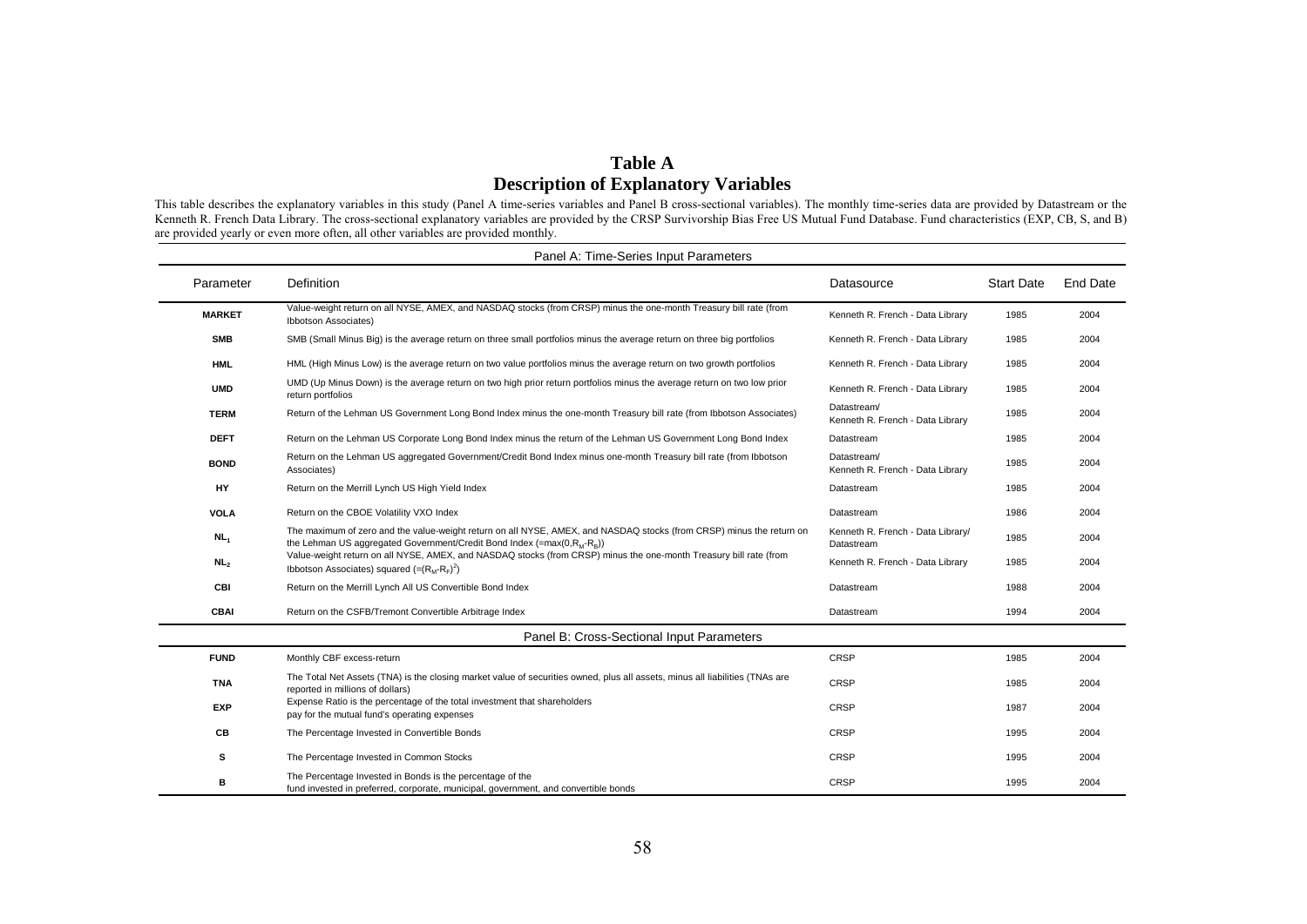# Table A
## Description of Explanatory Variables

This table describes the explanatory variables in this study (Panel A time-series variables and Panel B cross-sectional variables). The monthly time-series data are provided by Datastream or the Kenneth R. French Data Library. The cross-sectional explanatory variables are provided by the CRSP Survivorship Bias Free US Mutual Fund Database. Fund characteristics (EXP, CB, S, and B) are provided yearly or even more often, all other variables are provided monthly.

| Parameter | Definition | Datasource | Start Date | End Date |
|---|---|---|---|---|
| **Panel A: Time-Series Input Parameters** | | | | |
| **MARKET** | Value-weight return on all NYSE, AMEX, and NASDAQ stocks (from CRSP) minus the one-month Treasury bill rate (from Ibbotson Associates) | Kenneth R. French - Data Library | 1985 | 2004 |
| **SMB** | SMB (Small Minus Big) is the average return on three small portfolios minus the average return on three big portfolios | Kenneth R. French - Data Library | 1985 | 2004 |
| **HML** | HML (High Minus Low) is the average return on two value portfolios minus the average return on two growth portfolios | Kenneth R. French - Data Library | 1985 | 2004 |
| **UMD** | UMD (Up Minus Down) is the average return on two high prior return portfolios minus the average return on two low prior return portfolios | Kenneth R. French - Data Library | 1985 | 2004 |
| **TERM** | Return of the Lehman US Government Long Bond Index minus the one-month Treasury bill rate (from Ibbotson Associates) | Datastream/ Kenneth R. French - Data Library | 1985 | 2004 |
| **DEFT** | Return on the Lehman US Corporate Long Bond Index minus the return of the Lehman US Government Long Bond Index | Datastream | 1985 | 2004 |
| **BOND** | Return on the Lehman US aggregated Government/Credit Bond Index minus one-month Treasury bill rate (from Ibbotson Associates) | Datastream/ Kenneth R. French - Data Library | 1985 | 2004 |
| **HY** | Return on the Merrill Lynch US High Yield Index | Datastream | 1985 | 2004 |
| **VOLA** | Return on the CBOE Volatility VXO Index | Datastream | 1986 | 2004 |
| **$NL_1$** | The maximum of zero and the value-weight return on all NYSE, AMEX, and NASDAQ stocks (from CRSP) minus the return on the Lehman US aggregated Government/Credit Bond Index (=$\max(0,R_M-R_B)$) | Kenneth R. French - Data Library/ Datastream | 1985 | 2004 |
| **$NL_2$** | Value-weight return on all NYSE, AMEX, and NASDAQ stocks (from CRSP) minus the one-month Treasury bill rate (from Ibbotson Associates) squared (=$(R_M-R_F)^2$) | Kenneth R. French - Data Library | 1985 | 2004 |
| **CBI** | Return on the Merrill Lynch All US Convertible Bond Index | Datastream | 1988 | 2004 |
| **CBAI** | Return on the CSFB/Tremont Convertible Arbitrage Index | Datastream | 1994 | 2004 |
| **Panel B: Cross-Sectional Input Parameters** | | | | |
| **FUND** | Monthly CBF excess-return | CRSP | 1985 | 2004 |
| **TNA** | The Total Net Assets (TNA) is the closing market value of securities owned, plus all assets, minus all liabilities (TNAs are reported in millions of dollars) | CRSP | 1985 | 2004 |
| **EXP** | Expense Ratio is the percentage of the total investment that shareholders pay for the mutual fund's operating expenses | CRSP | 1987 | 2004 |
| **CB** | The Percentage Invested in Convertible Bonds | CRSP | 1995 | 2004 |
| **S** | The Percentage Invested in Common Stocks | CRSP | 1995 | 2004 |
| **B** | The Percentage Invested in Bonds is the percentage of the fund invested in preferred, corporate, municipal, government, and convertible bonds | CRSP | 1995 | 2004 |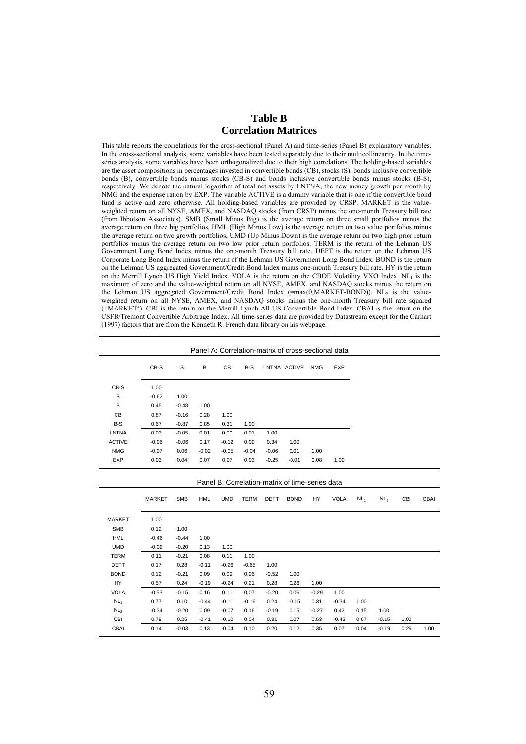# Table B
## Correlation Matrices

This table reports the correlations for the cross-sectional (Panel A) and time-series (Panel B) explanatory variables. In the cross-sectional analysis, some variables have been tested separately due to their multicollinearity. In the time-series analysis, some variables have been orthogonalized due to their high correlations. The holding-based variables are the asset compositions in percentages invested in convertible bonds (CB), stocks (S), bonds inclusive convertible bonds (B), convertible bonds minus stocks (CB-S) and bonds inclusive convertible bonds minus stocks (B-S), respectively. We denote the natural logarithm of total net assets by LNTNA, the new money growth per month by NMG and the expense ration by EXP. The variable ACTIVE is a dummy variable that is one if the convertible bond fund is active and zero otherwise. All holding-based variables are provided by CRSP. MARKET is the value-weighted return on all NYSE, AMEX, and NASDAQ stocks (from CRSP) minus the one-month Treasury bill rate (from Ibbotson Associates), SMB (Small Minus Big) is the average return on three small portfolios minus the average return on three big portfolios, HML (High Minus Low) is the average return on two value portfolios minus the average return on two growth portfolios, UMD (Up Minus Down) is the average return on two high prior return portfolios minus the average return on two low prior return portfolios. TERM is the return of the Lehman US Government Long Bond Index minus the one-month Treasury bill rate. DEFT is the return on the Lehman US Corporate Long Bond Index minus the return of the Lehman US Government Long Bond Index. BOND is the return on the Lehman US aggregated Government/Credit Bond Index minus one-month Treasury bill rate. HY is the return on the Merrill Lynch US High Yield Index. VOLA is the return on the CBOE Volatility VXO Index. $NL_1$ is the maximum of zero and the value-weighted return on all NYSE, AMEX, and NASDAQ stocks minus the return on the Lehman US aggregated Government/Credit Bond Index (=max(0,MARKET-BOND)). $NL_2$ is the value-weighted return on all NYSE, AMEX, and NASDAQ stocks minus the one-month Treasury bill rate squared (=$MARKET^2$). CBI is the return on the Merrill Lynch All US Convertible Bond Index. CBAI is the return on the CSFB/Tremont Convertible Arbitrage Index. All time-series data are provided by Datastream except for the Carhart (1997) factors that are from the Kenneth R. French data library on his webpage.

Panel A: Correlation-matrix of cross-sectional data

| | CB-S | S | B | CB | B-S | LNTNA | ACTIVE | NMG | EXP |
|---|---|---|---|---|---|---|---|---|---|
| CB-S | 1.00 | | | | | | | | |
| S | -0.62 | 1.00 | | | | | | | |
| B | 0.45 | -0.48 | 1.00 | | | | | | |
| CB | 0.87 | -0.16 | 0.28 | 1.00 | | | | | |
| B-S | 0.67 | -0.87 | 0.85 | 0.31 | 1.00 | | | | |
| LNTNA | 0.03 | -0.05 | 0.01 | 0.00 | 0.01 | 1.00 | | | |
| ACTIVE | -0.06 | -0.06 | 0.17 | -0.12 | 0.09 | 0.34 | 1.00 | | |
| NMG | -0.07 | 0.06 | -0.02 | -0.05 | -0.04 | -0.06 | 0.01 | 1.00 | |
| EXP | 0.03 | 0.04 | 0.07 | 0.07 | 0.03 | -0.25 | -0.01 | 0.08 | 1.00 |

Panel B: Correlation-matrix of time-series data

| | MARKET | SMB | HML | UMD | TERM | DEFT | BOND | HY | VOLA | $NL_1$ | $NL_2$ | CBI | CBAI |
|---|---|---|---|---|---|---|---|---|---|---|---|---|---|
| MARKET | 1.00 | | | | | | | | | | | | |
| SMB | 0.12 | 1.00 | | | | | | | | | | | |
| HML | -0.46 | -0.44 | 1.00 | | | | | | | | | | |
| UMD | -0.09 | -0.20 | 0.13 | 1.00 | | | | | | | | | |
| TERM | 0.11 | -0.21 | 0.08 | 0.11 | 1.00 | | | | | | | | |
| DEFT | 0.17 | 0.28 | -0.11 | -0.26 | -0.65 | 1.00 | | | | | | | |
| BOND | 0.12 | -0.21 | 0.09 | 0.09 | 0.96 | -0.52 | 1.00 | | | | | | |
| HY | 0.57 | 0.24 | -0.19 | -0.24 | 0.21 | 0.28 | 0.26 | 1.00 | | | | | |
| VOLA | -0.53 | -0.15 | 0.16 | 0.11 | 0.07 | -0.20 | 0.06 | -0.29 | 1.00 | | | | |
| $NL_1$ | 0.77 | 0.10 | -0.44 | -0.11 | -0.16 | 0.24 | -0.15 | 0.31 | -0.34 | 1.00 | | | |
| $NL_2$ | -0.34 | -0.20 | 0.09 | -0.07 | 0.16 | -0.19 | 0.15 | -0.27 | 0.42 | 0.15 | 1.00 | | |
| CBI | 0.78 | 0.25 | -0.41 | -0.10 | 0.04 | 0.31 | 0.07 | 0.53 | -0.43 | 0.67 | -0.15 | 1.00 | |
| CBAI | 0.14 | -0.03 | 0.13 | -0.04 | 0.10 | 0.20 | 0.12 | 0.35 | 0.07 | 0.04 | -0.19 | 0.29 | 1.00 |